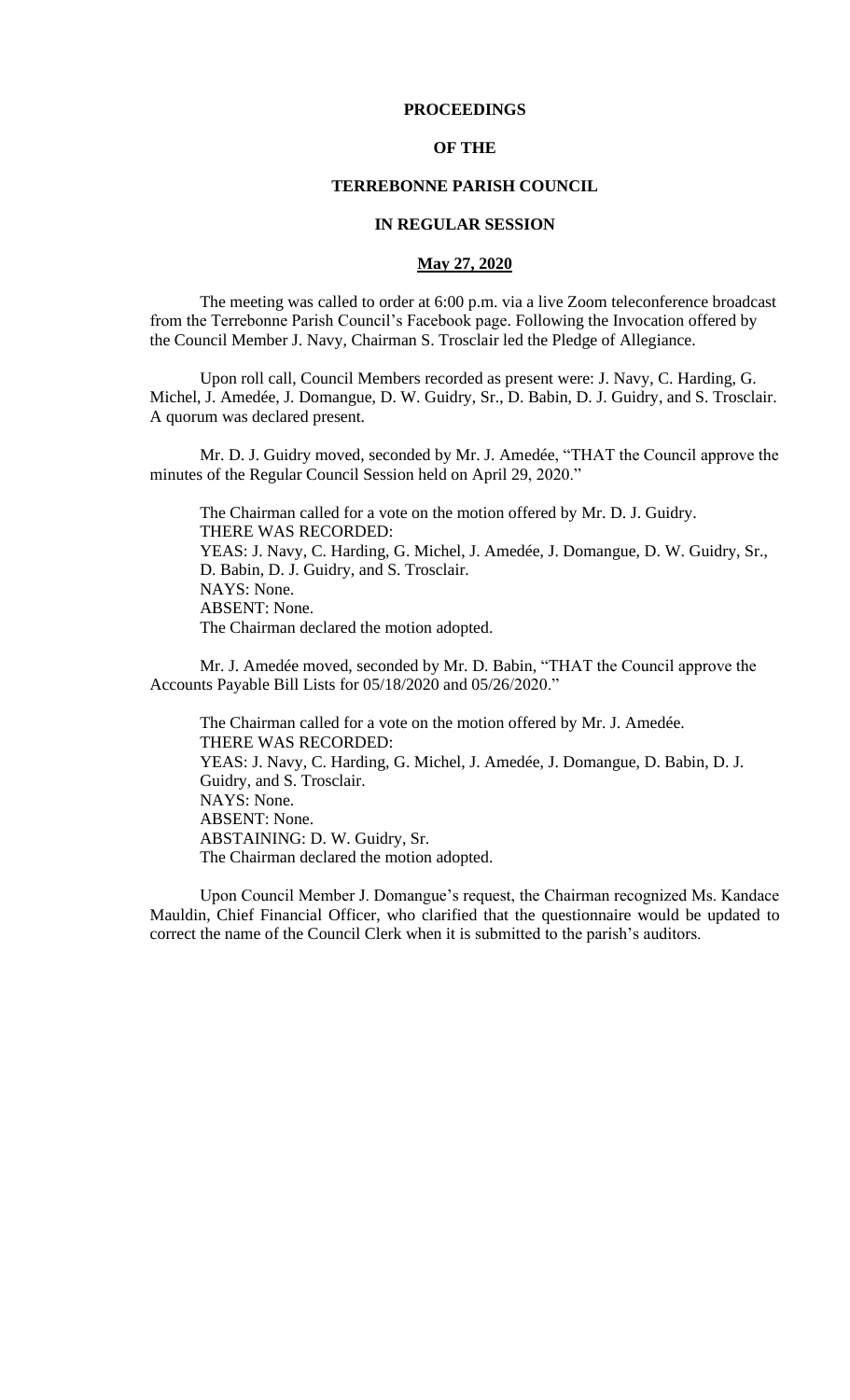# PROCEEDINGS

# OF THE

# TERREBONNE PARISH COUNCIL

# IN REGULAR SESSION

## May 27, 2020

The meeting was called to order at 6:00 p.m. via a live Zoom teleconference broadcast from the Terrebonne Parish Council's Facebook page. Following the Invocation offered by the Council Member J. Navy, Chairman S. Trosclair led the Pledge of Allegiance.

Upon roll call, Council Members recorded as present were: J. Navy, C. Harding, G. Michel, J. Amedée, J. Domangue, D. W. Guidry, Sr., D. Babin, D. J. Guidry, and S. Trosclair. A quorum was declared present.

Mr. D. J. Guidry moved, seconded by Mr. J. Amedée, "THAT the Council approve the minutes of the Regular Council Session held on April 29, 2020."

The Chairman called for a vote on the motion offered by Mr. D. J. Guidry.
THERE WAS RECORDED:
YEAS: J. Navy, C. Harding, G. Michel, J. Amedée, J. Domangue, D. W. Guidry, Sr., D. Babin, D. J. Guidry, and S. Trosclair.
NAYS: None.
ABSENT: None.
The Chairman declared the motion adopted.

Mr. J. Amedée moved, seconded by Mr. D. Babin, "THAT the Council approve the Accounts Payable Bill Lists for 05/18/2020 and 05/26/2020."

The Chairman called for a vote on the motion offered by Mr. J. Amedée.
THERE WAS RECORDED:
YEAS: J. Navy, C. Harding, G. Michel, J. Amedée, J. Domangue, D. Babin, D. J. Guidry, and S. Trosclair.
NAYS: None.
ABSENT: None.
ABSTAINING: D. W. Guidry, Sr.
The Chairman declared the motion adopted.

Upon Council Member J. Domangue's request, the Chairman recognized Ms. Kandace Mauldin, Chief Financial Officer, who clarified that the questionnaire would be updated to correct the name of the Council Clerk when it is submitted to the parish's auditors.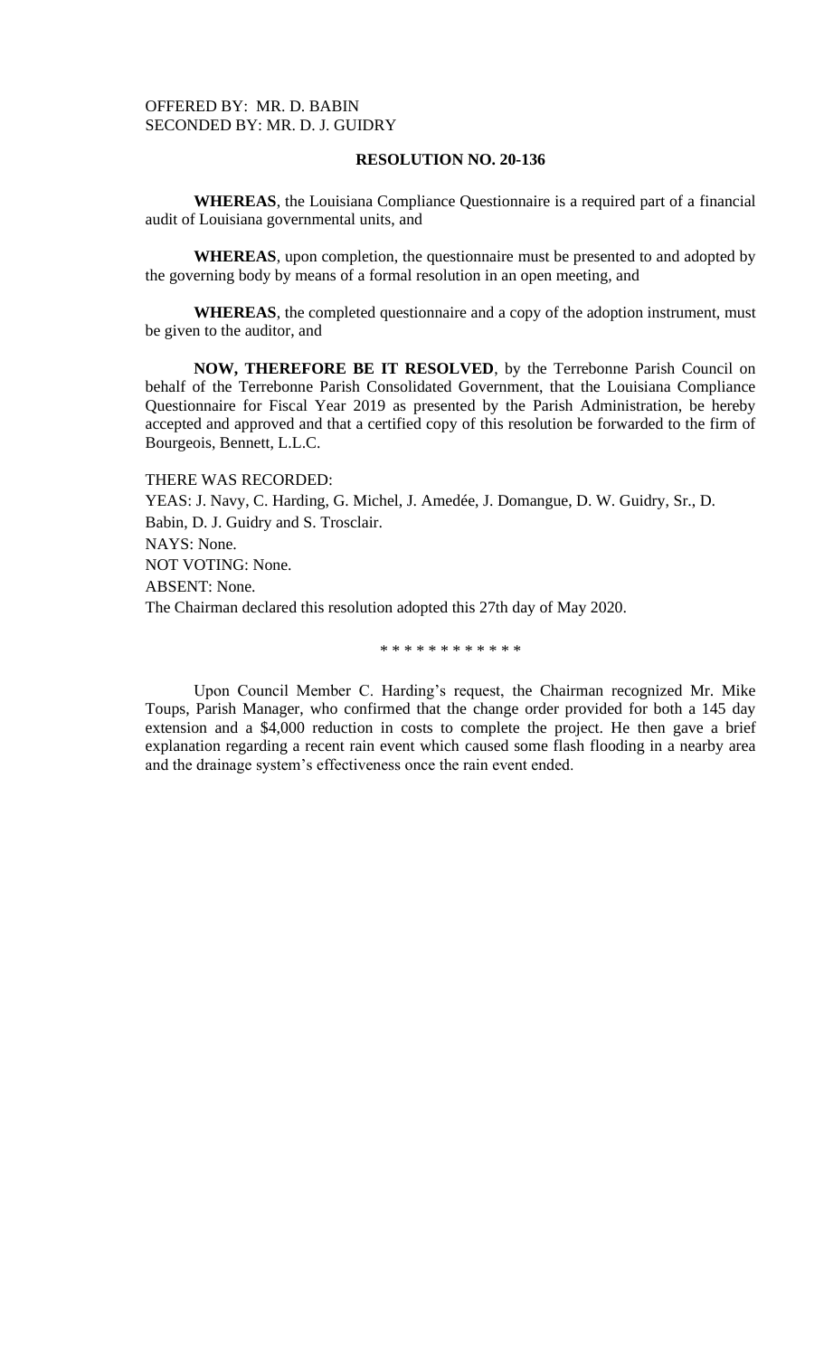OFFERED BY: MR. D. BABIN
SECONDED BY: MR. D. J. GUIDRY

**RESOLUTION NO. 20-136**

**WHEREAS**, the Louisiana Compliance Questionnaire is a required part of a financial audit of Louisiana governmental units, and

**WHEREAS**, upon completion, the questionnaire must be presented to and adopted by the governing body by means of a formal resolution in an open meeting, and

**WHEREAS**, the completed questionnaire and a copy of the adoption instrument, must be given to the auditor, and

**NOW, THEREFORE BE IT RESOLVED**, by the Terrebonne Parish Council on behalf of the Terrebonne Parish Consolidated Government, that the Louisiana Compliance Questionnaire for Fiscal Year 2019 as presented by the Parish Administration, be hereby accepted and approved and that a certified copy of this resolution be forwarded to the firm of Bourgeois, Bennett, L.L.C.

THERE WAS RECORDED:
YEAS: J. Navy, C. Harding, G. Michel, J. Amedée, J. Domangue, D. W. Guidry, Sr., D. Babin, D. J. Guidry and S. Trosclair.
NAYS: None.
NOT VOTING: None.
ABSENT: None.
The Chairman declared this resolution adopted this 27th day of May 2020.

\* \* \* \* \* \* \* \* \* \* \* \*

Upon Council Member C. Harding's request, the Chairman recognized Mr. Mike Toups, Parish Manager, who confirmed that the change order provided for both a 145 day extension and a $4,000 reduction in costs to complete the project. He then gave a brief explanation regarding a recent rain event which caused some flash flooding in a nearby area and the drainage system's effectiveness once the rain event ended.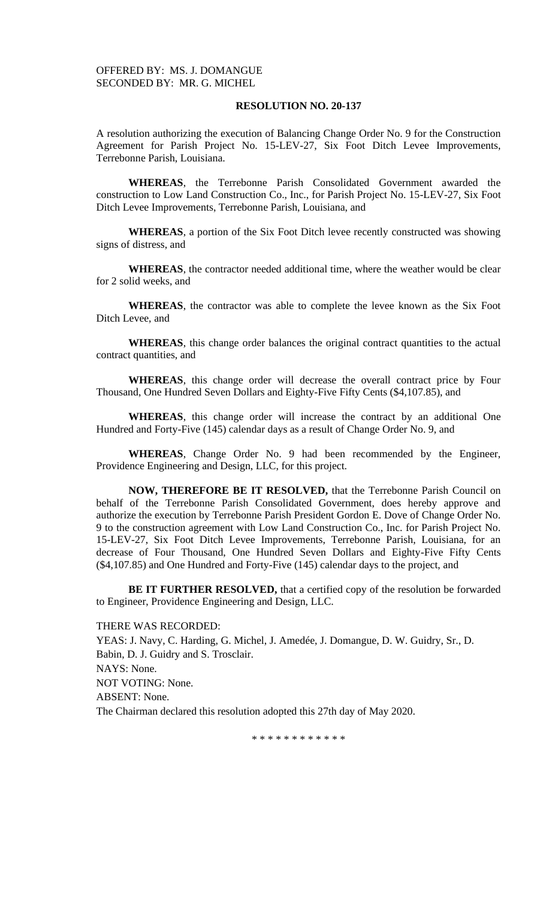OFFERED BY: MS. J. DOMANGUE
SECONDED BY: MR. G. MICHEL

**RESOLUTION NO. 20-137**

A resolution authorizing the execution of Balancing Change Order No. 9 for the Construction Agreement for Parish Project No. 15-LEV-27, Six Foot Ditch Levee Improvements, Terrebonne Parish, Louisiana.

**WHEREAS**, the Terrebonne Parish Consolidated Government awarded the construction to Low Land Construction Co., Inc., for Parish Project No. 15-LEV-27, Six Foot Ditch Levee Improvements, Terrebonne Parish, Louisiana, and

**WHEREAS**, a portion of the Six Foot Ditch levee recently constructed was showing signs of distress, and

**WHEREAS**, the contractor needed additional time, where the weather would be clear for 2 solid weeks, and

**WHEREAS**, the contractor was able to complete the levee known as the Six Foot Ditch Levee, and

**WHEREAS**, this change order balances the original contract quantities to the actual contract quantities, and

**WHEREAS**, this change order will decrease the overall contract price by Four Thousand, One Hundred Seven Dollars and Eighty-Five Fifty Cents ($4,107.85), and

**WHEREAS**, this change order will increase the contract by an additional One Hundred and Forty-Five (145) calendar days as a result of Change Order No. 9, and

**WHEREAS**, Change Order No. 9 had been recommended by the Engineer, Providence Engineering and Design, LLC, for this project.

**NOW, THEREFORE BE IT RESOLVED,** that the Terrebonne Parish Council on behalf of the Terrebonne Parish Consolidated Government, does hereby approve and authorize the execution by Terrebonne Parish President Gordon E. Dove of Change Order No. 9 to the construction agreement with Low Land Construction Co., Inc. for Parish Project No. 15-LEV-27, Six Foot Ditch Levee Improvements, Terrebonne Parish, Louisiana, for an decrease of Four Thousand, One Hundred Seven Dollars and Eighty-Five Fifty Cents ($4,107.85) and One Hundred and Forty-Five (145) calendar days to the project, and

**BE IT FURTHER RESOLVED,** that a certified copy of the resolution be forwarded to Engineer, Providence Engineering and Design, LLC.

THERE WAS RECORDED:
YEAS: J. Navy, C. Harding, G. Michel, J. Amedée, J. Domangue, D. W. Guidry, Sr., D. Babin, D. J. Guidry and S. Trosclair.
NAYS: None.
NOT VOTING: None.
ABSENT: None.
The Chairman declared this resolution adopted this 27th day of May 2020.

\* \* \* \* \* \* \* \* \* \* \* \*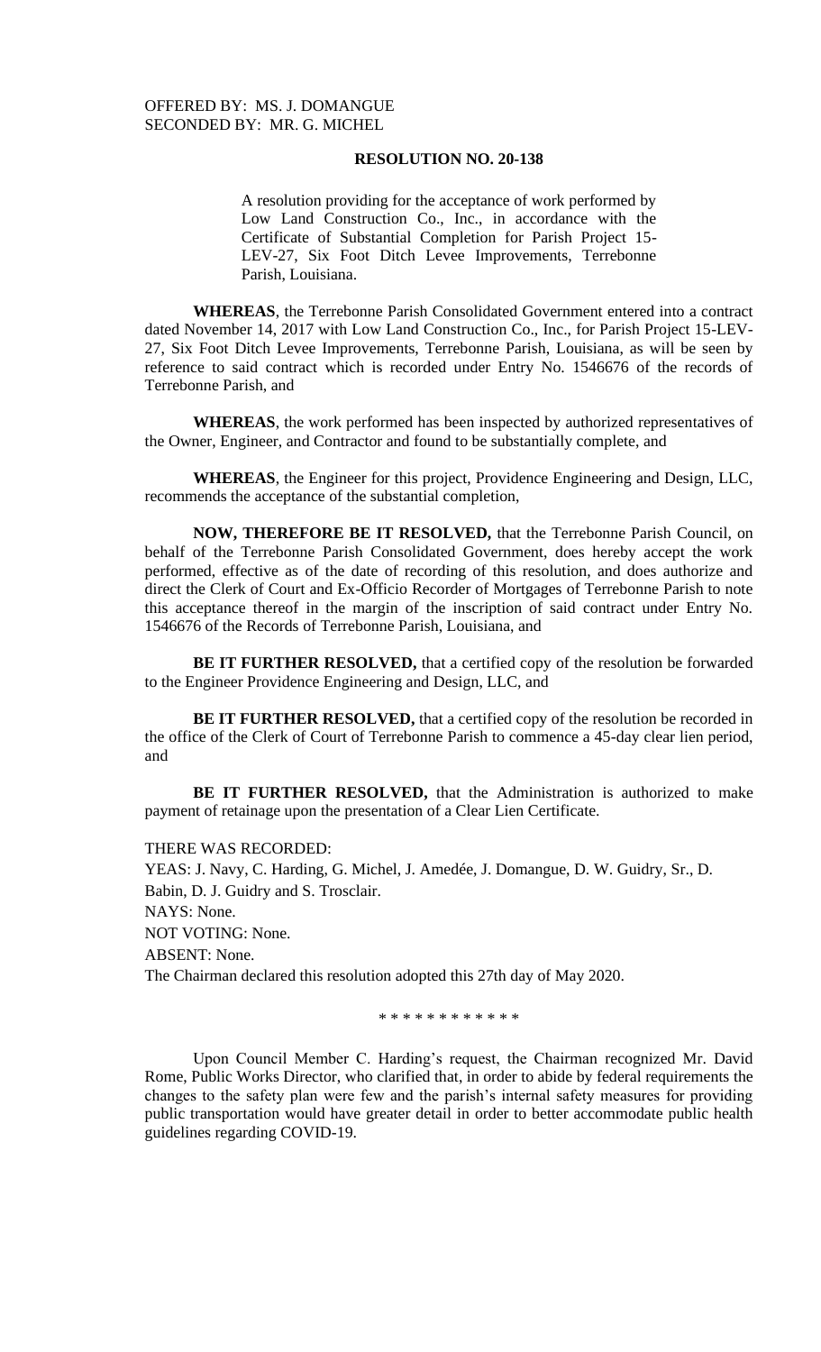OFFERED BY: MS. J. DOMANGUE
SECONDED BY: MR. G. MICHEL

**RESOLUTION NO. 20-138**

A resolution providing for the acceptance of work performed by Low Land Construction Co., Inc., in accordance with the Certificate of Substantial Completion for Parish Project 15-LEV-27, Six Foot Ditch Levee Improvements, Terrebonne Parish, Louisiana.

**WHEREAS**, the Terrebonne Parish Consolidated Government entered into a contract dated November 14, 2017 with Low Land Construction Co., Inc., for Parish Project 15-LEV-27, Six Foot Ditch Levee Improvements, Terrebonne Parish, Louisiana, as will be seen by reference to said contract which is recorded under Entry No. 1546676 of the records of Terrebonne Parish, and

**WHEREAS**, the work performed has been inspected by authorized representatives of the Owner, Engineer, and Contractor and found to be substantially complete, and

**WHEREAS**, the Engineer for this project, Providence Engineering and Design, LLC, recommends the acceptance of the substantial completion,

**NOW, THEREFORE BE IT RESOLVED,** that the Terrebonne Parish Council, on behalf of the Terrebonne Parish Consolidated Government, does hereby accept the work performed, effective as of the date of recording of this resolution, and does authorize and direct the Clerk of Court and Ex-Officio Recorder of Mortgages of Terrebonne Parish to note this acceptance thereof in the margin of the inscription of said contract under Entry No. 1546676 of the Records of Terrebonne Parish, Louisiana, and

**BE IT FURTHER RESOLVED,** that a certified copy of the resolution be forwarded to the Engineer Providence Engineering and Design, LLC, and

**BE IT FURTHER RESOLVED,** that a certified copy of the resolution be recorded in the office of the Clerk of Court of Terrebonne Parish to commence a 45-day clear lien period, and

**BE IT FURTHER RESOLVED,** that the Administration is authorized to make payment of retainage upon the presentation of a Clear Lien Certificate.

THERE WAS RECORDED:
YEAS: J. Navy, C. Harding, G. Michel, J. Amedée, J. Domangue, D. W. Guidry, Sr., D. Babin, D. J. Guidry and S. Trosclair.
NAYS: None.
NOT VOTING: None.
ABSENT: None.
The Chairman declared this resolution adopted this 27th day of May 2020.

\* \* \* \* \* \* \* \* \* \* \* \*

Upon Council Member C. Harding's request, the Chairman recognized Mr. David Rome, Public Works Director, who clarified that, in order to abide by federal requirements the changes to the safety plan were few and the parish's internal safety measures for providing public transportation would have greater detail in order to better accommodate public health guidelines regarding COVID-19.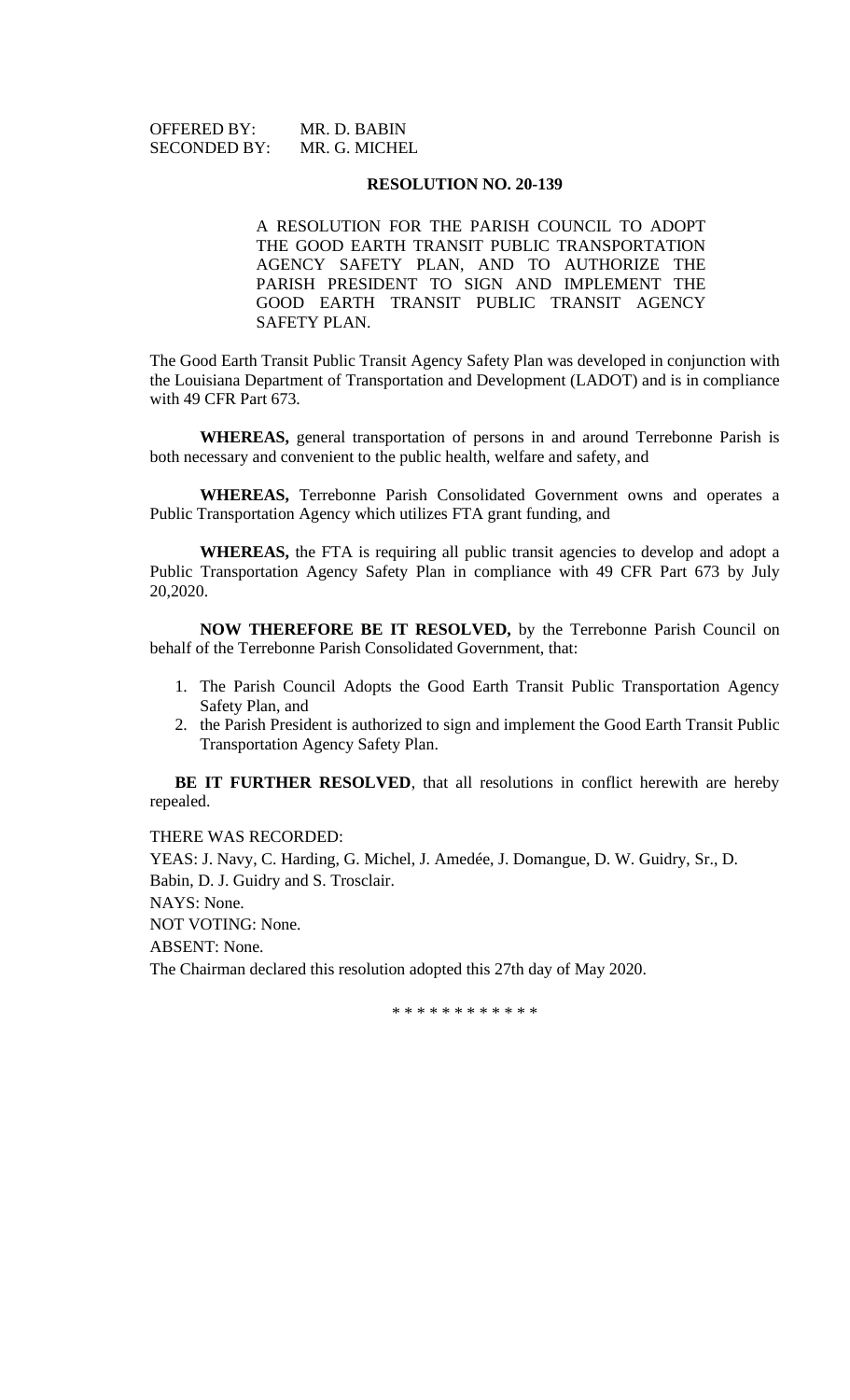OFFERED BY: MR. D. BABIN
SECONDED BY: MR. G. MICHEL

**RESOLUTION NO. 20-139**

A RESOLUTION FOR THE PARISH COUNCIL TO ADOPT THE GOOD EARTH TRANSIT PUBLIC TRANSPORTATION AGENCY SAFETY PLAN, AND TO AUTHORIZE THE PARISH PRESIDENT TO SIGN AND IMPLEMENT THE GOOD EARTH TRANSIT PUBLIC TRANSIT AGENCY SAFETY PLAN.

The Good Earth Transit Public Transit Agency Safety Plan was developed in conjunction with the Louisiana Department of Transportation and Development (LADOT) and is in compliance with 49 CFR Part 673.

**WHEREAS,** general transportation of persons in and around Terrebonne Parish is both necessary and convenient to the public health, welfare and safety, and

**WHEREAS,** Terrebonne Parish Consolidated Government owns and operates a Public Transportation Agency which utilizes FTA grant funding, and

**WHEREAS,** the FTA is requiring all public transit agencies to develop and adopt a Public Transportation Agency Safety Plan in compliance with 49 CFR Part 673 by July 20,2020.

**NOW THEREFORE BE IT RESOLVED,** by the Terrebonne Parish Council on behalf of the Terrebonne Parish Consolidated Government, that:

1. The Parish Council Adopts the Good Earth Transit Public Transportation Agency Safety Plan, and
2. the Parish President is authorized to sign and implement the Good Earth Transit Public Transportation Agency Safety Plan.

**BE IT FURTHER RESOLVED**, that all resolutions in conflict herewith are hereby repealed.

THERE WAS RECORDED:
YEAS: J. Navy, C. Harding, G. Michel, J. Amedée, J. Domangue, D. W. Guidry, Sr., D. Babin, D. J. Guidry and S. Trosclair.
NAYS: None.
NOT VOTING: None.
ABSENT: None.
The Chairman declared this resolution adopted this 27th day of May 2020.

\* \* \* \* \* \* \* \* \* \* \* \*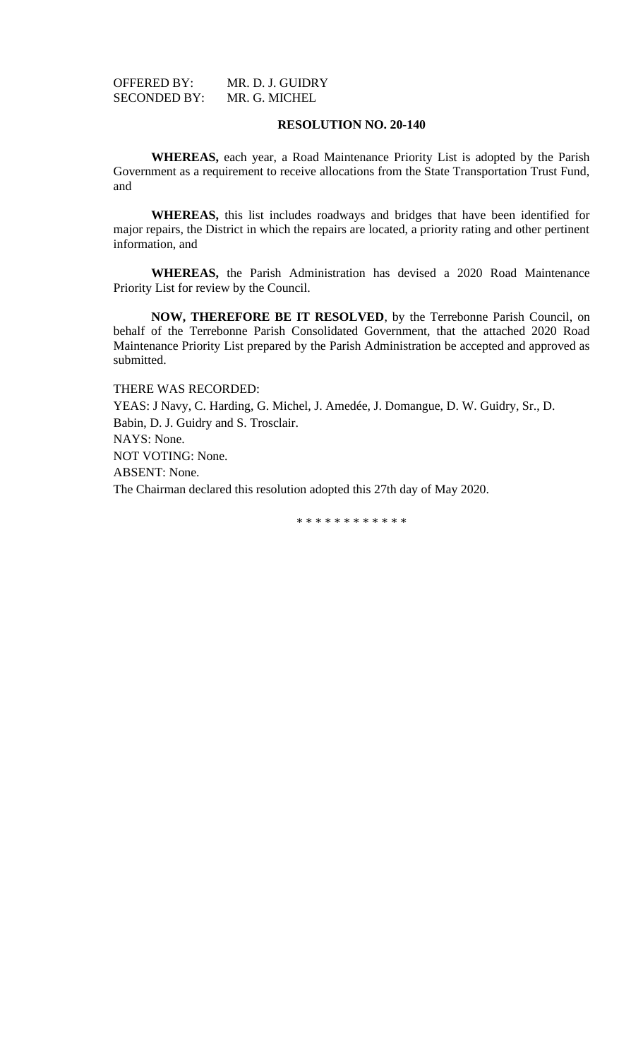OFFERED BY: MR. D. J. GUIDRY
SECONDED BY: MR. G. MICHEL

**RESOLUTION NO. 20-140**

**WHEREAS,** each year, a Road Maintenance Priority List is adopted by the Parish Government as a requirement to receive allocations from the State Transportation Trust Fund, and

**WHEREAS,** this list includes roadways and bridges that have been identified for major repairs, the District in which the repairs are located, a priority rating and other pertinent information, and

**WHEREAS,** the Parish Administration has devised a 2020 Road Maintenance Priority List for review by the Council.

**NOW, THEREFORE BE IT RESOLVED**, by the Terrebonne Parish Council, on behalf of the Terrebonne Parish Consolidated Government, that the attached 2020 Road Maintenance Priority List prepared by the Parish Administration be accepted and approved as submitted.

THERE WAS RECORDED:
YEAS: J Navy, C. Harding, G. Michel, J. Amedée, J. Domangue, D. W. Guidry, Sr., D. Babin, D. J. Guidry and S. Trosclair.
NAYS: None.
NOT VOTING: None.
ABSENT: None.
The Chairman declared this resolution adopted this 27th day of May 2020.

* * * * * * * * * * * *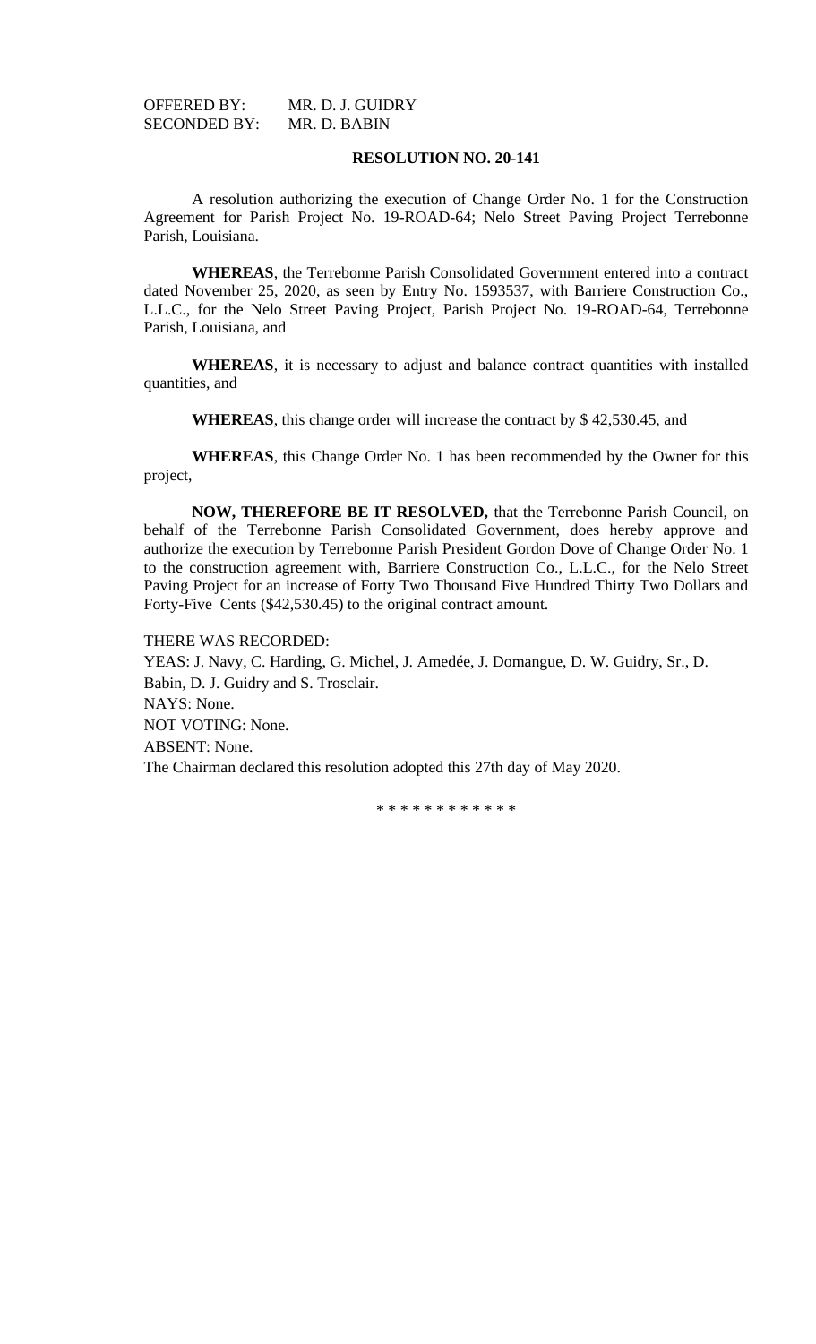OFFERED BY: MR. D. J. GUIDRY
SECONDED BY: MR. D. BABIN

**RESOLUTION NO. 20-141**

A resolution authorizing the execution of Change Order No. 1 for the Construction Agreement for Parish Project No. 19-ROAD-64; Nelo Street Paving Project Terrebonne Parish, Louisiana.

**WHEREAS**, the Terrebonne Parish Consolidated Government entered into a contract dated November 25, 2020, as seen by Entry No. 1593537, with Barriere Construction Co., L.L.C., for the Nelo Street Paving Project, Parish Project No. 19-ROAD-64, Terrebonne Parish, Louisiana, and

**WHEREAS**, it is necessary to adjust and balance contract quantities with installed quantities, and

**WHEREAS**, this change order will increase the contract by $ 42,530.45, and

**WHEREAS**, this Change Order No. 1 has been recommended by the Owner for this project,

**NOW, THEREFORE BE IT RESOLVED,** that the Terrebonne Parish Council, on behalf of the Terrebonne Parish Consolidated Government, does hereby approve and authorize the execution by Terrebonne Parish President Gordon Dove of Change Order No. 1 to the construction agreement with, Barriere Construction Co., L.L.C., for the Nelo Street Paving Project for an increase of Forty Two Thousand Five Hundred Thirty Two Dollars and Forty-Five Cents ($42,530.45) to the original contract amount.

THERE WAS RECORDED:
YEAS: J. Navy, C. Harding, G. Michel, J. Amedée, J. Domangue, D. W. Guidry, Sr., D. Babin, D. J. Guidry and S. Trosclair.
NAYS: None.
NOT VOTING: None.
ABSENT: None.
The Chairman declared this resolution adopted this 27th day of May 2020.

* * * * * * * * * * * *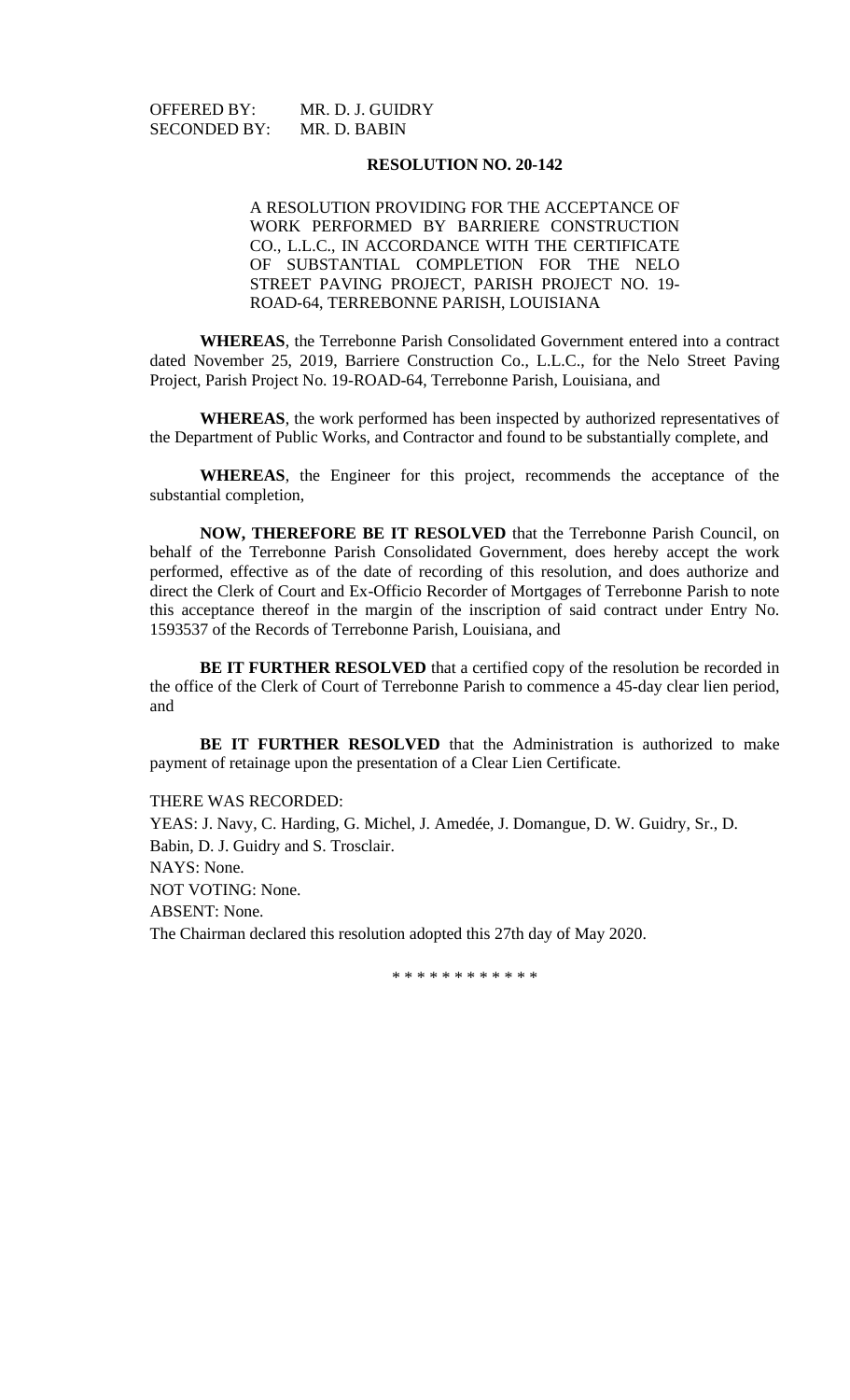OFFERED BY: MR. D. J. GUIDRY
SECONDED BY: MR. D. BABIN

**RESOLUTION NO. 20-142**

A RESOLUTION PROVIDING FOR THE ACCEPTANCE OF WORK PERFORMED BY BARRIERE CONSTRUCTION CO., L.L.C., IN ACCORDANCE WITH THE CERTIFICATE OF SUBSTANTIAL COMPLETION FOR THE NELO STREET PAVING PROJECT, PARISH PROJECT NO. 19-ROAD-64, TERREBONNE PARISH, LOUISIANA

**WHEREAS**, the Terrebonne Parish Consolidated Government entered into a contract dated November 25, 2019, Barriere Construction Co., L.L.C., for the Nelo Street Paving Project, Parish Project No. 19-ROAD-64, Terrebonne Parish, Louisiana, and

**WHEREAS**, the work performed has been inspected by authorized representatives of the Department of Public Works, and Contractor and found to be substantially complete, and

**WHEREAS**, the Engineer for this project, recommends the acceptance of the substantial completion,

**NOW, THEREFORE BE IT RESOLVED** that the Terrebonne Parish Council, on behalf of the Terrebonne Parish Consolidated Government, does hereby accept the work performed, effective as of the date of recording of this resolution, and does authorize and direct the Clerk of Court and Ex-Officio Recorder of Mortgages of Terrebonne Parish to note this acceptance thereof in the margin of the inscription of said contract under Entry No. 1593537 of the Records of Terrebonne Parish, Louisiana, and

**BE IT FURTHER RESOLVED** that a certified copy of the resolution be recorded in the office of the Clerk of Court of Terrebonne Parish to commence a 45-day clear lien period, and

**BE IT FURTHER RESOLVED** that the Administration is authorized to make payment of retainage upon the presentation of a Clear Lien Certificate.

THERE WAS RECORDED:
YEAS: J. Navy, C. Harding, G. Michel, J. Amedée, J. Domangue, D. W. Guidry, Sr., D. Babin, D. J. Guidry and S. Trosclair.
NAYS: None.
NOT VOTING: None.
ABSENT: None.
The Chairman declared this resolution adopted this 27th day of May 2020.

\* \* \* \* \* \* \* \* \* \* \* \*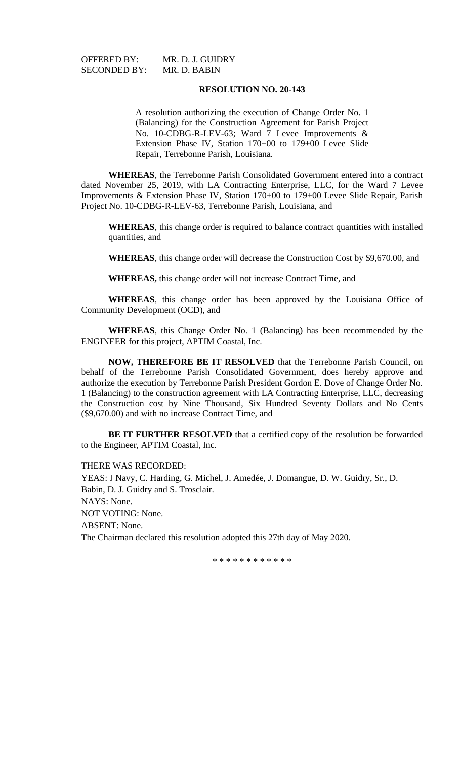OFFERED BY: MR. D. J. GUIDRY
SECONDED BY: MR. D. BABIN

**RESOLUTION NO. 20-143**

A resolution authorizing the execution of Change Order No. 1 (Balancing) for the Construction Agreement for Parish Project No. 10-CDBG-R-LEV-63; Ward 7 Levee Improvements & Extension Phase IV, Station 170+00 to 179+00 Levee Slide Repair, Terrebonne Parish, Louisiana.

**WHEREAS**, the Terrebonne Parish Consolidated Government entered into a contract dated November 25, 2019, with LA Contracting Enterprise, LLC, for the Ward 7 Levee Improvements & Extension Phase IV, Station 170+00 to 179+00 Levee Slide Repair, Parish Project No. 10-CDBG-R-LEV-63, Terrebonne Parish, Louisiana, and

**WHEREAS**, this change order is required to balance contract quantities with installed quantities, and

**WHEREAS**, this change order will decrease the Construction Cost by $9,670.00, and

**WHEREAS,** this change order will not increase Contract Time, and

**WHEREAS**, this change order has been approved by the Louisiana Office of Community Development (OCD), and

**WHEREAS**, this Change Order No. 1 (Balancing) has been recommended by the ENGINEER for this project, APTIM Coastal, Inc.

**NOW, THEREFORE BE IT RESOLVED** that the Terrebonne Parish Council, on behalf of the Terrebonne Parish Consolidated Government, does hereby approve and authorize the execution by Terrebonne Parish President Gordon E. Dove of Change Order No. 1 (Balancing) to the construction agreement with LA Contracting Enterprise, LLC, decreasing the Construction cost by Nine Thousand, Six Hundred Seventy Dollars and No Cents ($9,670.00) and with no increase Contract Time, and

**BE IT FURTHER RESOLVED** that a certified copy of the resolution be forwarded to the Engineer, APTIM Coastal, Inc.

THERE WAS RECORDED:
YEAS: J Navy, C. Harding, G. Michel, J. Amedée, J. Domangue, D. W. Guidry, Sr., D. Babin, D. J. Guidry and S. Trosclair.
NAYS: None.
NOT VOTING: None.
ABSENT: None.
The Chairman declared this resolution adopted this 27th day of May 2020.

* * * * * * * * * * * *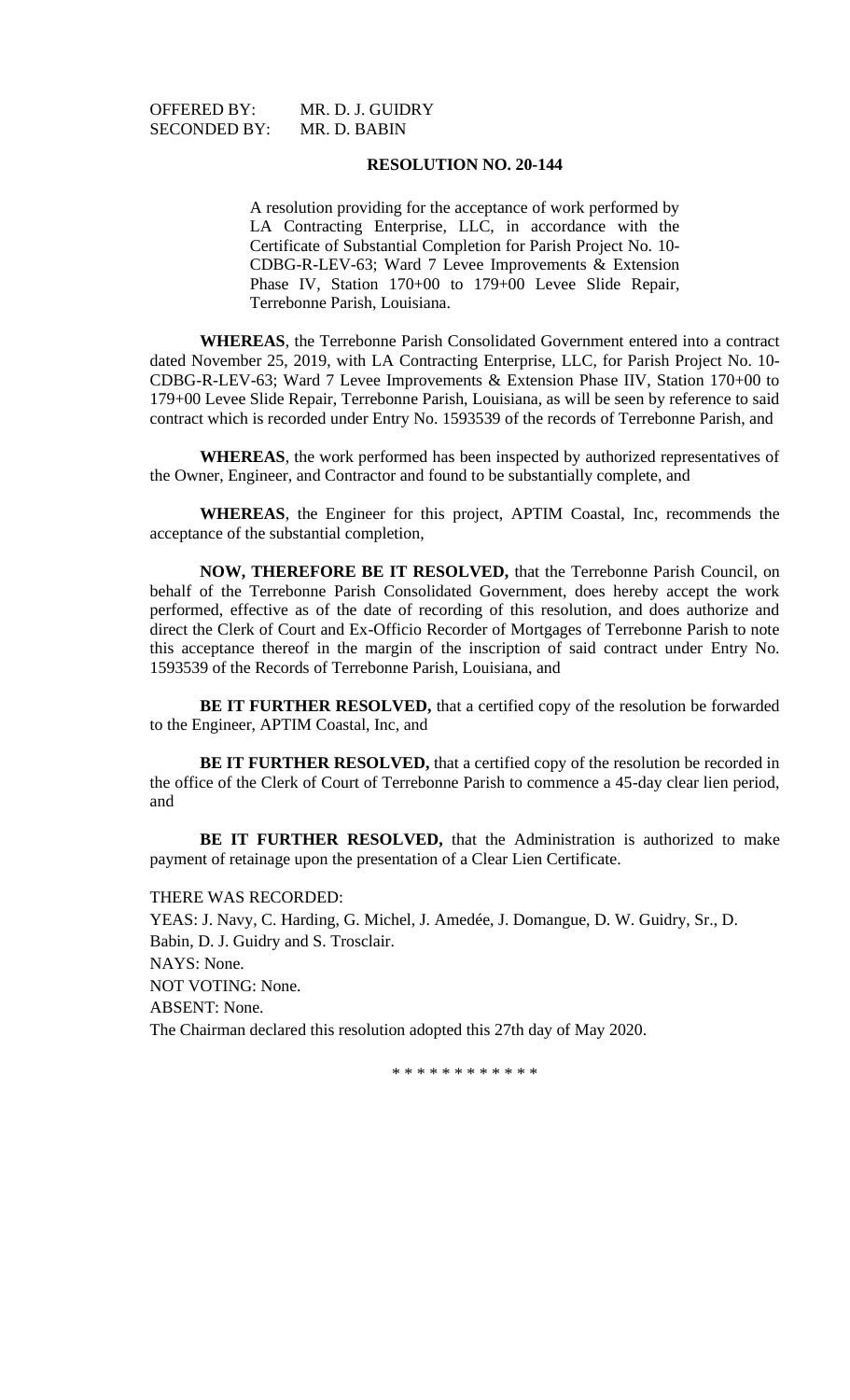OFFERED BY: MR. D. J. GUIDRY
SECONDED BY: MR. D. BABIN

**RESOLUTION NO. 20-144**

A resolution providing for the acceptance of work performed by LA Contracting Enterprise, LLC, in accordance with the Certificate of Substantial Completion for Parish Project No. 10-CDBG-R-LEV-63; Ward 7 Levee Improvements & Extension Phase IV, Station 170+00 to 179+00 Levee Slide Repair, Terrebonne Parish, Louisiana.

**WHEREAS**, the Terrebonne Parish Consolidated Government entered into a contract dated November 25, 2019, with LA Contracting Enterprise, LLC, for Parish Project No. 10-CDBG-R-LEV-63; Ward 7 Levee Improvements & Extension Phase IIV, Station 170+00 to 179+00 Levee Slide Repair, Terrebonne Parish, Louisiana, as will be seen by reference to said contract which is recorded under Entry No. 1593539 of the records of Terrebonne Parish, and

**WHEREAS**, the work performed has been inspected by authorized representatives of the Owner, Engineer, and Contractor and found to be substantially complete, and

**WHEREAS**, the Engineer for this project, APTIM Coastal, Inc, recommends the acceptance of the substantial completion,

**NOW, THEREFORE BE IT RESOLVED,** that the Terrebonne Parish Council, on behalf of the Terrebonne Parish Consolidated Government, does hereby accept the work performed, effective as of the date of recording of this resolution, and does authorize and direct the Clerk of Court and Ex-Officio Recorder of Mortgages of Terrebonne Parish to note this acceptance thereof in the margin of the inscription of said contract under Entry No. 1593539 of the Records of Terrebonne Parish, Louisiana, and

**BE IT FURTHER RESOLVED,** that a certified copy of the resolution be forwarded to the Engineer, APTIM Coastal, Inc, and

**BE IT FURTHER RESOLVED,** that a certified copy of the resolution be recorded in the office of the Clerk of Court of Terrebonne Parish to commence a 45-day clear lien period, and

**BE IT FURTHER RESOLVED,** that the Administration is authorized to make payment of retainage upon the presentation of a Clear Lien Certificate.

THERE WAS RECORDED:
YEAS: J. Navy, C. Harding, G. Michel, J. Amedée, J. Domangue, D. W. Guidry, Sr., D. Babin, D. J. Guidry and S. Trosclair.
NAYS: None.
NOT VOTING: None.
ABSENT: None.
The Chairman declared this resolution adopted this 27th day of May 2020.

* * * * * * * * * * * *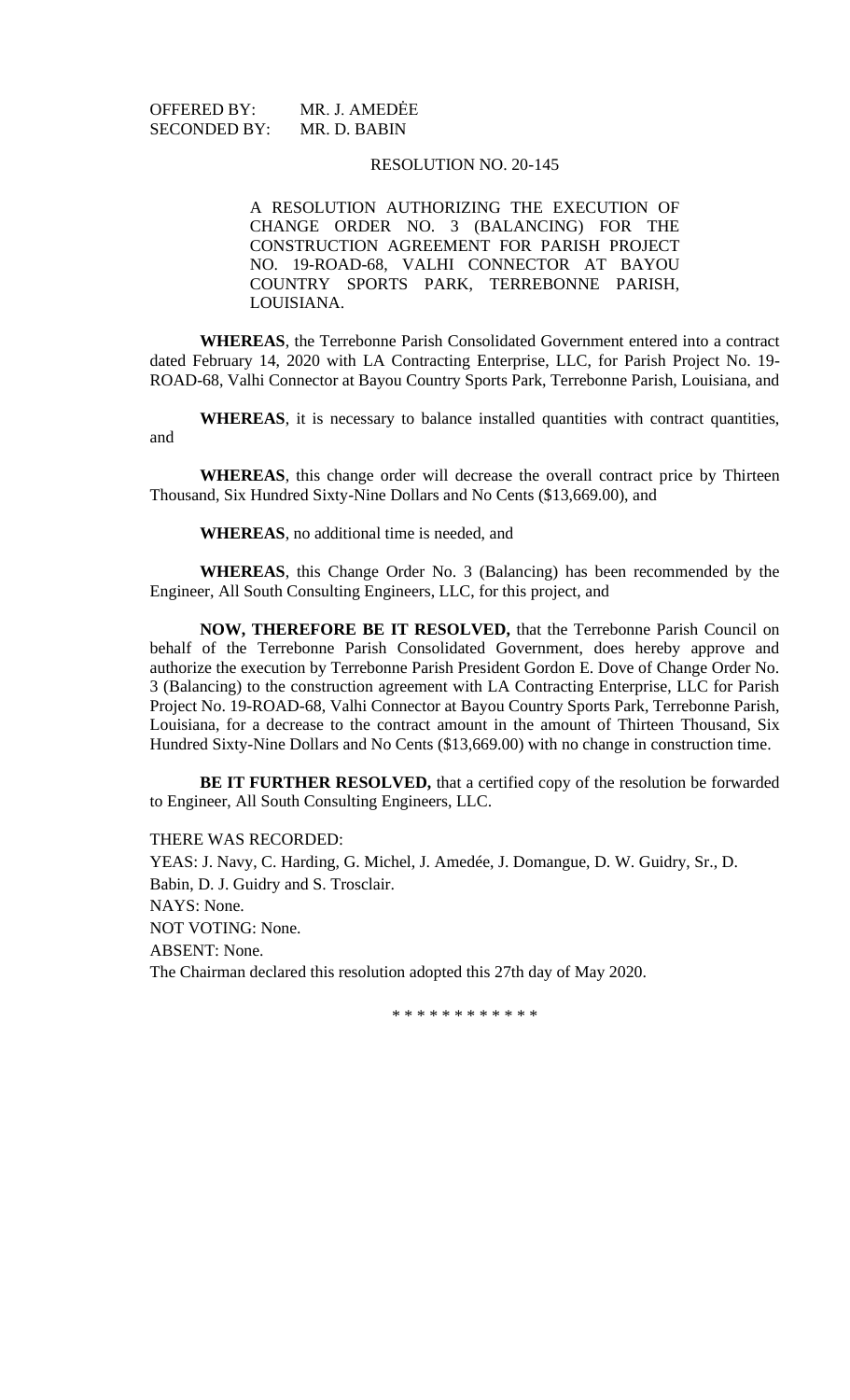OFFERED BY: MR. J. AMEDĖE
SECONDED BY: MR. D. BABIN

RESOLUTION NO. 20-145

A RESOLUTION AUTHORIZING THE EXECUTION OF CHANGE ORDER NO. 3 (BALANCING) FOR THE CONSTRUCTION AGREEMENT FOR PARISH PROJECT NO. 19-ROAD-68, VALHI CONNECTOR AT BAYOU COUNTRY SPORTS PARK, TERREBONNE PARISH, LOUISIANA.

**WHEREAS**, the Terrebonne Parish Consolidated Government entered into a contract dated February 14, 2020 with LA Contracting Enterprise, LLC, for Parish Project No. 19-ROAD-68, Valhi Connector at Bayou Country Sports Park, Terrebonne Parish, Louisiana, and

**WHEREAS**, it is necessary to balance installed quantities with contract quantities, and

**WHEREAS**, this change order will decrease the overall contract price by Thirteen Thousand, Six Hundred Sixty-Nine Dollars and No Cents ($13,669.00), and

**WHEREAS**, no additional time is needed, and

**WHEREAS**, this Change Order No. 3 (Balancing) has been recommended by the Engineer, All South Consulting Engineers, LLC, for this project, and

**NOW, THEREFORE BE IT RESOLVED,** that the Terrebonne Parish Council on behalf of the Terrebonne Parish Consolidated Government, does hereby approve and authorize the execution by Terrebonne Parish President Gordon E. Dove of Change Order No. 3 (Balancing) to the construction agreement with LA Contracting Enterprise, LLC for Parish Project No. 19-ROAD-68, Valhi Connector at Bayou Country Sports Park, Terrebonne Parish, Louisiana, for a decrease to the contract amount in the amount of Thirteen Thousand, Six Hundred Sixty-Nine Dollars and No Cents ($13,669.00) with no change in construction time.

**BE IT FURTHER RESOLVED,** that a certified copy of the resolution be forwarded to Engineer, All South Consulting Engineers, LLC.

THERE WAS RECORDED:

YEAS: J. Navy, C. Harding, G. Michel, J. Amedée, J. Domangue, D. W. Guidry, Sr., D. Babin, D. J. Guidry and S. Trosclair.

NAYS: None.

NOT VOTING: None.

ABSENT: None.

The Chairman declared this resolution adopted this 27th day of May 2020.

\* \* \* \* \* \* \* \* \* \* \* \*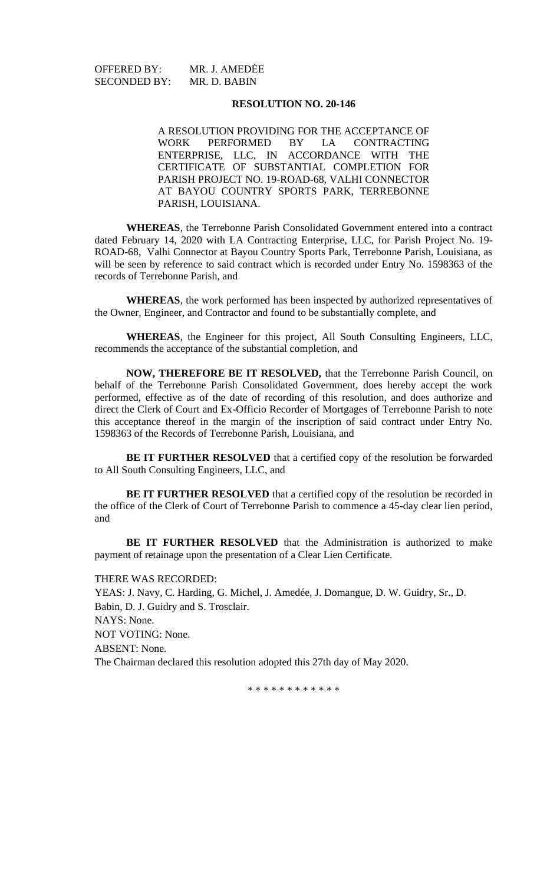OFFERED BY: MR. J. AMEDĖE
SECONDED BY: MR. D. BABIN

**RESOLUTION NO. 20-146**

A RESOLUTION PROVIDING FOR THE ACCEPTANCE OF WORK PERFORMED BY LA CONTRACTING ENTERPRISE, LLC, IN ACCORDANCE WITH THE CERTIFICATE OF SUBSTANTIAL COMPLETION FOR PARISH PROJECT NO. 19-ROAD-68, VALHI CONNECTOR AT BAYOU COUNTRY SPORTS PARK, TERREBONNE PARISH, LOUISIANA.

**WHEREAS**, the Terrebonne Parish Consolidated Government entered into a contract dated February 14, 2020 with LA Contracting Enterprise, LLC, for Parish Project No. 19-ROAD-68, Valhi Connector at Bayou Country Sports Park, Terrebonne Parish, Louisiana, as will be seen by reference to said contract which is recorded under Entry No. 1598363 of the records of Terrebonne Parish, and

**WHEREAS**, the work performed has been inspected by authorized representatives of the Owner, Engineer, and Contractor and found to be substantially complete, and

**WHEREAS**, the Engineer for this project, All South Consulting Engineers, LLC, recommends the acceptance of the substantial completion, and

**NOW, THEREFORE BE IT RESOLVED,** that the Terrebonne Parish Council, on behalf of the Terrebonne Parish Consolidated Government, does hereby accept the work performed, effective as of the date of recording of this resolution, and does authorize and direct the Clerk of Court and Ex-Officio Recorder of Mortgages of Terrebonne Parish to note this acceptance thereof in the margin of the inscription of said contract under Entry No. 1598363 of the Records of Terrebonne Parish, Louisiana, and

**BE IT FURTHER RESOLVED** that a certified copy of the resolution be forwarded to All South Consulting Engineers, LLC, and

**BE IT FURTHER RESOLVED** that a certified copy of the resolution be recorded in the office of the Clerk of Court of Terrebonne Parish to commence a 45-day clear lien period, and

**BE IT FURTHER RESOLVED** that the Administration is authorized to make payment of retainage upon the presentation of a Clear Lien Certificate.

THERE WAS RECORDED:
YEAS: J. Navy, C. Harding, G. Michel, J. Amedée, J. Domangue, D. W. Guidry, Sr., D. Babin, D. J. Guidry and S. Trosclair.
NAYS: None.
NOT VOTING: None.
ABSENT: None.
The Chairman declared this resolution adopted this 27th day of May 2020.

\* \* \* \* \* \* \* \* \* \* \* \*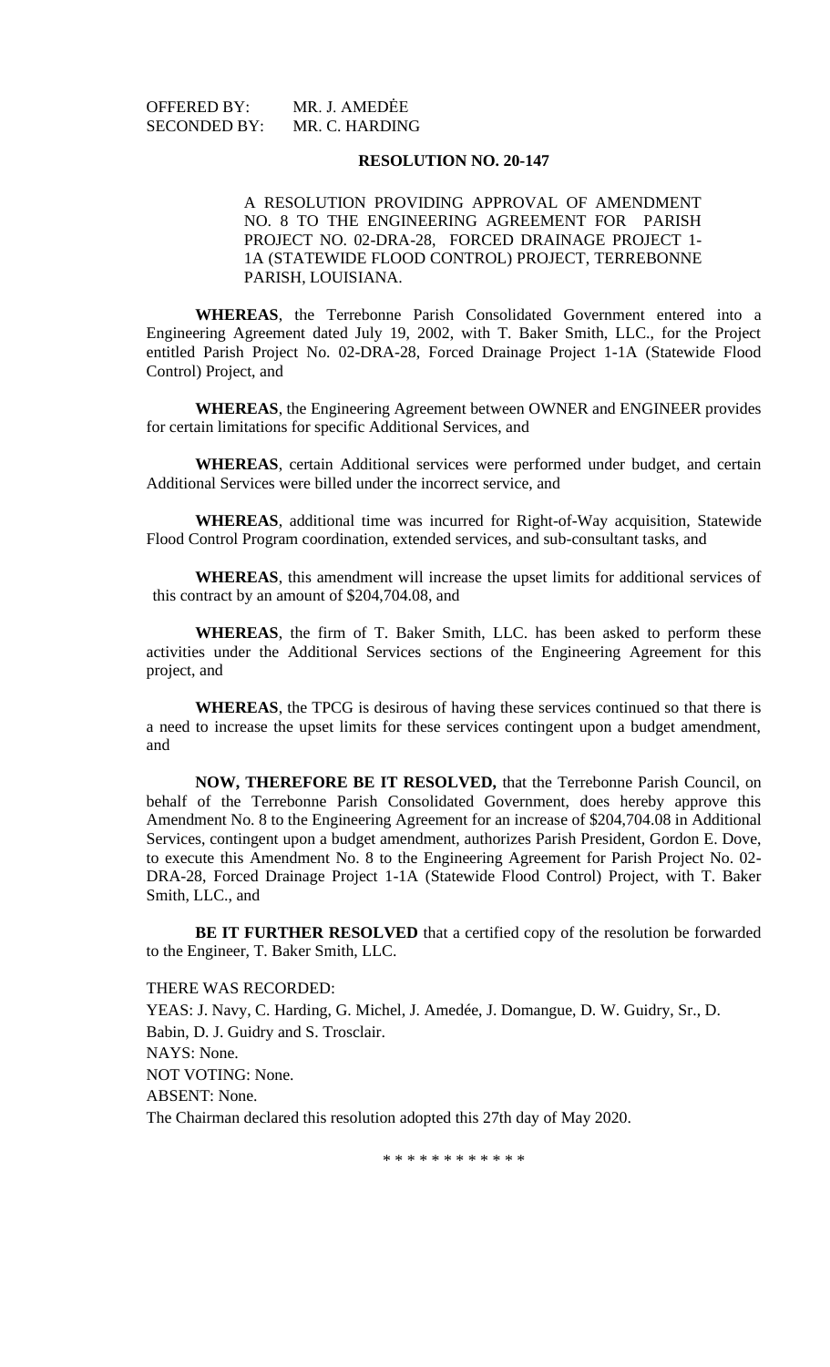OFFERED BY: MR. J. AMEDĖE
SECONDED BY: MR. C. HARDING

**RESOLUTION NO. 20-147**

A RESOLUTION PROVIDING APPROVAL OF AMENDMENT NO. 8 TO THE ENGINEERING AGREEMENT FOR PARISH PROJECT NO. 02-DRA-28, FORCED DRAINAGE PROJECT 1-1A (STATEWIDE FLOOD CONTROL) PROJECT, TERREBONNE PARISH, LOUISIANA.

**WHEREAS**, the Terrebonne Parish Consolidated Government entered into a Engineering Agreement dated July 19, 2002, with T. Baker Smith, LLC., for the Project entitled Parish Project No. 02-DRA-28, Forced Drainage Project 1-1A (Statewide Flood Control) Project, and

**WHEREAS**, the Engineering Agreement between OWNER and ENGINEER provides for certain limitations for specific Additional Services, and

**WHEREAS**, certain Additional services were performed under budget, and certain Additional Services were billed under the incorrect service, and

**WHEREAS**, additional time was incurred for Right-of-Way acquisition, Statewide Flood Control Program coordination, extended services, and sub-consultant tasks, and

**WHEREAS**, this amendment will increase the upset limits for additional services of this contract by an amount of $204,704.08, and

**WHEREAS**, the firm of T. Baker Smith, LLC. has been asked to perform these activities under the Additional Services sections of the Engineering Agreement for this project, and

**WHEREAS**, the TPCG is desirous of having these services continued so that there is a need to increase the upset limits for these services contingent upon a budget amendment, and

**NOW, THEREFORE BE IT RESOLVED,** that the Terrebonne Parish Council, on behalf of the Terrebonne Parish Consolidated Government, does hereby approve this Amendment No. 8 to the Engineering Agreement for an increase of $204,704.08 in Additional Services, contingent upon a budget amendment, authorizes Parish President, Gordon E. Dove, to execute this Amendment No. 8 to the Engineering Agreement for Parish Project No. 02-DRA-28, Forced Drainage Project 1-1A (Statewide Flood Control) Project, with T. Baker Smith, LLC., and

**BE IT FURTHER RESOLVED** that a certified copy of the resolution be forwarded to the Engineer, T. Baker Smith, LLC.

THERE WAS RECORDED:

YEAS: J. Navy, C. Harding, G. Michel, J. Amedée, J. Domangue, D. W. Guidry, Sr., D. Babin, D. J. Guidry and S. Trosclair.

NAYS: None.

NOT VOTING: None.

ABSENT: None.

The Chairman declared this resolution adopted this 27th day of May 2020.

\* \* \* \* \* \* \* \* \* \* \* \*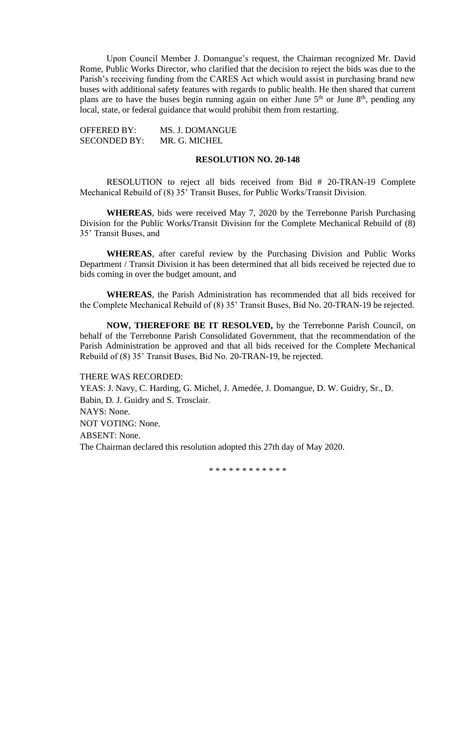Upon Council Member J. Domangue's request, the Chairman recognized Mr. David Rome, Public Works Director, who clarified that the decision to reject the bids was due to the Parish's receiving funding from the CARES Act which would assist in purchasing brand new buses with additional safety features with regards to public health. He then shared that current plans are to have the buses begin running again on either June 5th or June 8th, pending any local, state, or federal guidance that would prohibit them from restarting.

OFFERED BY: MS. J. DOMANGUE
SECONDED BY: MR. G. MICHEL

**RESOLUTION NO. 20-148**

RESOLUTION to reject all bids received from Bid # 20-TRAN-19 Complete Mechanical Rebuild of (8) 35' Transit Buses, for Public Works/Transit Division.

**WHEREAS**, bids were received May 7, 2020 by the Terrebonne Parish Purchasing Division for the Public Works/Transit Division for the Complete Mechanical Rebuild of (8) 35' Transit Buses, and

**WHEREAS**, after careful review by the Purchasing Division and Public Works Department / Transit Division it has been determined that all bids received be rejected due to bids coming in over the budget amount, and

**WHEREAS**, the Parish Administration has recommended that all bids received for the Complete Mechanical Rebuild of (8) 35' Transit Buses, Bid No. 20-TRAN-19 be rejected.

**NOW, THEREFORE BE IT RESOLVED,** by the Terrebonne Parish Council, on behalf of the Terrebonne Parish Consolidated Government, that the recommendation of the Parish Administration be approved and that all bids received for the Complete Mechanical Rebuild of (8) 35' Transit Buses, Bid No. 20-TRAN-19, be rejected.

THERE WAS RECORDED:
YEAS: J. Navy, C. Harding, G. Michel, J. Amedée, J. Domangue, D. W. Guidry, Sr., D. Babin, D. J. Guidry and S. Trosclair.
NAYS: None.
NOT VOTING: None.
ABSENT: None.
The Chairman declared this resolution adopted this 27th day of May 2020.

\* \* \* \* \* \* \* \* \* \* \* \*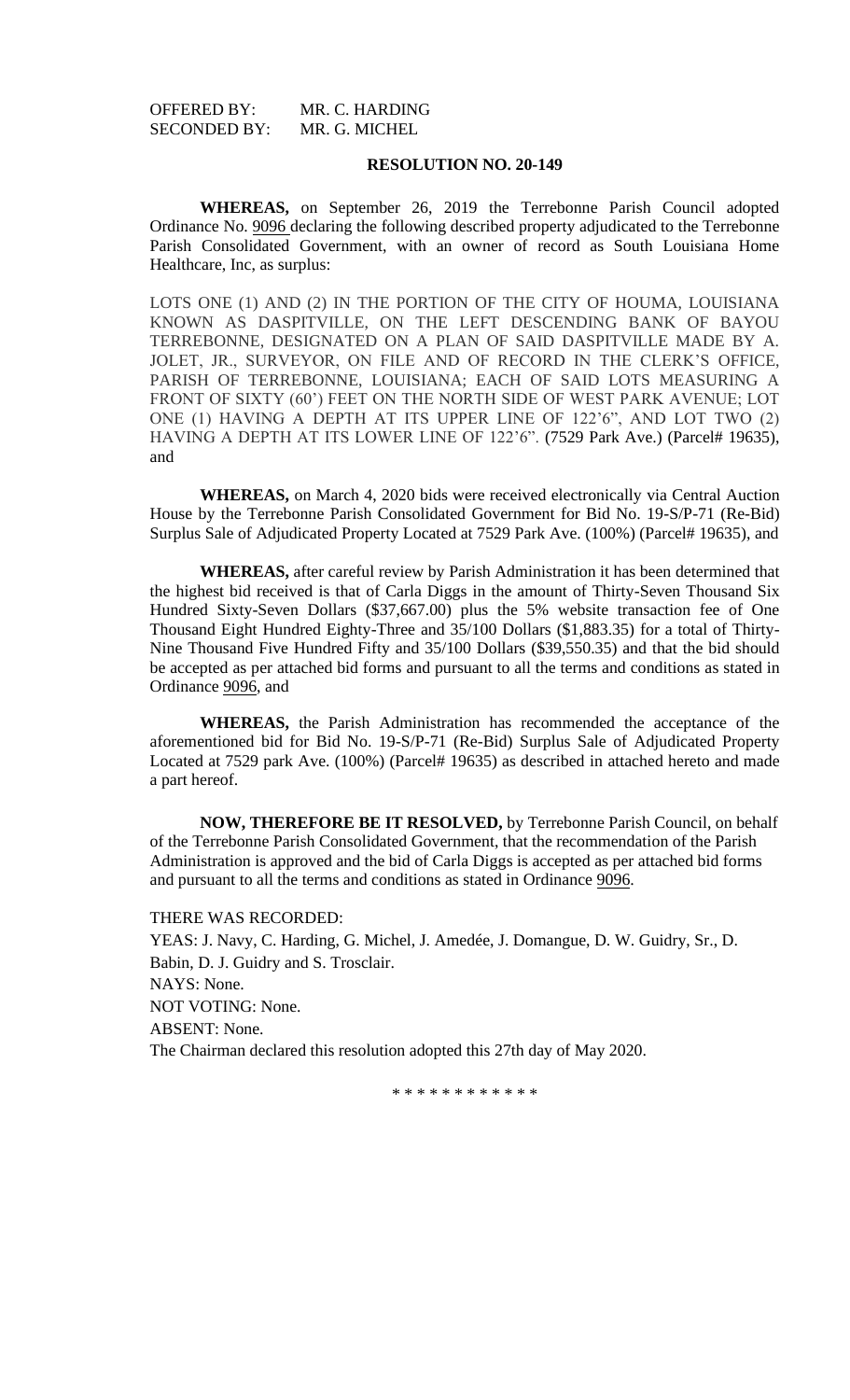OFFERED BY: MR. C. HARDING
SECONDED BY: MR. G. MICHEL

**RESOLUTION NO. 20-149**

**WHEREAS,** on September 26, 2019 the Terrebonne Parish Council adopted Ordinance No. 9096 declaring the following described property adjudicated to the Terrebonne Parish Consolidated Government, with an owner of record as South Louisiana Home Healthcare, Inc, as surplus:

LOTS ONE (1) AND (2) IN THE PORTION OF THE CITY OF HOUMA, LOUISIANA KNOWN AS DASPITVILLE, ON THE LEFT DESCENDING BANK OF BAYOU TERREBONNE, DESIGNATED ON A PLAN OF SAID DASPITVILLE MADE BY A. JOLET, JR., SURVEYOR, ON FILE AND OF RECORD IN THE CLERK'S OFFICE, PARISH OF TERREBONNE, LOUISIANA; EACH OF SAID LOTS MEASURING A FRONT OF SIXTY (60') FEET ON THE NORTH SIDE OF WEST PARK AVENUE; LOT ONE (1) HAVING A DEPTH AT ITS UPPER LINE OF 122'6", AND LOT TWO (2) HAVING A DEPTH AT ITS LOWER LINE OF 122'6". (7529 Park Ave.) (Parcel# 19635), and

**WHEREAS,** on March 4, 2020 bids were received electronically via Central Auction House by the Terrebonne Parish Consolidated Government for Bid No. 19-S/P-71 (Re-Bid) Surplus Sale of Adjudicated Property Located at 7529 Park Ave. (100%) (Parcel# 19635), and

**WHEREAS,** after careful review by Parish Administration it has been determined that the highest bid received is that of Carla Diggs in the amount of Thirty-Seven Thousand Six Hundred Sixty-Seven Dollars ($37,667.00) plus the 5% website transaction fee of One Thousand Eight Hundred Eighty-Three and 35/100 Dollars ($1,883.35) for a total of Thirty-Nine Thousand Five Hundred Fifty and 35/100 Dollars ($39,550.35) and that the bid should be accepted as per attached bid forms and pursuant to all the terms and conditions as stated in Ordinance 9096, and

**WHEREAS,** the Parish Administration has recommended the acceptance of the aforementioned bid for Bid No. 19-S/P-71 (Re-Bid) Surplus Sale of Adjudicated Property Located at 7529 park Ave. (100%) (Parcel# 19635) as described in attached hereto and made a part hereof.

**NOW, THEREFORE BE IT RESOLVED,** by Terrebonne Parish Council, on behalf of the Terrebonne Parish Consolidated Government, that the recommendation of the Parish Administration is approved and the bid of Carla Diggs is accepted as per attached bid forms and pursuant to all the terms and conditions as stated in Ordinance 9096.

THERE WAS RECORDED:
YEAS: J. Navy, C. Harding, G. Michel, J. Amedée, J. Domangue, D. W. Guidry, Sr., D. Babin, D. J. Guidry and S. Trosclair.
NAYS: None.
NOT VOTING: None.
ABSENT: None.
The Chairman declared this resolution adopted this 27th day of May 2020.

\* \* \* \* \* \* \* \* \* \* \* \*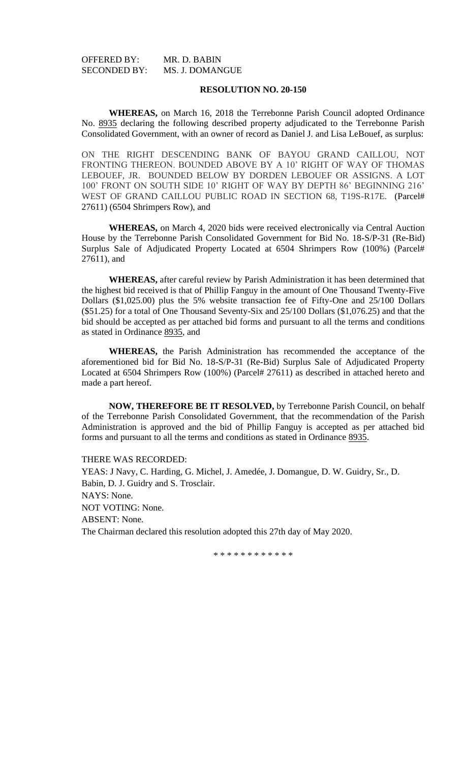OFFERED BY: MR. D. BABIN
SECONDED BY: MS. J. DOMANGUE

**RESOLUTION NO. 20-150**

**WHEREAS,** on March 16, 2018 the Terrebonne Parish Council adopted Ordinance No. 8935 declaring the following described property adjudicated to the Terrebonne Parish Consolidated Government, with an owner of record as Daniel J. and Lisa LeBouef, as surplus:

ON THE RIGHT DESCENDING BANK OF BAYOU GRAND CAILLOU, NOT FRONTING THEREON. BOUNDED ABOVE BY A 10' RIGHT OF WAY OF THOMAS LEBOUEF, JR. BOUNDED BELOW BY DORDEN LEBOUEF OR ASSIGNS. A LOT 100' FRONT ON SOUTH SIDE 10' RIGHT OF WAY BY DEPTH 86' BEGINNING 216' WEST OF GRAND CAILLOU PUBLIC ROAD IN SECTION 68, T19S-R17E. (Parcel# 27611) (6504 Shrimpers Row), and

**WHEREAS,** on March 4, 2020 bids were received electronically via Central Auction House by the Terrebonne Parish Consolidated Government for Bid No. 18-S/P-31 (Re-Bid) Surplus Sale of Adjudicated Property Located at 6504 Shrimpers Row (100%) (Parcel# 27611), and

**WHEREAS,** after careful review by Parish Administration it has been determined that the highest bid received is that of Phillip Fanguy in the amount of One Thousand Twenty-Five Dollars ($1,025.00) plus the 5% website transaction fee of Fifty-One and 25/100 Dollars ($51.25) for a total of One Thousand Seventy-Six and 25/100 Dollars ($1,076.25) and that the bid should be accepted as per attached bid forms and pursuant to all the terms and conditions as stated in Ordinance 8935, and

**WHEREAS,** the Parish Administration has recommended the acceptance of the aforementioned bid for Bid No. 18-S/P-31 (Re-Bid) Surplus Sale of Adjudicated Property Located at 6504 Shrimpers Row (100%) (Parcel# 27611) as described in attached hereto and made a part hereof.

**NOW, THEREFORE BE IT RESOLVED,** by Terrebonne Parish Council, on behalf of the Terrebonne Parish Consolidated Government, that the recommendation of the Parish Administration is approved and the bid of Phillip Fanguy is accepted as per attached bid forms and pursuant to all the terms and conditions as stated in Ordinance 8935.

THERE WAS RECORDED:
YEAS: J Navy, C. Harding, G. Michel, J. Amedée, J. Domangue, D. W. Guidry, Sr., D. Babin, D. J. Guidry and S. Trosclair.
NAYS: None.
NOT VOTING: None.
ABSENT: None.
The Chairman declared this resolution adopted this 27th day of May 2020.

\* \* \* \* \* \* \* \* \* \* \* \*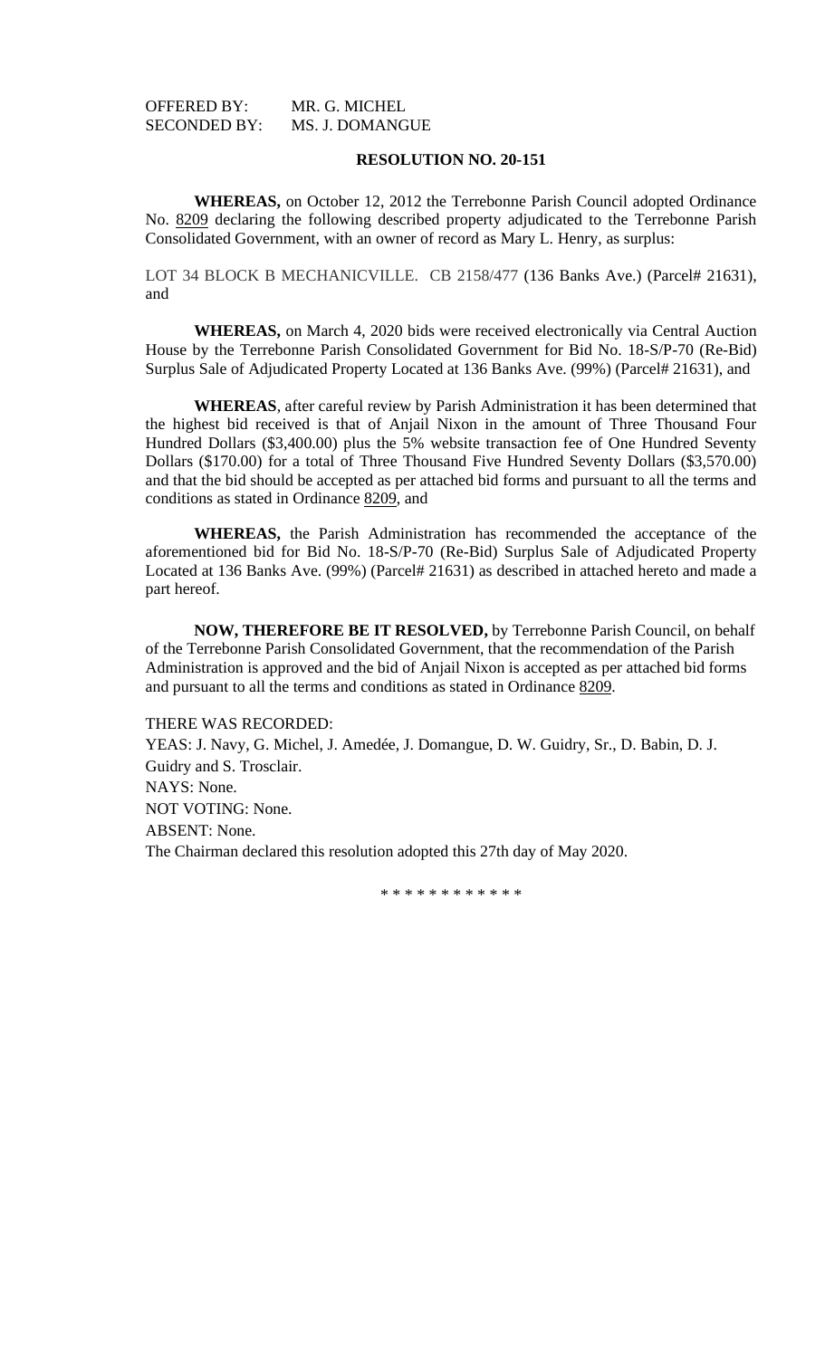OFFERED BY: MR. G. MICHEL
SECONDED BY: MS. J. DOMANGUE

**RESOLUTION NO. 20-151**

**WHEREAS,** on October 12, 2012 the Terrebonne Parish Council adopted Ordinance No. 8209 declaring the following described property adjudicated to the Terrebonne Parish Consolidated Government, with an owner of record as Mary L. Henry, as surplus:

LOT 34 BLOCK B MECHANICVILLE. CB 2158/477 (136 Banks Ave.) (Parcel# 21631), and

**WHEREAS,** on March 4, 2020 bids were received electronically via Central Auction House by the Terrebonne Parish Consolidated Government for Bid No. 18-S/P-70 (Re-Bid) Surplus Sale of Adjudicated Property Located at 136 Banks Ave. (99%) (Parcel# 21631), and

**WHEREAS**, after careful review by Parish Administration it has been determined that the highest bid received is that of Anjail Nixon in the amount of Three Thousand Four Hundred Dollars ($3,400.00) plus the 5% website transaction fee of One Hundred Seventy Dollars ($170.00) for a total of Three Thousand Five Hundred Seventy Dollars ($3,570.00) and that the bid should be accepted as per attached bid forms and pursuant to all the terms and conditions as stated in Ordinance 8209, and

**WHEREAS,** the Parish Administration has recommended the acceptance of the aforementioned bid for Bid No. 18-S/P-70 (Re-Bid) Surplus Sale of Adjudicated Property Located at 136 Banks Ave. (99%) (Parcel# 21631) as described in attached hereto and made a part hereof.

**NOW, THEREFORE BE IT RESOLVED,** by Terrebonne Parish Council, on behalf of the Terrebonne Parish Consolidated Government, that the recommendation of the Parish Administration is approved and the bid of Anjail Nixon is accepted as per attached bid forms and pursuant to all the terms and conditions as stated in Ordinance 8209.

THERE WAS RECORDED:
YEAS: J. Navy, G. Michel, J. Amedée, J. Domangue, D. W. Guidry, Sr., D. Babin, D. J. Guidry and S. Trosclair.
NAYS: None.
NOT VOTING: None.
ABSENT: None.
The Chairman declared this resolution adopted this 27th day of May 2020.

\* \* \* \* \* \* \* \* \* \* \* \*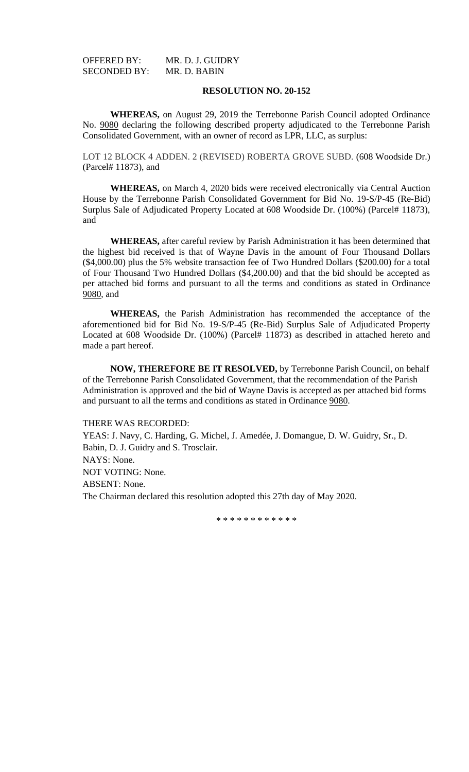OFFERED BY: MR. D. J. GUIDRY
SECONDED BY: MR. D. BABIN

**RESOLUTION NO. 20-152**

**WHEREAS,** on August 29, 2019 the Terrebonne Parish Council adopted Ordinance No. 9080 declaring the following described property adjudicated to the Terrebonne Parish Consolidated Government, with an owner of record as LPR, LLC, as surplus:

LOT 12 BLOCK 4 ADDEN. 2 (REVISED) ROBERTA GROVE SUBD. (608 Woodside Dr.) (Parcel# 11873), and

**WHEREAS,** on March 4, 2020 bids were received electronically via Central Auction House by the Terrebonne Parish Consolidated Government for Bid No. 19-S/P-45 (Re-Bid) Surplus Sale of Adjudicated Property Located at 608 Woodside Dr. (100%) (Parcel# 11873), and

**WHEREAS,** after careful review by Parish Administration it has been determined that the highest bid received is that of Wayne Davis in the amount of Four Thousand Dollars ($4,000.00) plus the 5% website transaction fee of Two Hundred Dollars ($200.00) for a total of Four Thousand Two Hundred Dollars ($4,200.00) and that the bid should be accepted as per attached bid forms and pursuant to all the terms and conditions as stated in Ordinance 9080, and

**WHEREAS,** the Parish Administration has recommended the acceptance of the aforementioned bid for Bid No. 19-S/P-45 (Re-Bid) Surplus Sale of Adjudicated Property Located at 608 Woodside Dr. (100%) (Parcel# 11873) as described in attached hereto and made a part hereof.

**NOW, THEREFORE BE IT RESOLVED,** by Terrebonne Parish Council, on behalf of the Terrebonne Parish Consolidated Government, that the recommendation of the Parish Administration is approved and the bid of Wayne Davis is accepted as per attached bid forms and pursuant to all the terms and conditions as stated in Ordinance 9080.

THERE WAS RECORDED:

YEAS: J. Navy, C. Harding, G. Michel, J. Amedée, J. Domangue, D. W. Guidry, Sr., D. Babin, D. J. Guidry and S. Trosclair.

NAYS: None.

NOT VOTING: None.

ABSENT: None.

The Chairman declared this resolution adopted this 27th day of May 2020.

\* \* \* \* \* \* \* \* \* \* \* \*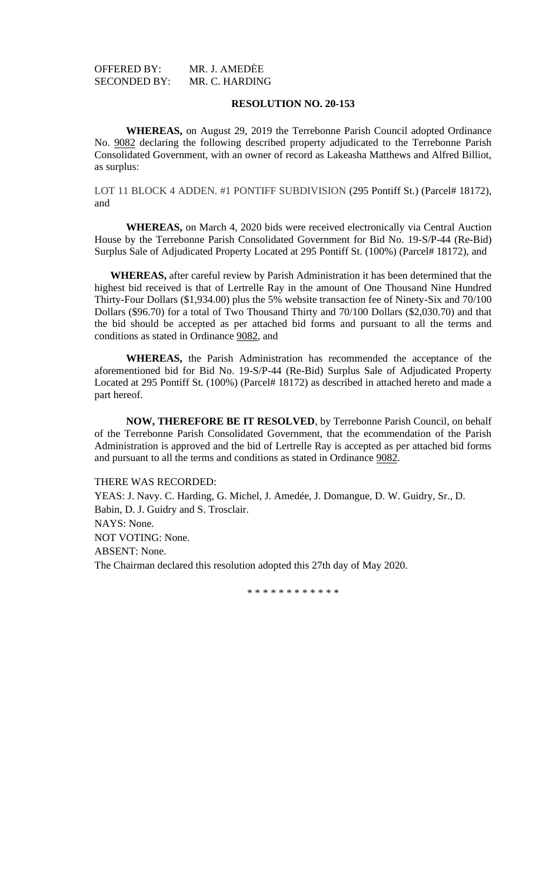OFFERED BY: MR. J. AMEDĖE
SECONDED BY: MR. C. HARDING

**RESOLUTION NO. 20-153**

**WHEREAS,** on August 29, 2019 the Terrebonne Parish Council adopted Ordinance No. 9082 declaring the following described property adjudicated to the Terrebonne Parish Consolidated Government, with an owner of record as Lakeasha Matthews and Alfred Billiot, as surplus:

LOT 11 BLOCK 4 ADDEN. #1 PONTIFF SUBDIVISION (295 Pontiff St.) (Parcel# 18172), and

**WHEREAS,** on March 4, 2020 bids were received electronically via Central Auction House by the Terrebonne Parish Consolidated Government for Bid No. 19-S/P-44 (Re-Bid) Surplus Sale of Adjudicated Property Located at 295 Pontiff St. (100%) (Parcel# 18172), and

**WHEREAS,** after careful review by Parish Administration it has been determined that the highest bid received is that of Lertrelle Ray in the amount of One Thousand Nine Hundred Thirty-Four Dollars ($1,934.00) plus the 5% website transaction fee of Ninety-Six and 70/100 Dollars ($96.70) for a total of Two Thousand Thirty and 70/100 Dollars ($2,030.70) and that the bid should be accepted as per attached bid forms and pursuant to all the terms and conditions as stated in Ordinance 9082, and

**WHEREAS,** the Parish Administration has recommended the acceptance of the aforementioned bid for Bid No. 19-S/P-44 (Re-Bid) Surplus Sale of Adjudicated Property Located at 295 Pontiff St. (100%) (Parcel# 18172) as described in attached hereto and made a part hereof.

**NOW, THEREFORE BE IT RESOLVED**, by Terrebonne Parish Council, on behalf of the Terrebonne Parish Consolidated Government, that the ecommendation of the Parish Administration is approved and the bid of Lertrelle Ray is accepted as per attached bid forms and pursuant to all the terms and conditions as stated in Ordinance 9082.

THERE WAS RECORDED:
YEAS: J. Navy. C. Harding, G. Michel, J. Amedée, J. Domangue, D. W. Guidry, Sr., D. Babin, D. J. Guidry and S. Trosclair.
NAYS: None.
NOT VOTING: None.
ABSENT: None.
The Chairman declared this resolution adopted this 27th day of May 2020.

\* \* \* \* \* \* \* \* \* \* \* \*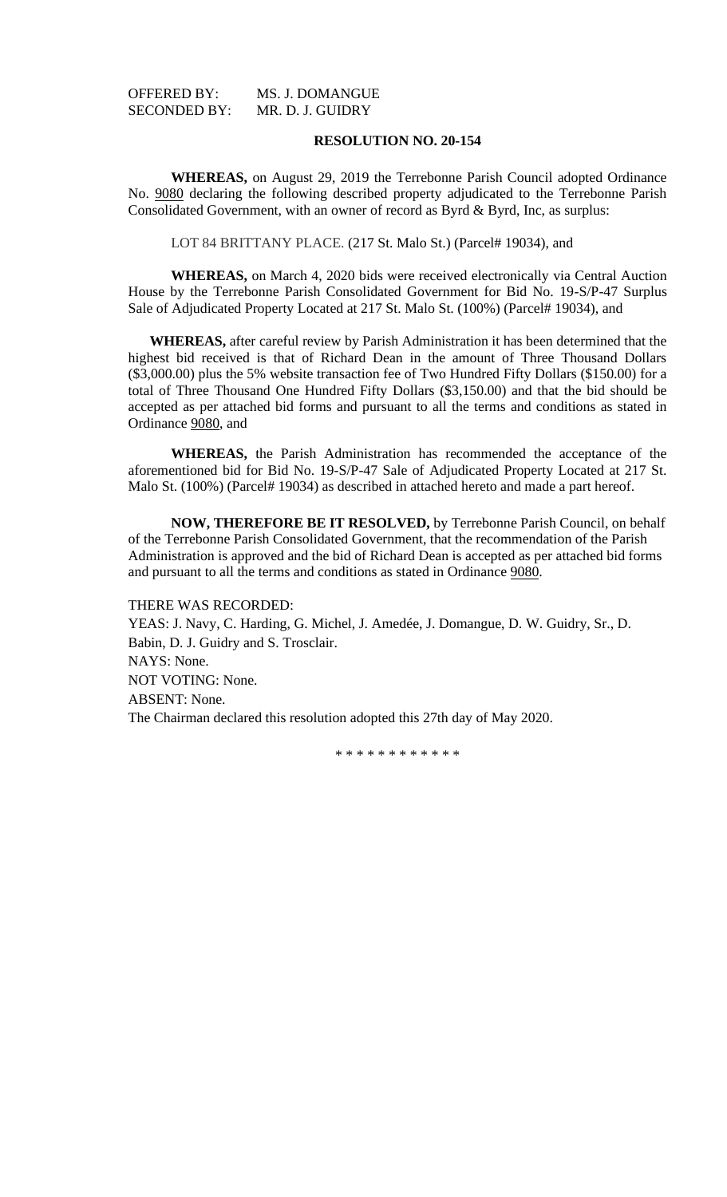OFFERED BY: MS. J. DOMANGUE
SECONDED BY: MR. D. J. GUIDRY

**RESOLUTION NO. 20-154**

**WHEREAS,** on August 29, 2019 the Terrebonne Parish Council adopted Ordinance No. 9080 declaring the following described property adjudicated to the Terrebonne Parish Consolidated Government, with an owner of record as Byrd & Byrd, Inc, as surplus:

LOT 84 BRITTANY PLACE. (217 St. Malo St.) (Parcel# 19034), and

**WHEREAS,** on March 4, 2020 bids were received electronically via Central Auction House by the Terrebonne Parish Consolidated Government for Bid No. 19-S/P-47 Surplus Sale of Adjudicated Property Located at 217 St. Malo St. (100%) (Parcel# 19034), and

**WHEREAS,** after careful review by Parish Administration it has been determined that the highest bid received is that of Richard Dean in the amount of Three Thousand Dollars ($3,000.00) plus the 5% website transaction fee of Two Hundred Fifty Dollars ($150.00) for a total of Three Thousand One Hundred Fifty Dollars ($3,150.00) and that the bid should be accepted as per attached bid forms and pursuant to all the terms and conditions as stated in Ordinance 9080, and

**WHEREAS,** the Parish Administration has recommended the acceptance of the aforementioned bid for Bid No. 19-S/P-47 Sale of Adjudicated Property Located at 217 St. Malo St. (100%) (Parcel# 19034) as described in attached hereto and made a part hereof.

**NOW, THEREFORE BE IT RESOLVED,** by Terrebonne Parish Council, on behalf of the Terrebonne Parish Consolidated Government, that the recommendation of the Parish Administration is approved and the bid of Richard Dean is accepted as per attached bid forms and pursuant to all the terms and conditions as stated in Ordinance 9080.

THERE WAS RECORDED:
YEAS: J. Navy, C. Harding, G. Michel, J. Amedée, J. Domangue, D. W. Guidry, Sr., D. Babin, D. J. Guidry and S. Trosclair.
NAYS: None.
NOT VOTING: None.
ABSENT: None.
The Chairman declared this resolution adopted this 27th day of May 2020.

* * * * * * * * * * * *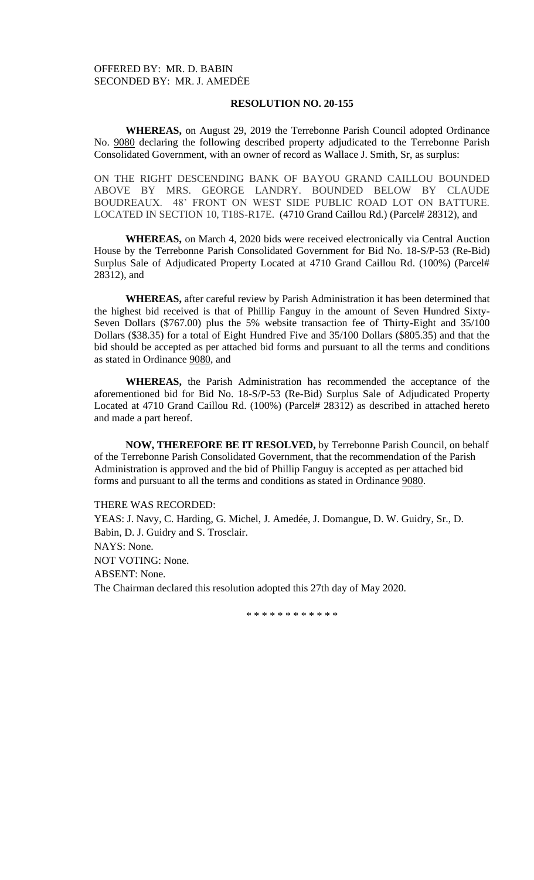OFFERED BY: MR. D. BABIN
SECONDED BY: MR. J. AMEDĖE

**RESOLUTION NO. 20-155**

**WHEREAS,** on August 29, 2019 the Terrebonne Parish Council adopted Ordinance No. 9080 declaring the following described property adjudicated to the Terrebonne Parish Consolidated Government, with an owner of record as Wallace J. Smith, Sr, as surplus:

ON THE RIGHT DESCENDING BANK OF BAYOU GRAND CAILLOU BOUNDED ABOVE BY MRS. GEORGE LANDRY. BOUNDED BELOW BY CLAUDE BOUDREAUX. 48' FRONT ON WEST SIDE PUBLIC ROAD LOT ON BATTURE. LOCATED IN SECTION 10, T18S-R17E. (4710 Grand Caillou Rd.) (Parcel# 28312), and

**WHEREAS,** on March 4, 2020 bids were received electronically via Central Auction House by the Terrebonne Parish Consolidated Government for Bid No. 18-S/P-53 (Re-Bid) Surplus Sale of Adjudicated Property Located at 4710 Grand Caillou Rd. (100%) (Parcel# 28312), and

**WHEREAS,** after careful review by Parish Administration it has been determined that the highest bid received is that of Phillip Fanguy in the amount of Seven Hundred Sixty-Seven Dollars ($767.00) plus the 5% website transaction fee of Thirty-Eight and 35/100 Dollars ($38.35) for a total of Eight Hundred Five and 35/100 Dollars ($805.35) and that the bid should be accepted as per attached bid forms and pursuant to all the terms and conditions as stated in Ordinance 9080, and

**WHEREAS,** the Parish Administration has recommended the acceptance of the aforementioned bid for Bid No. 18-S/P-53 (Re-Bid) Surplus Sale of Adjudicated Property Located at 4710 Grand Caillou Rd. (100%) (Parcel# 28312) as described in attached hereto and made a part hereof.

**NOW, THEREFORE BE IT RESOLVED,** by Terrebonne Parish Council, on behalf of the Terrebonne Parish Consolidated Government, that the recommendation of the Parish Administration is approved and the bid of Phillip Fanguy is accepted as per attached bid forms and pursuant to all the terms and conditions as stated in Ordinance 9080.

THERE WAS RECORDED:
YEAS: J. Navy, C. Harding, G. Michel, J. Amedée, J. Domangue, D. W. Guidry, Sr., D. Babin, D. J. Guidry and S. Trosclair.
NAYS: None.
NOT VOTING: None.
ABSENT: None.
The Chairman declared this resolution adopted this 27th day of May 2020.

* * * * * * * * * * * *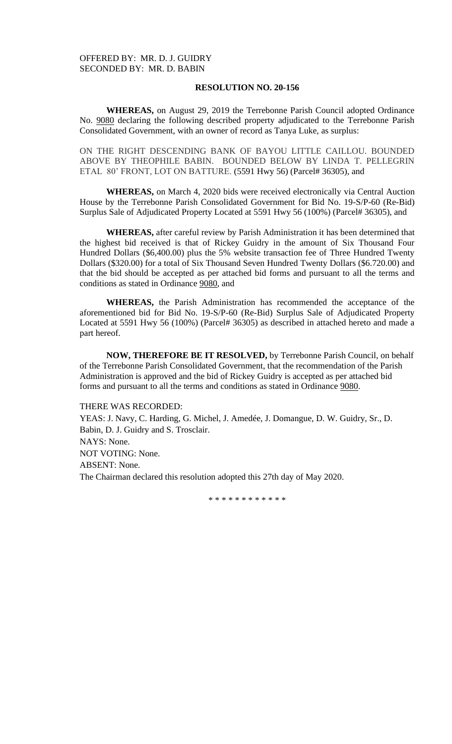OFFERED BY: MR. D. J. GUIDRY
SECONDED BY: MR. D. BABIN

**RESOLUTION NO. 20-156**

**WHEREAS,** on August 29, 2019 the Terrebonne Parish Council adopted Ordinance No. 9080 declaring the following described property adjudicated to the Terrebonne Parish Consolidated Government, with an owner of record as Tanya Luke, as surplus:

ON THE RIGHT DESCENDING BANK OF BAYOU LITTLE CAILLOU. BOUNDED ABOVE BY THEOPHILE BABIN. BOUNDED BELOW BY LINDA T. PELLEGRIN ETAL 80' FRONT, LOT ON BATTURE. (5591 Hwy 56) (Parcel# 36305), and

**WHEREAS,** on March 4, 2020 bids were received electronically via Central Auction House by the Terrebonne Parish Consolidated Government for Bid No. 19-S/P-60 (Re-Bid) Surplus Sale of Adjudicated Property Located at 5591 Hwy 56 (100%) (Parcel# 36305), and

**WHEREAS,** after careful review by Parish Administration it has been determined that the highest bid received is that of Rickey Guidry in the amount of Six Thousand Four Hundred Dollars ($6,400.00) plus the 5% website transaction fee of Three Hundred Twenty Dollars ($320.00) for a total of Six Thousand Seven Hundred Twenty Dollars ($6.720.00) and that the bid should be accepted as per attached bid forms and pursuant to all the terms and conditions as stated in Ordinance 9080, and

**WHEREAS,** the Parish Administration has recommended the acceptance of the aforementioned bid for Bid No. 19-S/P-60 (Re-Bid) Surplus Sale of Adjudicated Property Located at 5591 Hwy 56 (100%) (Parcel# 36305) as described in attached hereto and made a part hereof.

**NOW, THEREFORE BE IT RESOLVED,** by Terrebonne Parish Council, on behalf of the Terrebonne Parish Consolidated Government, that the recommendation of the Parish Administration is approved and the bid of Rickey Guidry is accepted as per attached bid forms and pursuant to all the terms and conditions as stated in Ordinance 9080.

THERE WAS RECORDED:
YEAS: J. Navy, C. Harding, G. Michel, J. Amedée, J. Domangue, D. W. Guidry, Sr., D. Babin, D. J. Guidry and S. Trosclair.
NAYS: None.
NOT VOTING: None.
ABSENT: None.
The Chairman declared this resolution adopted this 27th day of May 2020.

\* \* \* \* \* \* \* \* \* \* \* \*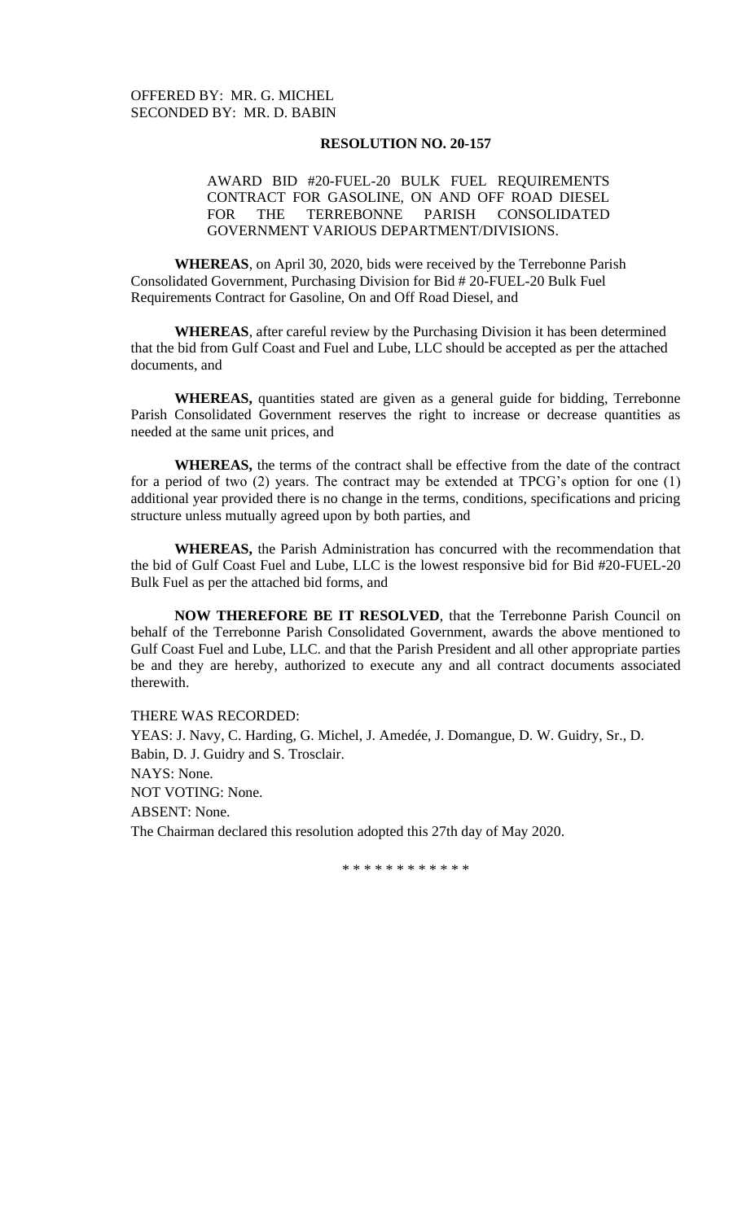OFFERED BY: MR. G. MICHEL
SECONDED BY: MR. D. BABIN

**RESOLUTION NO. 20-157**

AWARD BID #20-FUEL-20 BULK FUEL REQUIREMENTS CONTRACT FOR GASOLINE, ON AND OFF ROAD DIESEL FOR THE TERREBONNE PARISH CONSOLIDATED GOVERNMENT VARIOUS DEPARTMENT/DIVISIONS.

**WHEREAS**, on April 30, 2020, bids were received by the Terrebonne Parish Consolidated Government, Purchasing Division for Bid # 20-FUEL-20 Bulk Fuel Requirements Contract for Gasoline, On and Off Road Diesel, and

**WHEREAS**, after careful review by the Purchasing Division it has been determined that the bid from Gulf Coast and Fuel and Lube, LLC should be accepted as per the attached documents, and

**WHEREAS,** quantities stated are given as a general guide for bidding, Terrebonne Parish Consolidated Government reserves the right to increase or decrease quantities as needed at the same unit prices, and

**WHEREAS,** the terms of the contract shall be effective from the date of the contract for a period of two (2) years. The contract may be extended at TPCG's option for one (1) additional year provided there is no change in the terms, conditions, specifications and pricing structure unless mutually agreed upon by both parties, and

**WHEREAS,** the Parish Administration has concurred with the recommendation that the bid of Gulf Coast Fuel and Lube, LLC is the lowest responsive bid for Bid #20-FUEL-20 Bulk Fuel as per the attached bid forms, and

**NOW THEREFORE BE IT RESOLVED**, that the Terrebonne Parish Council on behalf of the Terrebonne Parish Consolidated Government, awards the above mentioned to Gulf Coast Fuel and Lube, LLC. and that the Parish President and all other appropriate parties be and they are hereby, authorized to execute any and all contract documents associated therewith.

THERE WAS RECORDED:
YEAS: J. Navy, C. Harding, G. Michel, J. Amedée, J. Domangue, D. W. Guidry, Sr., D. Babin, D. J. Guidry and S. Trosclair.
NAYS: None.
NOT VOTING: None.
ABSENT: None.
The Chairman declared this resolution adopted this 27th day of May 2020.

* * * * * * * * * * * *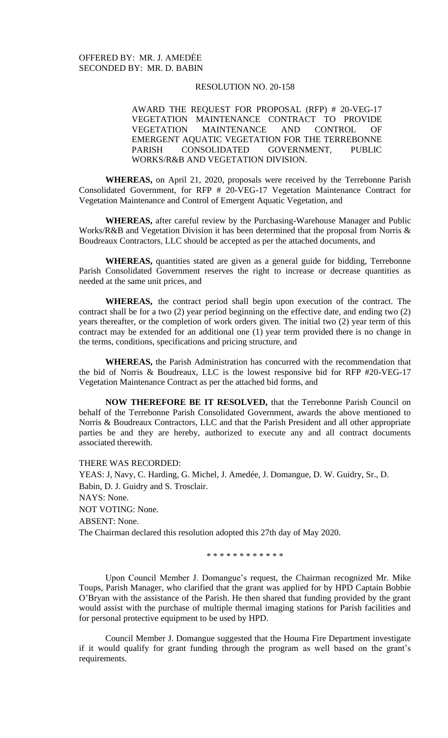OFFERED BY: MR. J. AMEDĖE
SECONDED BY: MR. D. BABIN

RESOLUTION NO. 20-158

AWARD THE REQUEST FOR PROPOSAL (RFP) # 20-VEG-17 VEGETATION MAINTENANCE CONTRACT TO PROVIDE VEGETATION MAINTENANCE AND CONTROL OF EMERGENT AQUATIC VEGETATION FOR THE TERREBONNE PARISH CONSOLIDATED GOVERNMENT, PUBLIC WORKS/R&B AND VEGETATION DIVISION.

**WHEREAS,** on April 21, 2020, proposals were received by the Terrebonne Parish Consolidated Government, for RFP # 20-VEG-17 Vegetation Maintenance Contract for Vegetation Maintenance and Control of Emergent Aquatic Vegetation, and

**WHEREAS,** after careful review by the Purchasing-Warehouse Manager and Public Works/R&B and Vegetation Division it has been determined that the proposal from Norris & Boudreaux Contractors, LLC should be accepted as per the attached documents, and

**WHEREAS,** quantities stated are given as a general guide for bidding, Terrebonne Parish Consolidated Government reserves the right to increase or decrease quantities as needed at the same unit prices, and

**WHEREAS,** the contract period shall begin upon execution of the contract. The contract shall be for a two (2) year period beginning on the effective date, and ending two (2) years thereafter, or the completion of work orders given. The initial two (2) year term of this contract may be extended for an additional one (1) year term provided there is no change in the terms, conditions, specifications and pricing structure, and

**WHEREAS,** the Parish Administration has concurred with the recommendation that the bid of Norris & Boudreaux, LLC is the lowest responsive bid for RFP #20-VEG-17 Vegetation Maintenance Contract as per the attached bid forms, and

**NOW THEREFORE BE IT RESOLVED,** that the Terrebonne Parish Council on behalf of the Terrebonne Parish Consolidated Government, awards the above mentioned to Norris & Boudreaux Contractors, LLC and that the Parish President and all other appropriate parties be and they are hereby, authorized to execute any and all contract documents associated therewith.

THERE WAS RECORDED:
YEAS: J, Navy, C. Harding, G. Michel, J. Amedée, J. Domangue, D. W. Guidry, Sr., D. Babin, D. J. Guidry and S. Trosclair.
NAYS: None.
NOT VOTING: None.
ABSENT: None.
The Chairman declared this resolution adopted this 27th day of May 2020.

\* \* \* \* \* \* \* \* \* \* \* \*

Upon Council Member J. Domangue's request, the Chairman recognized Mr. Mike Toups, Parish Manager, who clarified that the grant was applied for by HPD Captain Bobbie O'Bryan with the assistance of the Parish. He then shared that funding provided by the grant would assist with the purchase of multiple thermal imaging stations for Parish facilities and for personal protective equipment to be used by HPD.

Council Member J. Domangue suggested that the Houma Fire Department investigate if it would qualify for grant funding through the program as well based on the grant's requirements.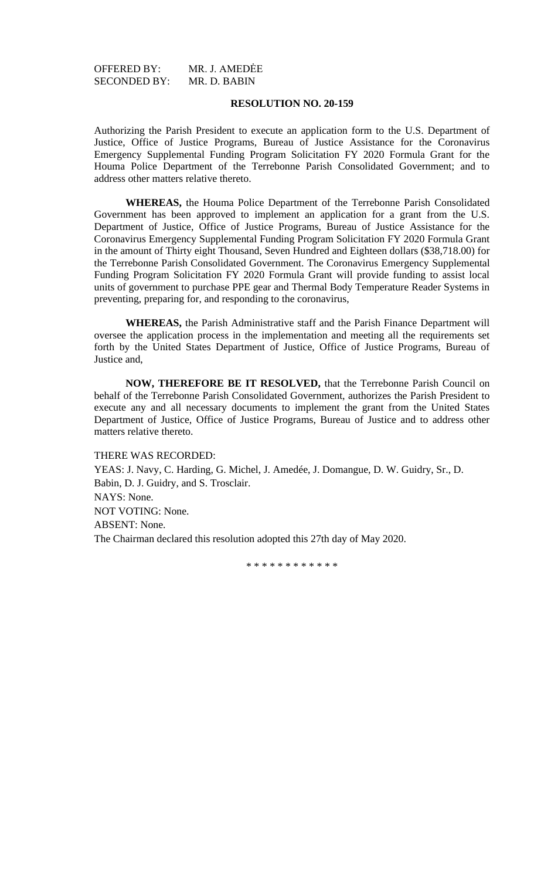OFFERED BY: MR. J. AMEDĖE
SECONDED BY: MR. D. BABIN

**RESOLUTION NO. 20-159**

Authorizing the Parish President to execute an application form to the U.S. Department of Justice, Office of Justice Programs, Bureau of Justice Assistance for the Coronavirus Emergency Supplemental Funding Program Solicitation FY 2020 Formula Grant for the Houma Police Department of the Terrebonne Parish Consolidated Government; and to address other matters relative thereto.

**WHEREAS,** the Houma Police Department of the Terrebonne Parish Consolidated Government has been approved to implement an application for a grant from the U.S. Department of Justice, Office of Justice Programs, Bureau of Justice Assistance for the Coronavirus Emergency Supplemental Funding Program Solicitation FY 2020 Formula Grant in the amount of Thirty eight Thousand, Seven Hundred and Eighteen dollars ($38,718.00) for the Terrebonne Parish Consolidated Government. The Coronavirus Emergency Supplemental Funding Program Solicitation FY 2020 Formula Grant will provide funding to assist local units of government to purchase PPE gear and Thermal Body Temperature Reader Systems in preventing, preparing for, and responding to the coronavirus,

**WHEREAS,** the Parish Administrative staff and the Parish Finance Department will oversee the application process in the implementation and meeting all the requirements set forth by the United States Department of Justice, Office of Justice Programs, Bureau of Justice and,

**NOW, THEREFORE BE IT RESOLVED,** that the Terrebonne Parish Council on behalf of the Terrebonne Parish Consolidated Government, authorizes the Parish President to execute any and all necessary documents to implement the grant from the United States Department of Justice, Office of Justice Programs, Bureau of Justice and to address other matters relative thereto.

THERE WAS RECORDED:
YEAS: J. Navy, C. Harding, G. Michel, J. Amedée, J. Domangue, D. W. Guidry, Sr., D. Babin, D. J. Guidry, and S. Trosclair.
NAYS: None.
NOT VOTING: None.
ABSENT: None.
The Chairman declared this resolution adopted this 27th day of May 2020.

\* \* \* \* \* \* \* \* \* \* \* \*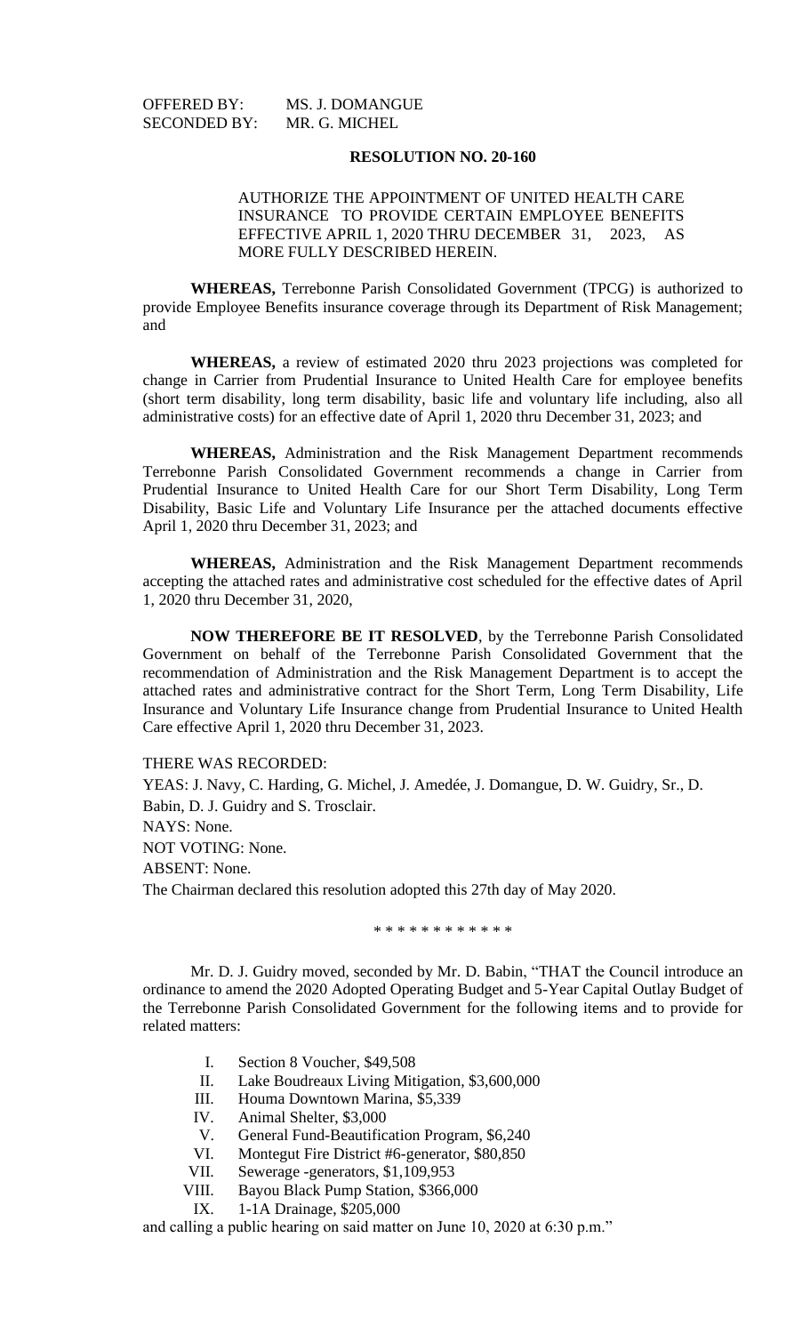OFFERED BY: MS. J. DOMANGUE
SECONDED BY: MR. G. MICHEL

**RESOLUTION NO. 20-160**

AUTHORIZE THE APPOINTMENT OF UNITED HEALTH CARE INSURANCE TO PROVIDE CERTAIN EMPLOYEE BENEFITS EFFECTIVE APRIL 1, 2020 THRU DECEMBER 31, 2023, AS MORE FULLY DESCRIBED HEREIN.

**WHEREAS,** Terrebonne Parish Consolidated Government (TPCG) is authorized to provide Employee Benefits insurance coverage through its Department of Risk Management; and

**WHEREAS,** a review of estimated 2020 thru 2023 projections was completed for change in Carrier from Prudential Insurance to United Health Care for employee benefits (short term disability, long term disability, basic life and voluntary life including, also all administrative costs) for an effective date of April 1, 2020 thru December 31, 2023; and

**WHEREAS,** Administration and the Risk Management Department recommends Terrebonne Parish Consolidated Government recommends a change in Carrier from Prudential Insurance to United Health Care for our Short Term Disability, Long Term Disability, Basic Life and Voluntary Life Insurance per the attached documents effective April 1, 2020 thru December 31, 2023; and

**WHEREAS,** Administration and the Risk Management Department recommends accepting the attached rates and administrative cost scheduled for the effective dates of April 1, 2020 thru December 31, 2020,

**NOW THEREFORE BE IT RESOLVED**, by the Terrebonne Parish Consolidated Government on behalf of the Terrebonne Parish Consolidated Government that the recommendation of Administration and the Risk Management Department is to accept the attached rates and administrative contract for the Short Term, Long Term Disability, Life Insurance and Voluntary Life Insurance change from Prudential Insurance to United Health Care effective April 1, 2020 thru December 31, 2023.

THERE WAS RECORDED:

YEAS: J. Navy, C. Harding, G. Michel, J. Amedée, J. Domangue, D. W. Guidry, Sr., D. Babin, D. J. Guidry and S. Trosclair.

NAYS: None.

NOT VOTING: None.

ABSENT: None.

The Chairman declared this resolution adopted this 27th day of May 2020.

\* \* \* \* \* \* \* \* \* \* \* \*

Mr. D. J. Guidry moved, seconded by Mr. D. Babin, "THAT the Council introduce an ordinance to amend the 2020 Adopted Operating Budget and 5-Year Capital Outlay Budget of the Terrebonne Parish Consolidated Government for the following items and to provide for related matters:

I. Section 8 Voucher, $49,508
II. Lake Boudreaux Living Mitigation, $3,600,000
III. Houma Downtown Marina, $5,339
IV. Animal Shelter, $3,000
V. General Fund-Beautification Program, $6,240
VI. Montegut Fire District #6-generator, $80,850
VII. Sewerage -generators, $1,109,953
VIII. Bayou Black Pump Station, $366,000
IX. 1-1A Drainage, $205,000

and calling a public hearing on said matter on June 10, 2020 at 6:30 p.m."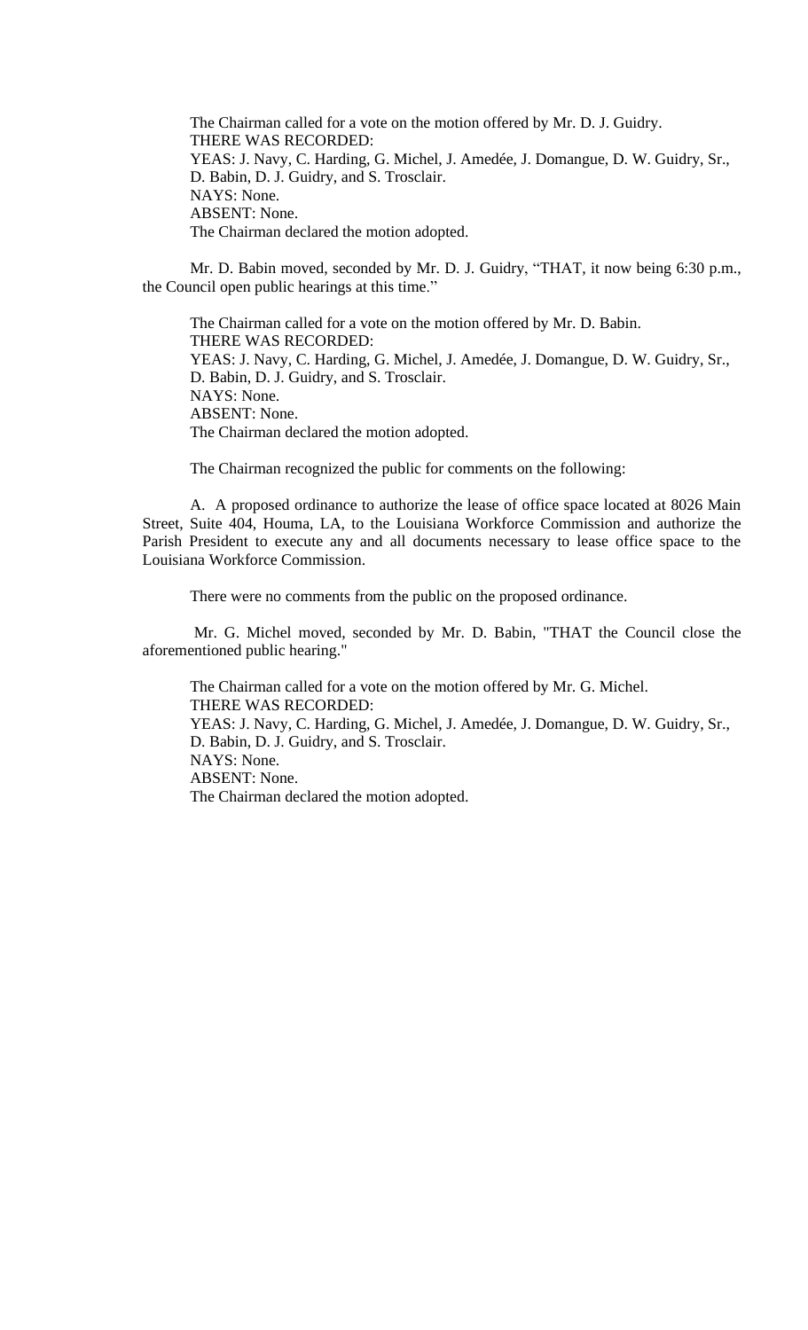The Chairman called for a vote on the motion offered by Mr. D. J. Guidry.
THERE WAS RECORDED:
YEAS: J. Navy, C. Harding, G. Michel, J. Amedée, J. Domangue, D. W. Guidry, Sr., D. Babin, D. J. Guidry, and S. Trosclair.
NAYS: None.
ABSENT: None.
The Chairman declared the motion adopted.

Mr. D. Babin moved, seconded by Mr. D. J. Guidry, "THAT, it now being 6:30 p.m., the Council open public hearings at this time."

The Chairman called for a vote on the motion offered by Mr. D. Babin.
THERE WAS RECORDED:
YEAS: J. Navy, C. Harding, G. Michel, J. Amedée, J. Domangue, D. W. Guidry, Sr., D. Babin, D. J. Guidry, and S. Trosclair.
NAYS: None.
ABSENT: None.
The Chairman declared the motion adopted.

The Chairman recognized the public for comments on the following:

A. A proposed ordinance to authorize the lease of office space located at 8026 Main Street, Suite 404, Houma, LA, to the Louisiana Workforce Commission and authorize the Parish President to execute any and all documents necessary to lease office space to the Louisiana Workforce Commission.

There were no comments from the public on the proposed ordinance.

Mr. G. Michel moved, seconded by Mr. D. Babin, "THAT the Council close the aforementioned public hearing."

The Chairman called for a vote on the motion offered by Mr. G. Michel.
THERE WAS RECORDED:
YEAS: J. Navy, C. Harding, G. Michel, J. Amedée, J. Domangue, D. W. Guidry, Sr., D. Babin, D. J. Guidry, and S. Trosclair.
NAYS: None.
ABSENT: None.
The Chairman declared the motion adopted.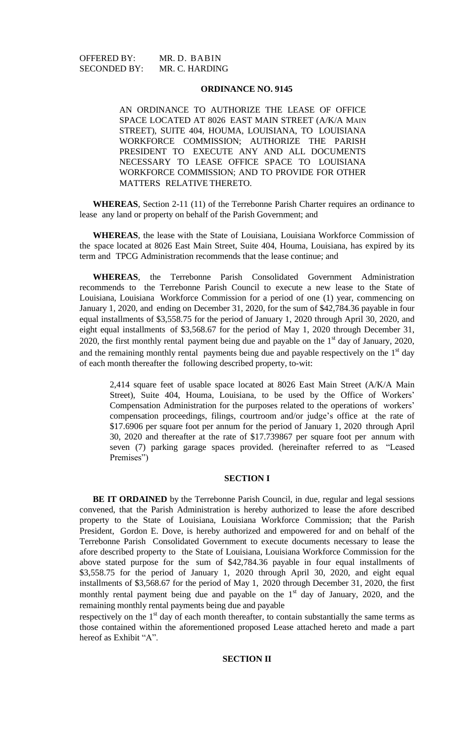OFFERED BY: MR. D. BABIN
SECONDED BY: MR. C. HARDING

# ORDINANCE NO. 9145

AN ORDINANCE TO AUTHORIZE THE LEASE OF OFFICE SPACE LOCATED AT 8026 EAST MAIN STREET (A/K/A MAIN STREET), SUITE 404, HOUMA, LOUISIANA, TO LOUISIANA WORKFORCE COMMISSION; AUTHORIZE THE PARISH PRESIDENT TO EXECUTE ANY AND ALL DOCUMENTS NECESSARY TO LEASE OFFICE SPACE TO LOUISIANA WORKFORCE COMMISSION; AND TO PROVIDE FOR OTHER MATTERS RELATIVE THERETO.

**WHEREAS**, Section 2-11 (11) of the Terrebonne Parish Charter requires an ordinance to lease any land or property on behalf of the Parish Government; and

**WHEREAS**, the lease with the State of Louisiana, Louisiana Workforce Commission of the space located at 8026 East Main Street, Suite 404, Houma, Louisiana, has expired by its term and TPCG Administration recommends that the lease continue; and

**WHEREAS**, the Terrebonne Parish Consolidated Government Administration recommends to the Terrebonne Parish Council to execute a new lease to the State of Louisiana, Louisiana Workforce Commission for a period of one (1) year, commencing on January 1, 2020, and ending on December 31, 2020, for the sum of $42,784.36 payable in four equal installments of $3,558.75 for the period of January 1, 2020 through April 30, 2020, and eight equal installments of $3,568.67 for the period of May 1, 2020 through December 31, 2020, the first monthly rental payment being due and payable on the 1st day of January, 2020, and the remaining monthly rental payments being due and payable respectively on the 1st day of each month thereafter the following described property, to-wit:

> 2,414 square feet of usable space located at 8026 East Main Street (A/K/A Main Street), Suite 404, Houma, Louisiana, to be used by the Office of Workers' Compensation Administration for the purposes related to the operations of workers' compensation proceedings, filings, courtroom and/or judge's office at the rate of $17.6906 per square foot per annum for the period of January 1, 2020 through April 30, 2020 and thereafter at the rate of $17.739867 per square foot per annum with seven (7) parking garage spaces provided. (hereinafter referred to as "Leased Premises")

## SECTION I

**BE IT ORDAINED** by the Terrebonne Parish Council, in due, regular and legal sessions convened, that the Parish Administration is hereby authorized to lease the afore described property to the State of Louisiana, Louisiana Workforce Commission; that the Parish President, Gordon E. Dove, is hereby authorized and empowered for and on behalf of the Terrebonne Parish Consolidated Government to execute documents necessary to lease the afore described property to the State of Louisiana, Louisiana Workforce Commission for the above stated purpose for the sum of $42,784.36 payable in four equal installments of $3,558.75 for the period of January 1, 2020 through April 30, 2020, and eight equal installments of $3,568.67 for the period of May 1, 2020 through December 31, 2020, the first monthly rental payment being due and payable on the 1st day of January, 2020, and the remaining monthly rental payments being due and payable respectively on the 1st day of each month thereafter, to contain substantially the same terms as those contained within the aforementioned proposed Lease attached hereto and made a part hereof as Exhibit "A".

## SECTION II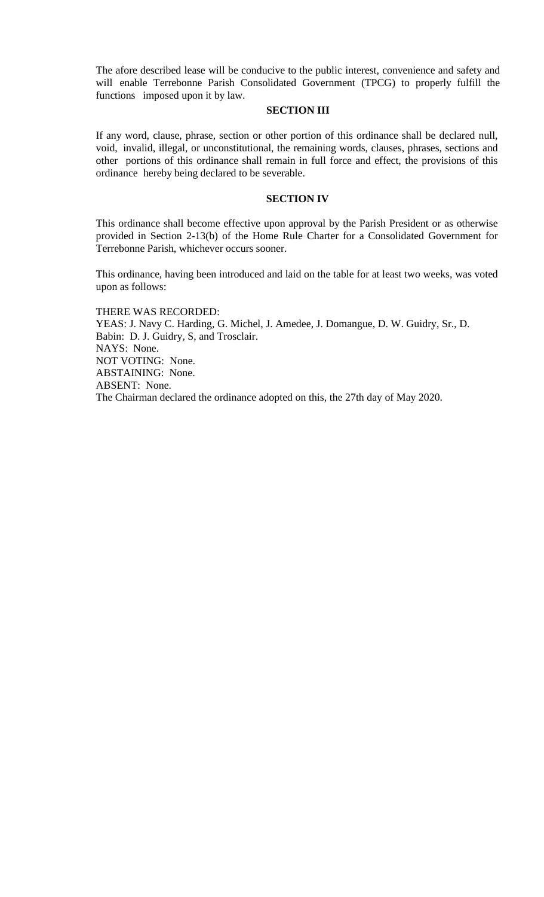The afore described lease will be conducive to the public interest, convenience and safety and will enable Terrebonne Parish Consolidated Government (TPCG) to properly fulfill the functions imposed upon it by law.

**SECTION III**

If any word, clause, phrase, section or other portion of this ordinance shall be declared null, void, invalid, illegal, or unconstitutional, the remaining words, clauses, phrases, sections and other portions of this ordinance shall remain in full force and effect, the provisions of this ordinance hereby being declared to be severable.

**SECTION IV**

This ordinance shall become effective upon approval by the Parish President or as otherwise provided in Section 2-13(b) of the Home Rule Charter for a Consolidated Government for Terrebonne Parish, whichever occurs sooner.

This ordinance, having been introduced and laid on the table for at least two weeks, was voted upon as follows:

THERE WAS RECORDED:
YEAS: J. Navy C. Harding, G. Michel, J. Amedee, J. Domangue, D. W. Guidry, Sr., D. Babin: D. J. Guidry, S, and Trosclair.
NAYS: None.
NOT VOTING: None.
ABSTAINING: None.
ABSENT: None.
The Chairman declared the ordinance adopted on this, the 27th day of May 2020.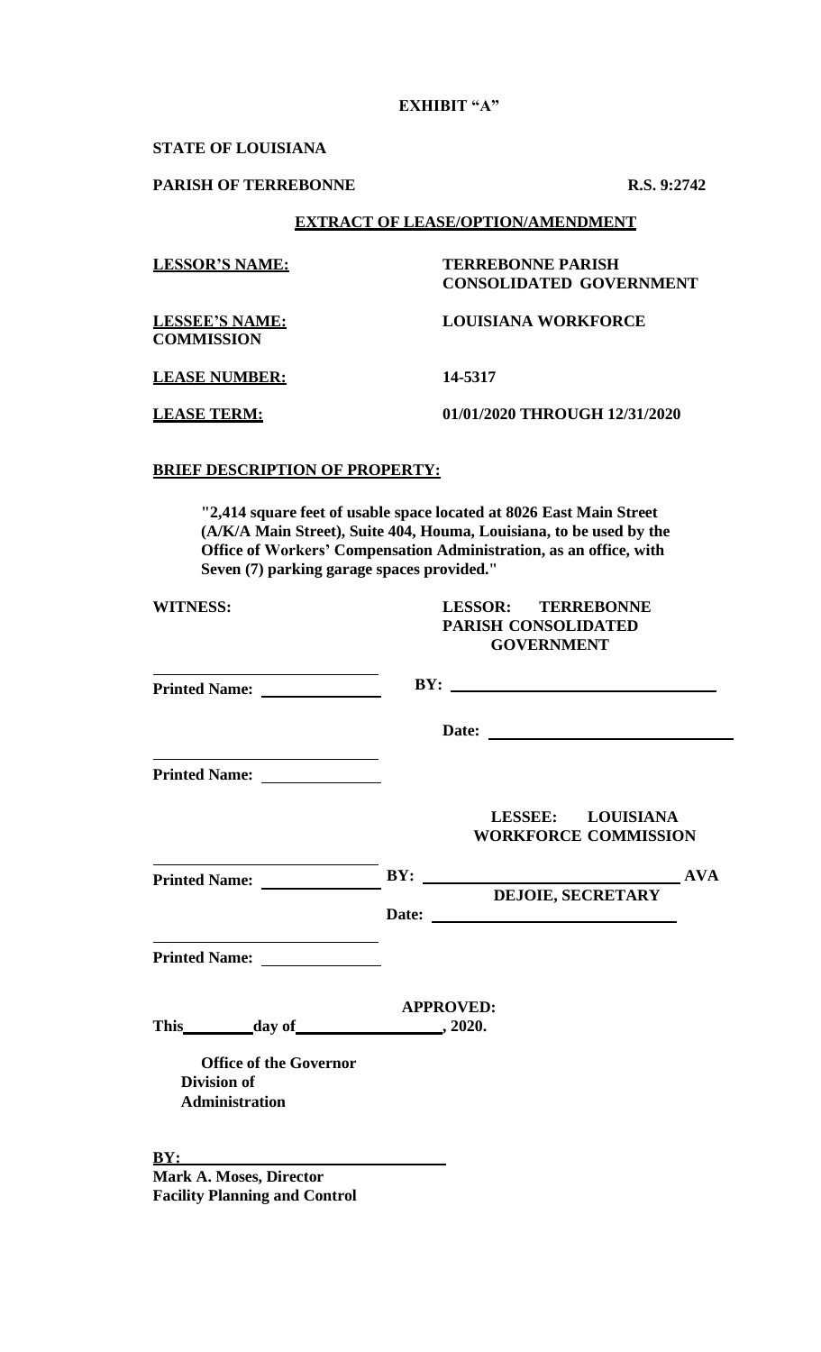**EXHIBIT "A"**

**STATE OF LOUISIANA**

**PARISH OF TERREBONNE** **R.S. 9:2742**

**EXTRACT OF LEASE/OPTION/AMENDMENT**

**LESSOR'S NAME:** **TERREBONNE PARISH CONSOLIDATED GOVERNMENT**

**LESSEE'S NAME:** **LOUISIANA WORKFORCE COMMISSION**

**LEASE NUMBER:** **14-5317**

**LEASE TERM:** **01/01/2020 THROUGH 12/31/2020**

**BRIEF DESCRIPTION OF PROPERTY:**

**"2,414 square feet of usable space located at 8026 East Main Street (A/K/A Main Street), Suite 404, Houma, Louisiana, to be used by the Office of Workers' Compensation Administration, as an office, with Seven (7) parking garage spaces provided."**

**WITNESS:** **LESSOR: TERREBONNE PARISH CONSOLIDATED GOVERNMENT**

**Printed Name:** ______________ **BY:** ______________________________

**Date:** ______________________________

**Printed Name:** ______________

**LESSEE: LOUISIANA WORKFORCE COMMISSION**

**Printed Name:** ______________ **BY:** ______________________________ **AVA DEJOIE, SECRETARY**

**Date:** ______________________________

**Printed Name:** ______________

**APPROVED:**

**This** ________ **day of** __________________**, 2020.**

**Office of the Governor**
**Division of Administration**

**BY:** ______________________________
**Mark A. Moses, Director**
**Facility Planning and Control**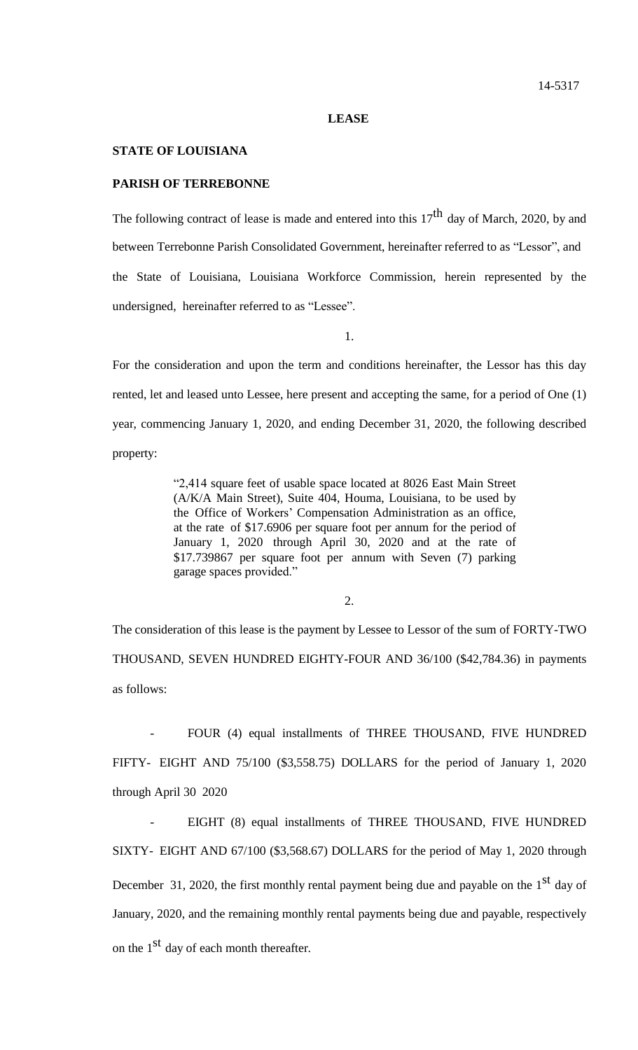14-5317

**LEASE**

**STATE OF LOUISIANA**

**PARISH OF TERREBONNE**

The following contract of lease is made and entered into this 17th day of March, 2020, by and between Terrebonne Parish Consolidated Government, hereinafter referred to as "Lessor", and the State of Louisiana, Louisiana Workforce Commission, herein represented by the undersigned, hereinafter referred to as "Lessee".

1.

For the consideration and upon the term and conditions hereinafter, the Lessor has this day rented, let and leased unto Lessee, here present and accepting the same, for a period of One (1) year, commencing January 1, 2020, and ending December 31, 2020, the following described property:

> "2,414 square feet of usable space located at 8026 East Main Street (A/K/A Main Street), Suite 404, Houma, Louisiana, to be used by the Office of Workers' Compensation Administration as an office, at the rate of $17.6906 per square foot per annum for the period of January 1, 2020 through April 30, 2020 and at the rate of $17.739867 per square foot per annum with Seven (7) parking garage spaces provided."

2.

The consideration of this lease is the payment by Lessee to Lessor of the sum of FORTY-TWO THOUSAND, SEVEN HUNDRED EIGHTY-FOUR AND 36/100 ($42,784.36) in payments as follows:

- FOUR (4) equal installments of THREE THOUSAND, FIVE HUNDRED FIFTY- EIGHT AND 75/100 ($3,558.75) DOLLARS for the period of January 1, 2020 through April 30 2020

- EIGHT (8) equal installments of THREE THOUSAND, FIVE HUNDRED SIXTY- EIGHT AND 67/100 ($3,568.67) DOLLARS for the period of May 1, 2020 through December 31, 2020, the first monthly rental payment being due and payable on the 1st day of January, 2020, and the remaining monthly rental payments being due and payable, respectively on the 1st day of each month thereafter.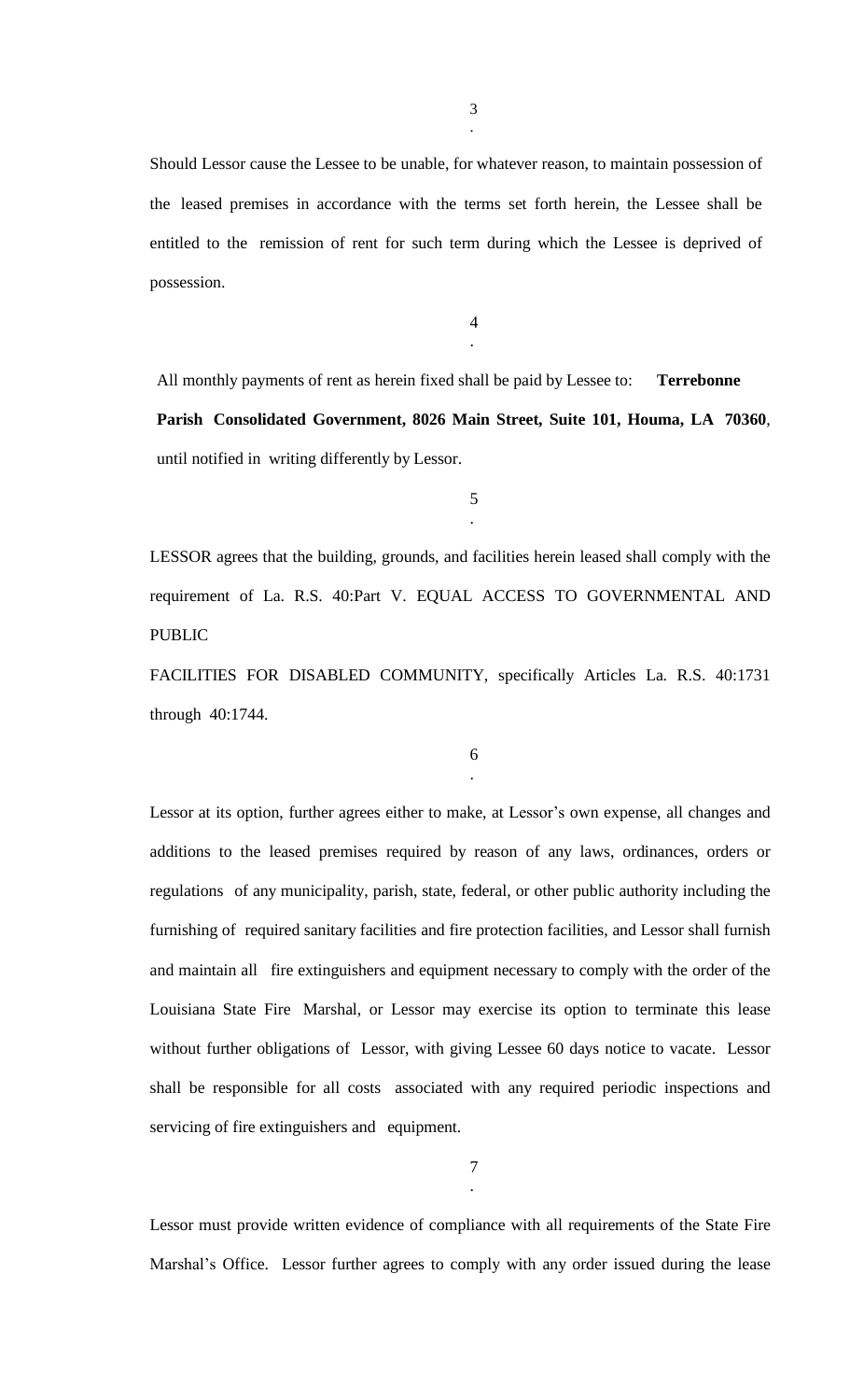3.

Should Lessor cause the Lessee to be unable, for whatever reason, to maintain possession of the leased premises in accordance with the terms set forth herein, the Lessee shall be entitled to the remission of rent for such term during which the Lessee is deprived of possession.

4.

All monthly payments of rent as herein fixed shall be paid by Lessee to: **Terrebonne Parish Consolidated Government, 8026 Main Street, Suite 101, Houma, LA 70360**, until notified in writing differently by Lessor.

5.

LESSOR agrees that the building, grounds, and facilities herein leased shall comply with the requirement of La. R.S. 40:Part V. EQUAL ACCESS TO GOVERNMENTAL AND PUBLIC FACILITIES FOR DISABLED COMMUNITY, specifically Articles La. R.S. 40:1731 through 40:1744.

6.

Lessor at its option, further agrees either to make, at Lessor's own expense, all changes and additions to the leased premises required by reason of any laws, ordinances, orders or regulations of any municipality, parish, state, federal, or other public authority including the furnishing of required sanitary facilities and fire protection facilities, and Lessor shall furnish and maintain all fire extinguishers and equipment necessary to comply with the order of the Louisiana State Fire Marshal, or Lessor may exercise its option to terminate this lease without further obligations of Lessor, with giving Lessee 60 days notice to vacate. Lessor shall be responsible for all costs associated with any required periodic inspections and servicing of fire extinguishers and equipment.

7.

Lessor must provide written evidence of compliance with all requirements of the State Fire Marshal's Office. Lessor further agrees to comply with any order issued during the lease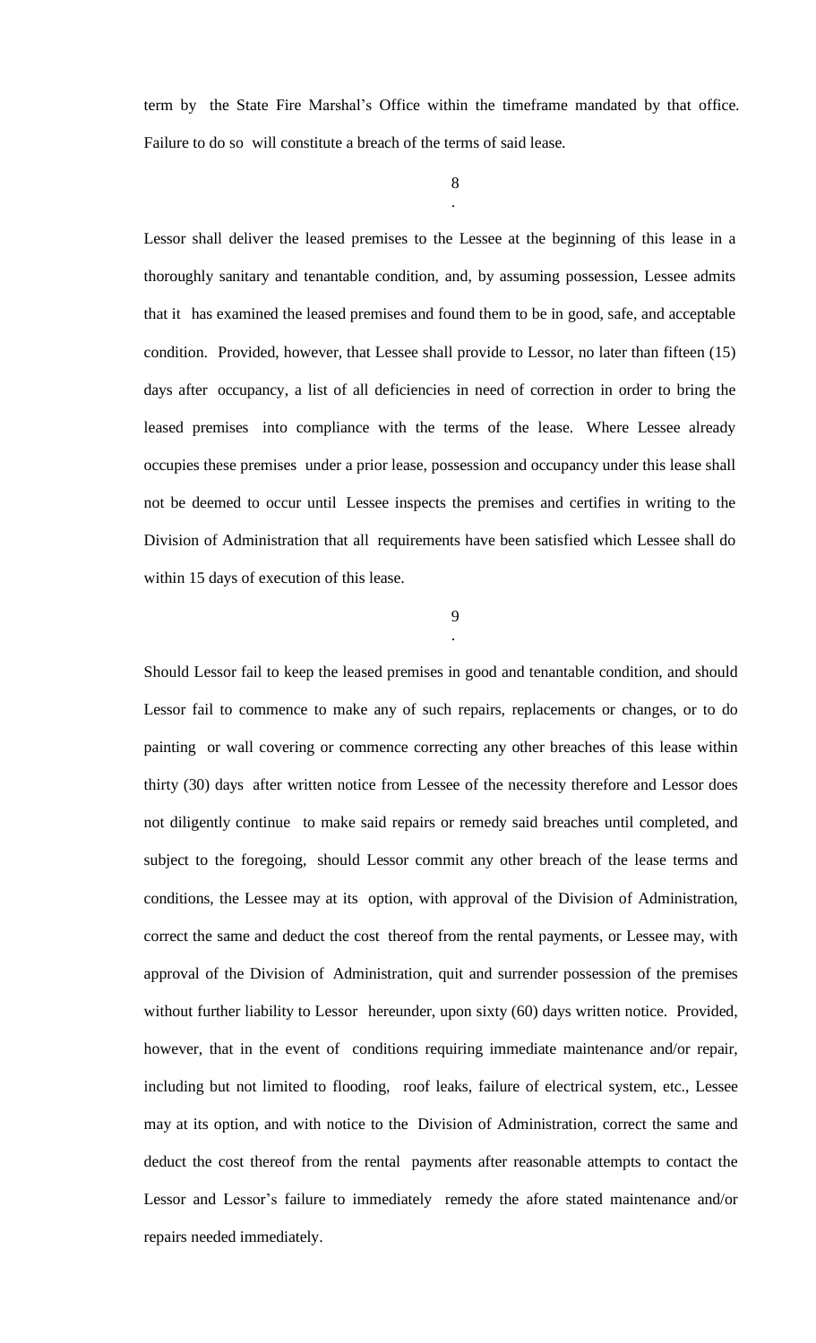term by the State Fire Marshal's Office within the timeframe mandated by that office. Failure to do so will constitute a breach of the terms of said lease.

8.

Lessor shall deliver the leased premises to the Lessee at the beginning of this lease in a thoroughly sanitary and tenantable condition, and, by assuming possession, Lessee admits that it has examined the leased premises and found them to be in good, safe, and acceptable condition. Provided, however, that Lessee shall provide to Lessor, no later than fifteen (15) days after occupancy, a list of all deficiencies in need of correction in order to bring the leased premises into compliance with the terms of the lease. Where Lessee already occupies these premises under a prior lease, possession and occupancy under this lease shall not be deemed to occur until Lessee inspects the premises and certifies in writing to the Division of Administration that all requirements have been satisfied which Lessee shall do within 15 days of execution of this lease.

9.

Should Lessor fail to keep the leased premises in good and tenantable condition, and should Lessor fail to commence to make any of such repairs, replacements or changes, or to do painting or wall covering or commence correcting any other breaches of this lease within thirty (30) days after written notice from Lessee of the necessity therefore and Lessor does not diligently continue to make said repairs or remedy said breaches until completed, and subject to the foregoing, should Lessor commit any other breach of the lease terms and conditions, the Lessee may at its option, with approval of the Division of Administration, correct the same and deduct the cost thereof from the rental payments, or Lessee may, with approval of the Division of Administration, quit and surrender possession of the premises without further liability to Lessor hereunder, upon sixty (60) days written notice. Provided, however, that in the event of conditions requiring immediate maintenance and/or repair, including but not limited to flooding, roof leaks, failure of electrical system, etc., Lessee may at its option, and with notice to the Division of Administration, correct the same and deduct the cost thereof from the rental payments after reasonable attempts to contact the Lessor and Lessor's failure to immediately remedy the afore stated maintenance and/or repairs needed immediately.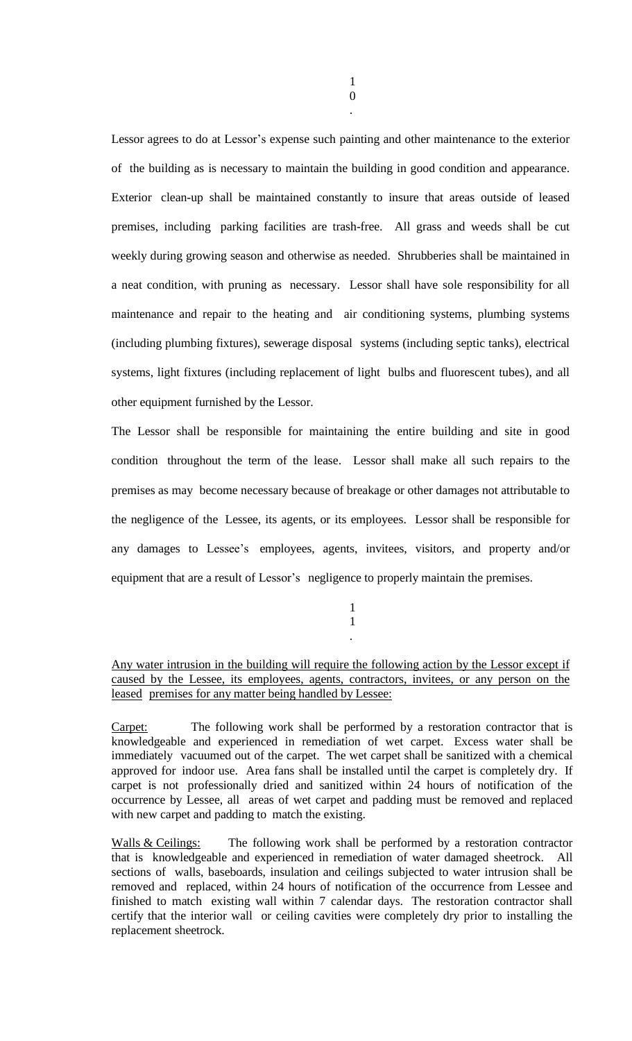10.

Lessor agrees to do at Lessor's expense such painting and other maintenance to the exterior of the building as is necessary to maintain the building in good condition and appearance. Exterior clean-up shall be maintained constantly to insure that areas outside of leased premises, including parking facilities are trash-free. All grass and weeds shall be cut weekly during growing season and otherwise as needed. Shrubberies shall be maintained in a neat condition, with pruning as necessary. Lessor shall have sole responsibility for all maintenance and repair to the heating and air conditioning systems, plumbing systems (including plumbing fixtures), sewerage disposal systems (including septic tanks), electrical systems, light fixtures (including replacement of light bulbs and fluorescent tubes), and all other equipment furnished by the Lessor.

The Lessor shall be responsible for maintaining the entire building and site in good condition throughout the term of the lease. Lessor shall make all such repairs to the premises as may become necessary because of breakage or other damages not attributable to the negligence of the Lessee, its agents, or its employees. Lessor shall be responsible for any damages to Lessee's employees, agents, invitees, visitors, and property and/or equipment that are a result of Lessor's negligence to properly maintain the premises.

11.

<u>Any water intrusion in the building will require the following action by the Lessor except if caused by the Lessee, its employees, agents, contractors, invitees, or any person on the leased premises for any matter being handled by Lessee:</u>

<u>Carpet:</u> The following work shall be performed by a restoration contractor that is knowledgeable and experienced in remediation of wet carpet. Excess water shall be immediately vacuumed out of the carpet. The wet carpet shall be sanitized with a chemical approved for indoor use. Area fans shall be installed until the carpet is completely dry. If carpet is not professionally dried and sanitized within 24 hours of notification of the occurrence by Lessee, all areas of wet carpet and padding must be removed and replaced with new carpet and padding to match the existing.

<u>Walls & Ceilings:</u> The following work shall be performed by a restoration contractor that is knowledgeable and experienced in remediation of water damaged sheetrock. All sections of walls, baseboards, insulation and ceilings subjected to water intrusion shall be removed and replaced, within 24 hours of notification of the occurrence from Lessee and finished to match existing wall within 7 calendar days. The restoration contractor shall certify that the interior wall or ceiling cavities were completely dry prior to installing the replacement sheetrock.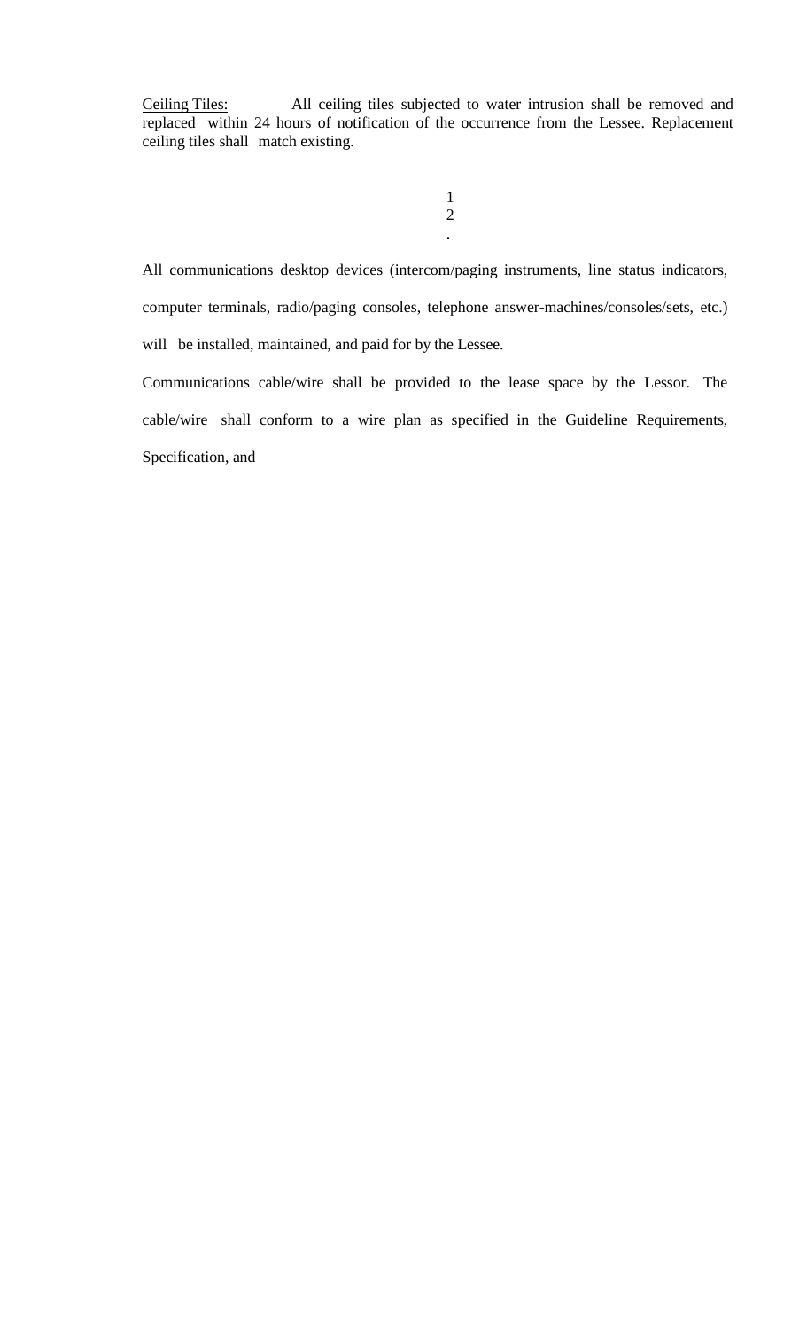Ceiling Tiles: All ceiling tiles subjected to water intrusion shall be removed and replaced within 24 hours of notification of the occurrence from the Lessee. Replacement ceiling tiles shall match existing.

12.

All communications desktop devices (intercom/paging instruments, line status indicators, computer terminals, radio/paging consoles, telephone answer-machines/consoles/sets, etc.) will be installed, maintained, and paid for by the Lessee.

Communications cable/wire shall be provided to the lease space by the Lessor. The cable/wire shall conform to a wire plan as specified in the Guideline Requirements, Specification, and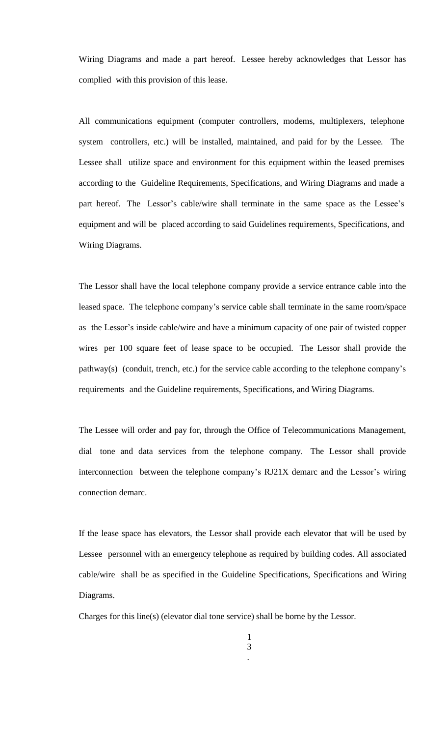Wiring Diagrams and made a part hereof. Lessee hereby acknowledges that Lessor has complied with this provision of this lease.

All communications equipment (computer controllers, modems, multiplexers, telephone system controllers, etc.) will be installed, maintained, and paid for by the Lessee. The Lessee shall utilize space and environment for this equipment within the leased premises according to the Guideline Requirements, Specifications, and Wiring Diagrams and made a part hereof. The Lessor's cable/wire shall terminate in the same space as the Lessee's equipment and will be placed according to said Guidelines requirements, Specifications, and Wiring Diagrams.

The Lessor shall have the local telephone company provide a service entrance cable into the leased space. The telephone company's service cable shall terminate in the same room/space as the Lessor's inside cable/wire and have a minimum capacity of one pair of twisted copper wires per 100 square feet of lease space to be occupied. The Lessor shall provide the pathway(s) (conduit, trench, etc.) for the service cable according to the telephone company's requirements and the Guideline requirements, Specifications, and Wiring Diagrams.

The Lessee will order and pay for, through the Office of Telecommunications Management, dial tone and data services from the telephone company. The Lessor shall provide interconnection between the telephone company's RJ21X demarc and the Lessor's wiring connection demarc.

If the lease space has elevators, the Lessor shall provide each elevator that will be used by Lessee personnel with an emergency telephone as required by building codes. All associated cable/wire shall be as specified in the Guideline Specifications, Specifications and Wiring Diagrams.

Charges for this line(s) (elevator dial tone service) shall be borne by the Lessor.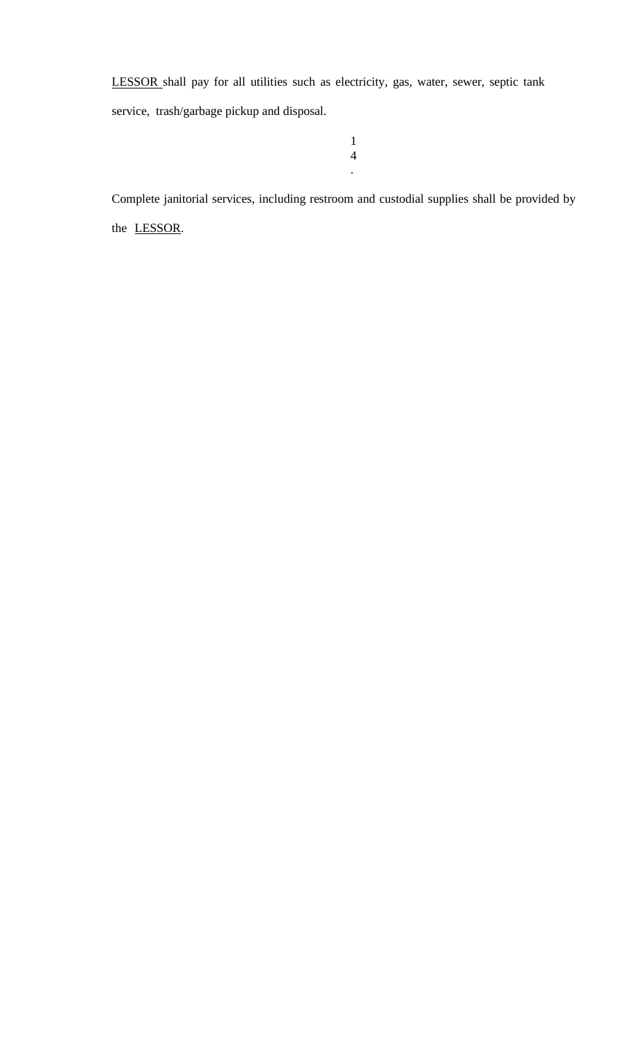LESSOR shall pay for all utilities such as electricity, gas, water, sewer, septic tank service, trash/garbage pickup and disposal.

14.

Complete janitorial services, including restroom and custodial supplies shall be provided by the LESSOR.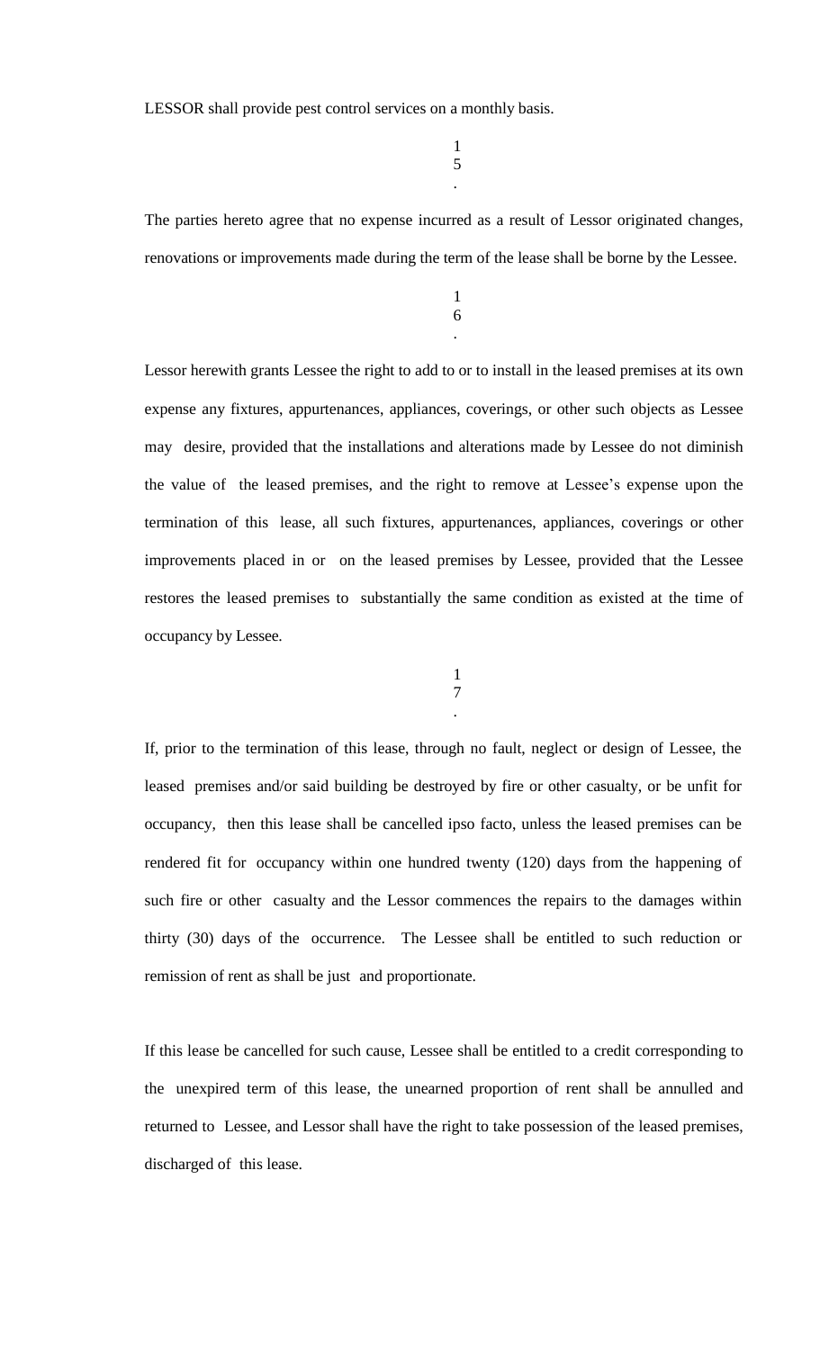LESSOR shall provide pest control services on a monthly basis.

15.

The parties hereto agree that no expense incurred as a result of Lessor originated changes, renovations or improvements made during the term of the lease shall be borne by the Lessee.

16.

Lessor herewith grants Lessee the right to add to or to install in the leased premises at its own expense any fixtures, appurtenances, appliances, coverings, or other such objects as Lessee may desire, provided that the installations and alterations made by Lessee do not diminish the value of the leased premises, and the right to remove at Lessee's expense upon the termination of this lease, all such fixtures, appurtenances, appliances, coverings or other improvements placed in or on the leased premises by Lessee, provided that the Lessee restores the leased premises to substantially the same condition as existed at the time of occupancy by Lessee.

17.

If, prior to the termination of this lease, through no fault, neglect or design of Lessee, the leased premises and/or said building be destroyed by fire or other casualty, or be unfit for occupancy, then this lease shall be cancelled ipso facto, unless the leased premises can be rendered fit for occupancy within one hundred twenty (120) days from the happening of such fire or other casualty and the Lessor commences the repairs to the damages within thirty (30) days of the occurrence. The Lessee shall be entitled to such reduction or remission of rent as shall be just and proportionate.

If this lease be cancelled for such cause, Lessee shall be entitled to a credit corresponding to the unexpired term of this lease, the unearned proportion of rent shall be annulled and returned to Lessee, and Lessor shall have the right to take possession of the leased premises, discharged of this lease.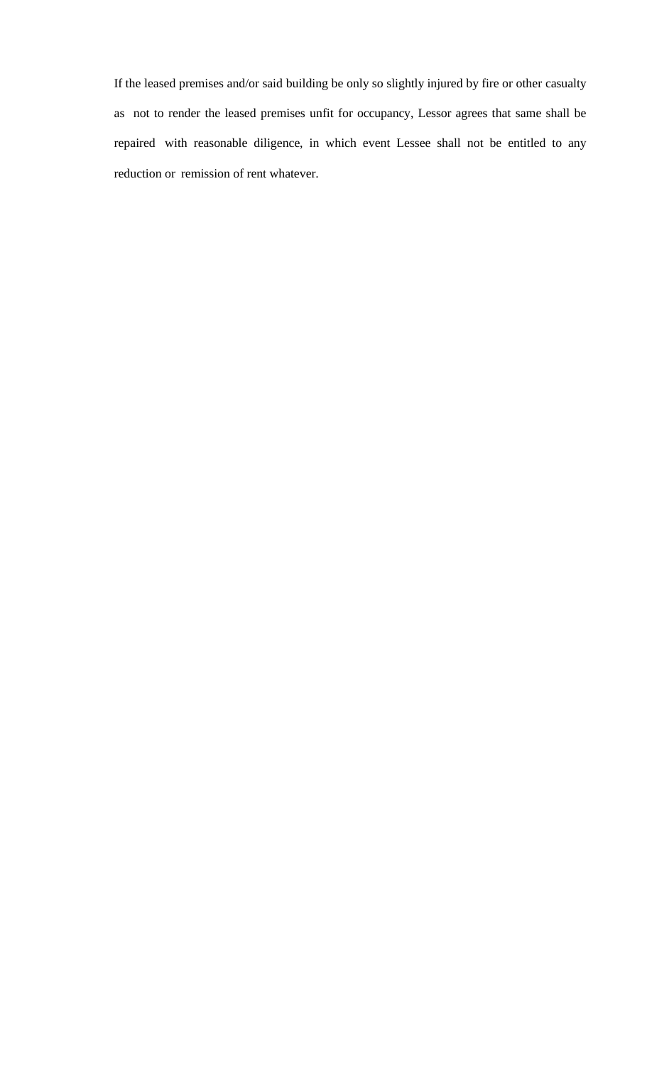If the leased premises and/or said building be only so slightly injured by fire or other casualty as not to render the leased premises unfit for occupancy, Lessor agrees that same shall be repaired with reasonable diligence, in which event Lessee shall not be entitled to any reduction or remission of rent whatever.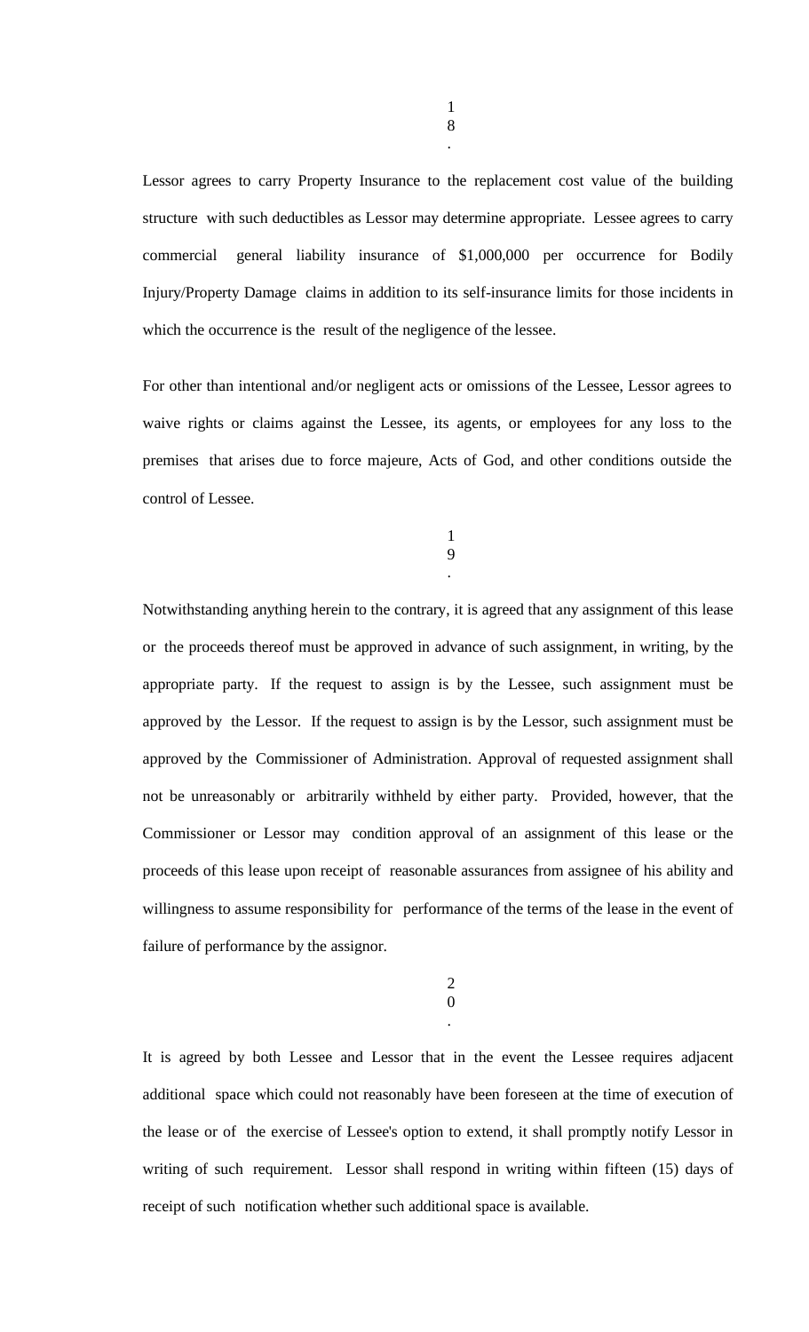18.

Lessor agrees to carry Property Insurance to the replacement cost value of the building structure with such deductibles as Lessor may determine appropriate. Lessee agrees to carry commercial general liability insurance of $1,000,000 per occurrence for Bodily Injury/Property Damage claims in addition to its self-insurance limits for those incidents in which the occurrence is the result of the negligence of the lessee.

For other than intentional and/or negligent acts or omissions of the Lessee, Lessor agrees to waive rights or claims against the Lessee, its agents, or employees for any loss to the premises that arises due to force majeure, Acts of God, and other conditions outside the control of Lessee.

19.

Notwithstanding anything herein to the contrary, it is agreed that any assignment of this lease or the proceeds thereof must be approved in advance of such assignment, in writing, by the appropriate party. If the request to assign is by the Lessee, such assignment must be approved by the Lessor. If the request to assign is by the Lessor, such assignment must be approved by the Commissioner of Administration. Approval of requested assignment shall not be unreasonably or arbitrarily withheld by either party. Provided, however, that the Commissioner or Lessor may condition approval of an assignment of this lease or the proceeds of this lease upon receipt of reasonable assurances from assignee of his ability and willingness to assume responsibility for performance of the terms of the lease in the event of failure of performance by the assignor.

20.

It is agreed by both Lessee and Lessor that in the event the Lessee requires adjacent additional space which could not reasonably have been foreseen at the time of execution of the lease or of the exercise of Lessee's option to extend, it shall promptly notify Lessor in writing of such requirement. Lessor shall respond in writing within fifteen (15) days of receipt of such notification whether such additional space is available.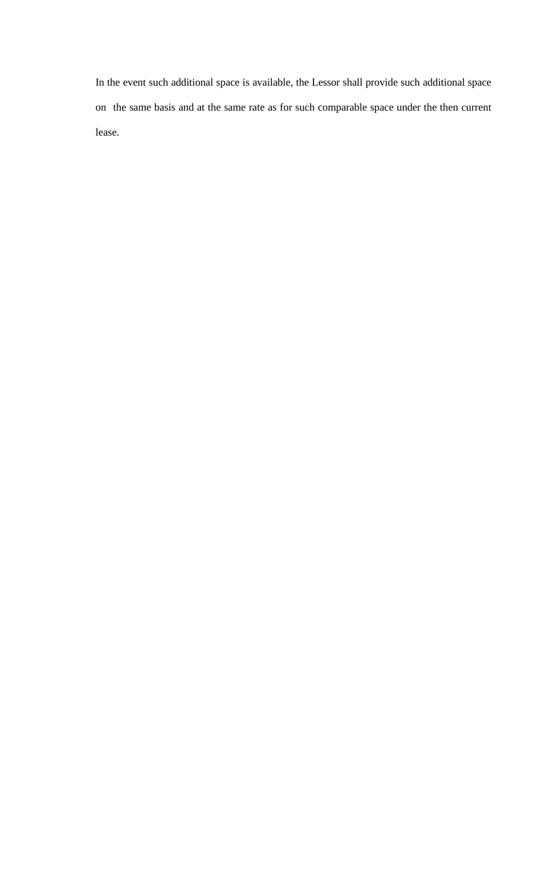In the event such additional space is available, the Lessor shall provide such additional space on the same basis and at the same rate as for such comparable space under the then current lease.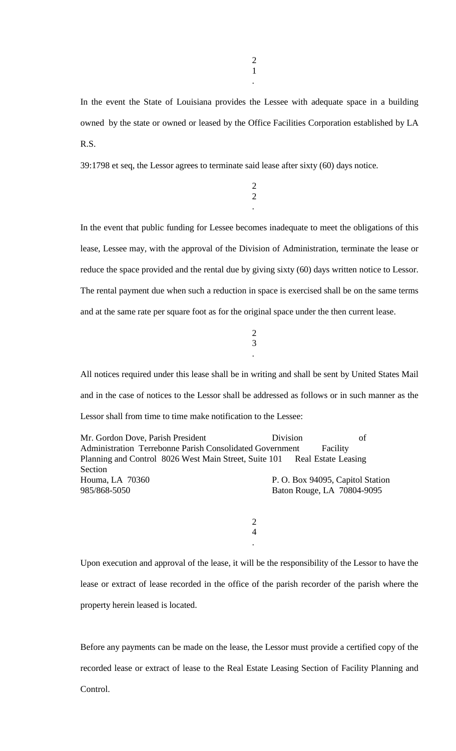21.

In the event the State of Louisiana provides the Lessee with adequate space in a building owned by the state or owned or leased by the Office Facilities Corporation established by LA R.S.

39:1798 et seq, the Lessor agrees to terminate said lease after sixty (60) days notice.

22.

In the event that public funding for Lessee becomes inadequate to meet the obligations of this lease, Lessee may, with the approval of the Division of Administration, terminate the lease or reduce the space provided and the rental due by giving sixty (60) days written notice to Lessor. The rental payment due when such a reduction in space is exercised shall be on the same terms and at the same rate per square foot as for the original space under the then current lease.

23.

All notices required under this lease shall be in writing and shall be sent by United States Mail and in the case of notices to the Lessor shall be addressed as follows or in such manner as the Lessor shall from time to time make notification to the Lessee:

Mr. Gordon Dove, Parish President
Terrebonne Parish Consolidated Government
8026 West Main Street, Suite 101
Houma, LA 70360
985/868-5050

Division of Administration
Facility Planning and Control
Real Estate Leasing Section
P. O. Box 94095, Capitol Station
Baton Rouge, LA 70804-9095

24.

Upon execution and approval of the lease, it will be the responsibility of the Lessor to have the lease or extract of lease recorded in the office of the parish recorder of the parish where the property herein leased is located.

Before any payments can be made on the lease, the Lessor must provide a certified copy of the recorded lease or extract of lease to the Real Estate Leasing Section of Facility Planning and Control.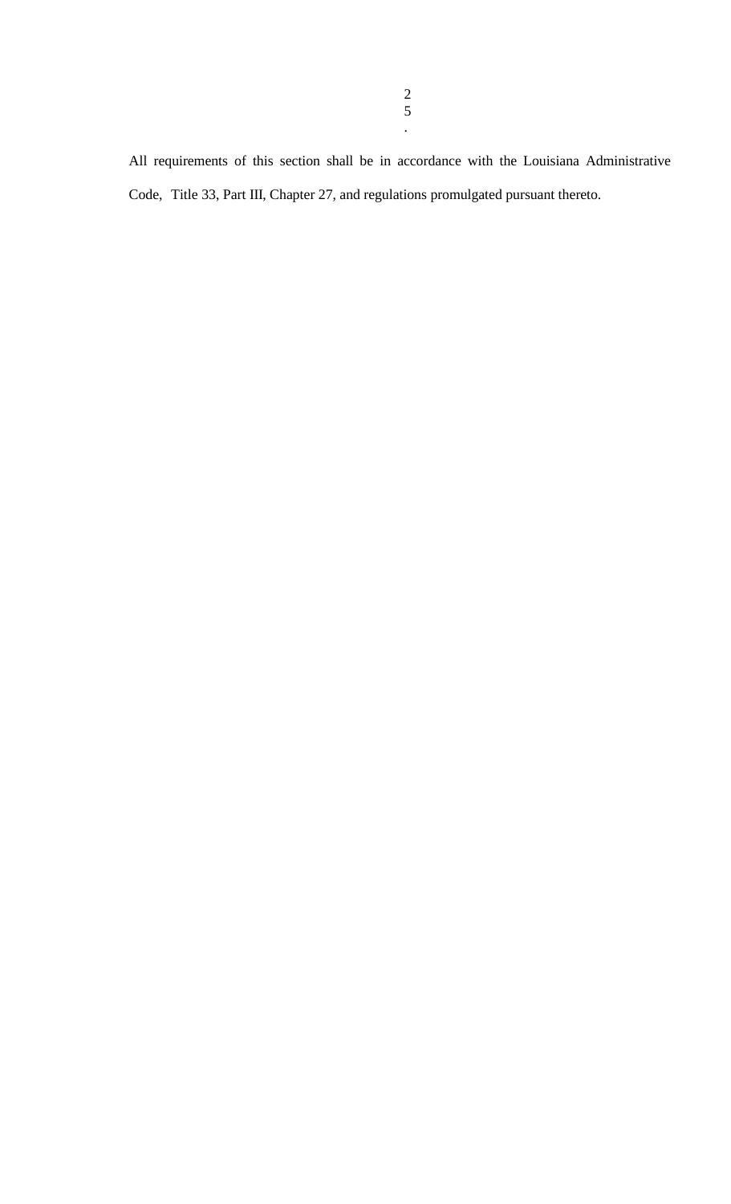25.

All requirements of this section shall be in accordance with the Louisiana Administrative Code, Title 33, Part III, Chapter 27, and regulations promulgated pursuant thereto.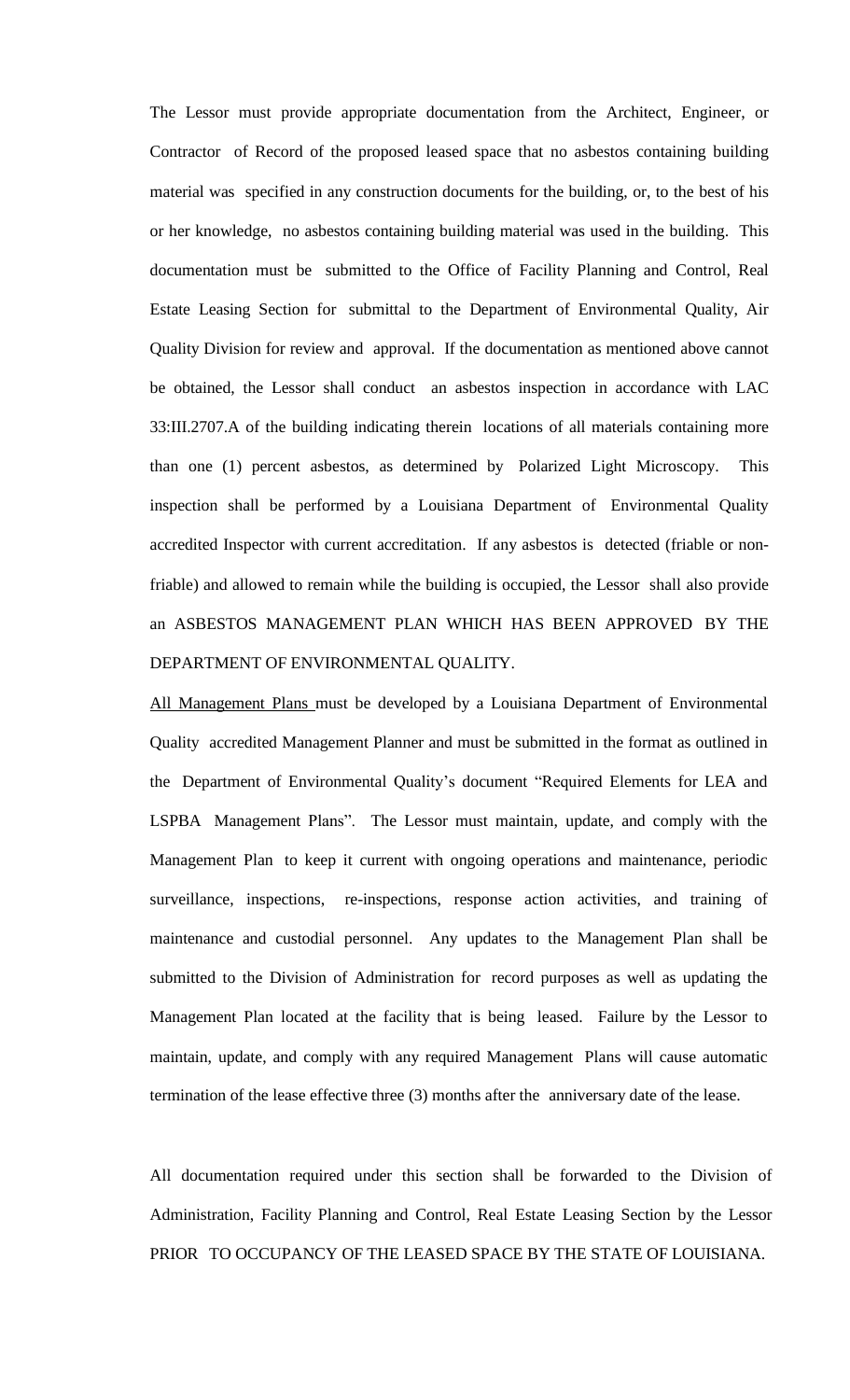The Lessor must provide appropriate documentation from the Architect, Engineer, or Contractor of Record of the proposed leased space that no asbestos containing building material was specified in any construction documents for the building, or, to the best of his or her knowledge, no asbestos containing building material was used in the building. This documentation must be submitted to the Office of Facility Planning and Control, Real Estate Leasing Section for submittal to the Department of Environmental Quality, Air Quality Division for review and approval. If the documentation as mentioned above cannot be obtained, the Lessor shall conduct an asbestos inspection in accordance with LAC 33:III.2707.A of the building indicating therein locations of all materials containing more than one (1) percent asbestos, as determined by Polarized Light Microscopy. This inspection shall be performed by a Louisiana Department of Environmental Quality accredited Inspector with current accreditation. If any asbestos is detected (friable or non-friable) and allowed to remain while the building is occupied, the Lessor shall also provide an ASBESTOS MANAGEMENT PLAN WHICH HAS BEEN APPROVED BY THE DEPARTMENT OF ENVIRONMENTAL QUALITY.

<u>All Management Plans</u> must be developed by a Louisiana Department of Environmental Quality accredited Management Planner and must be submitted in the format as outlined in the Department of Environmental Quality's document "Required Elements for LEA and LSPBA Management Plans". The Lessor must maintain, update, and comply with the Management Plan to keep it current with ongoing operations and maintenance, periodic surveillance, inspections, re-inspections, response action activities, and training of maintenance and custodial personnel. Any updates to the Management Plan shall be submitted to the Division of Administration for record purposes as well as updating the Management Plan located at the facility that is being leased. Failure by the Lessor to maintain, update, and comply with any required Management Plans will cause automatic termination of the lease effective three (3) months after the anniversary date of the lease.

All documentation required under this section shall be forwarded to the Division of Administration, Facility Planning and Control, Real Estate Leasing Section by the Lessor PRIOR TO OCCUPANCY OF THE LEASED SPACE BY THE STATE OF LOUISIANA.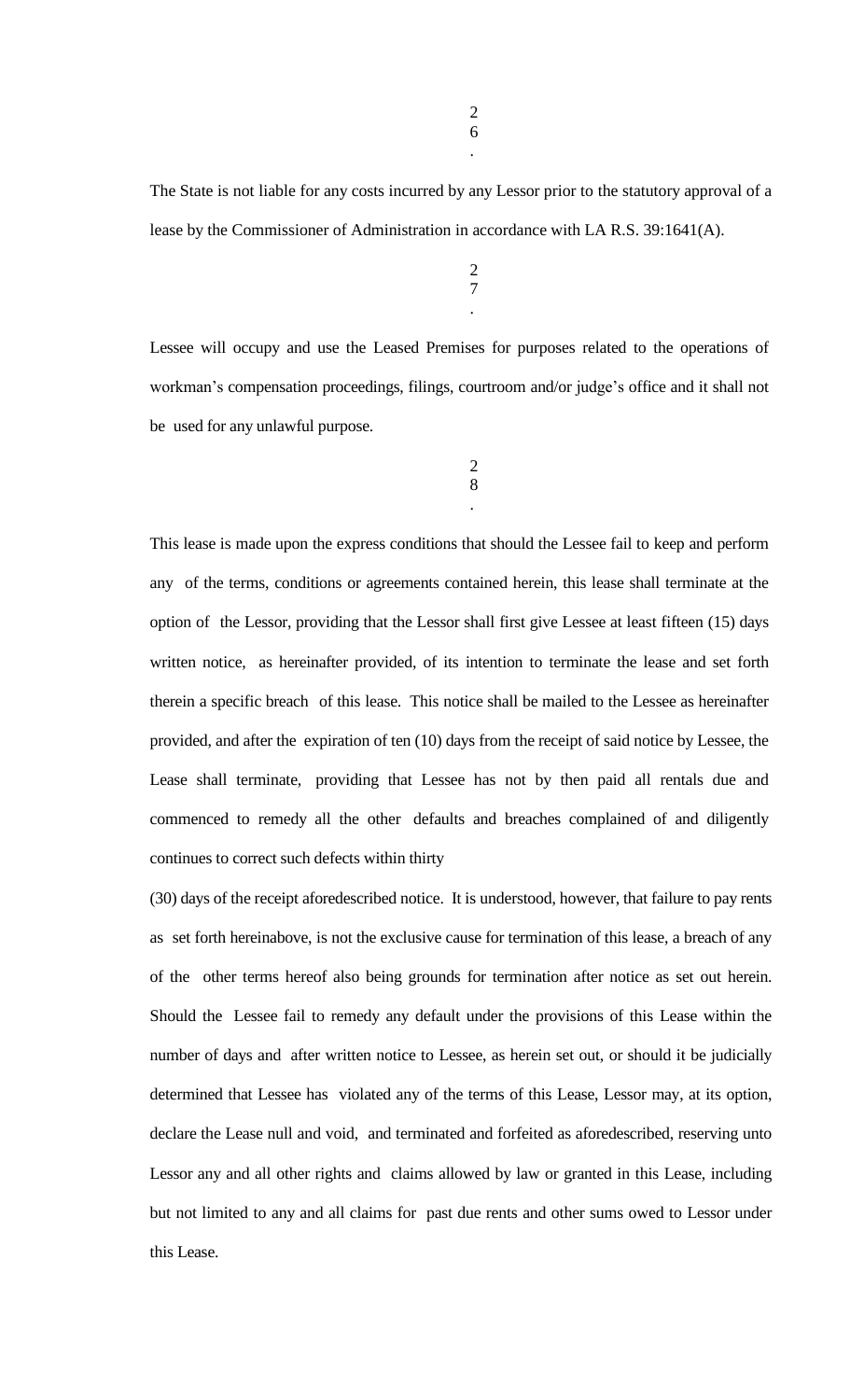26.

The State is not liable for any costs incurred by any Lessor prior to the statutory approval of a lease by the Commissioner of Administration in accordance with LA R.S. 39:1641(A).

27.

Lessee will occupy and use the Leased Premises for purposes related to the operations of workman's compensation proceedings, filings, courtroom and/or judge's office and it shall not be used for any unlawful purpose.

28.

This lease is made upon the express conditions that should the Lessee fail to keep and perform any of the terms, conditions or agreements contained herein, this lease shall terminate at the option of the Lessor, providing that the Lessor shall first give Lessee at least fifteen (15) days written notice, as hereinafter provided, of its intention to terminate the lease and set forth therein a specific breach of this lease. This notice shall be mailed to the Lessee as hereinafter provided, and after the expiration of ten (10) days from the receipt of said notice by Lessee, the Lease shall terminate, providing that Lessee has not by then paid all rentals due and commenced to remedy all the other defaults and breaches complained of and diligently continues to correct such defects within thirty (30) days of the receipt aforedescribed notice. It is understood, however, that failure to pay rents as set forth hereinabove, is not the exclusive cause for termination of this lease, a breach of any of the other terms hereof also being grounds for termination after notice as set out herein. Should the Lessee fail to remedy any default under the provisions of this Lease within the number of days and after written notice to Lessee, as herein set out, or should it be judicially determined that Lessee has violated any of the terms of this Lease, Lessor may, at its option, declare the Lease null and void, and terminated and forfeited as aforedescribed, reserving unto Lessor any and all other rights and claims allowed by law or granted in this Lease, including but not limited to any and all claims for past due rents and other sums owed to Lessor under this Lease.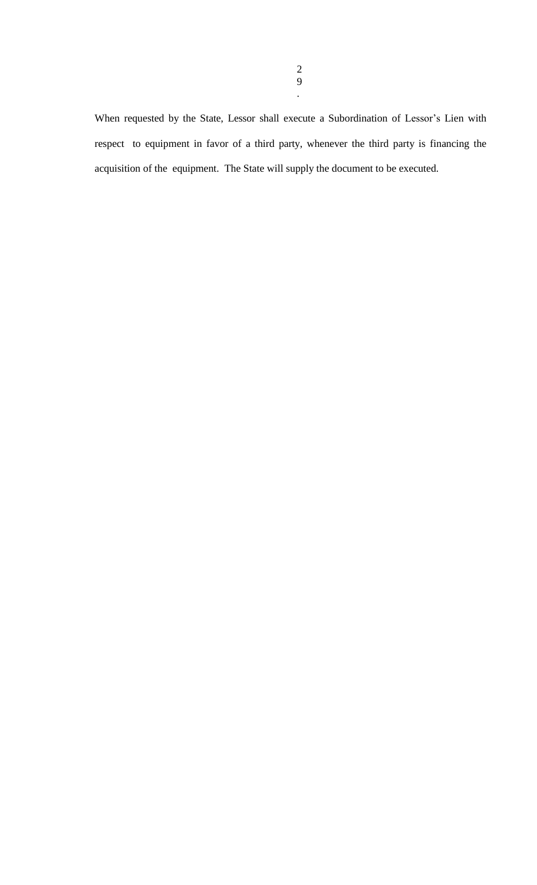29.

When requested by the State, Lessor shall execute a Subordination of Lessor's Lien with respect to equipment in favor of a third party, whenever the third party is financing the acquisition of the equipment. The State will supply the document to be executed.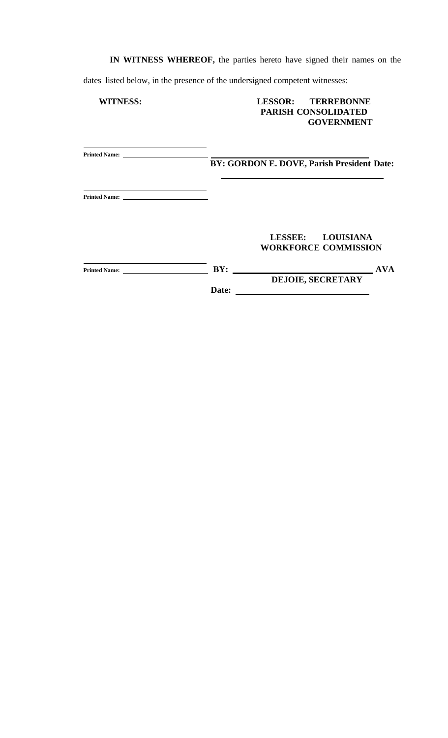**IN WITNESS WHEREOF,** the parties hereto have signed their names on the dates listed below, in the presence of the undersigned competent witnesses:

**WITNESS:**

**LESSOR: TERREBONNE PARISH CONSOLIDATED GOVERNMENT**

______________________________
Printed Name: ________________

______________________________
**BY: GORDON E. DOVE, Parish President Date:**
______________________________

______________________________
Printed Name: ________________

**LESSEE: LOUISIANA WORKFORCE COMMISSION**

______________________________
Printed Name: ________________

**BY:** ______________________________ **AVA DEJOIE, SECRETARY**

**Date:** ______________________________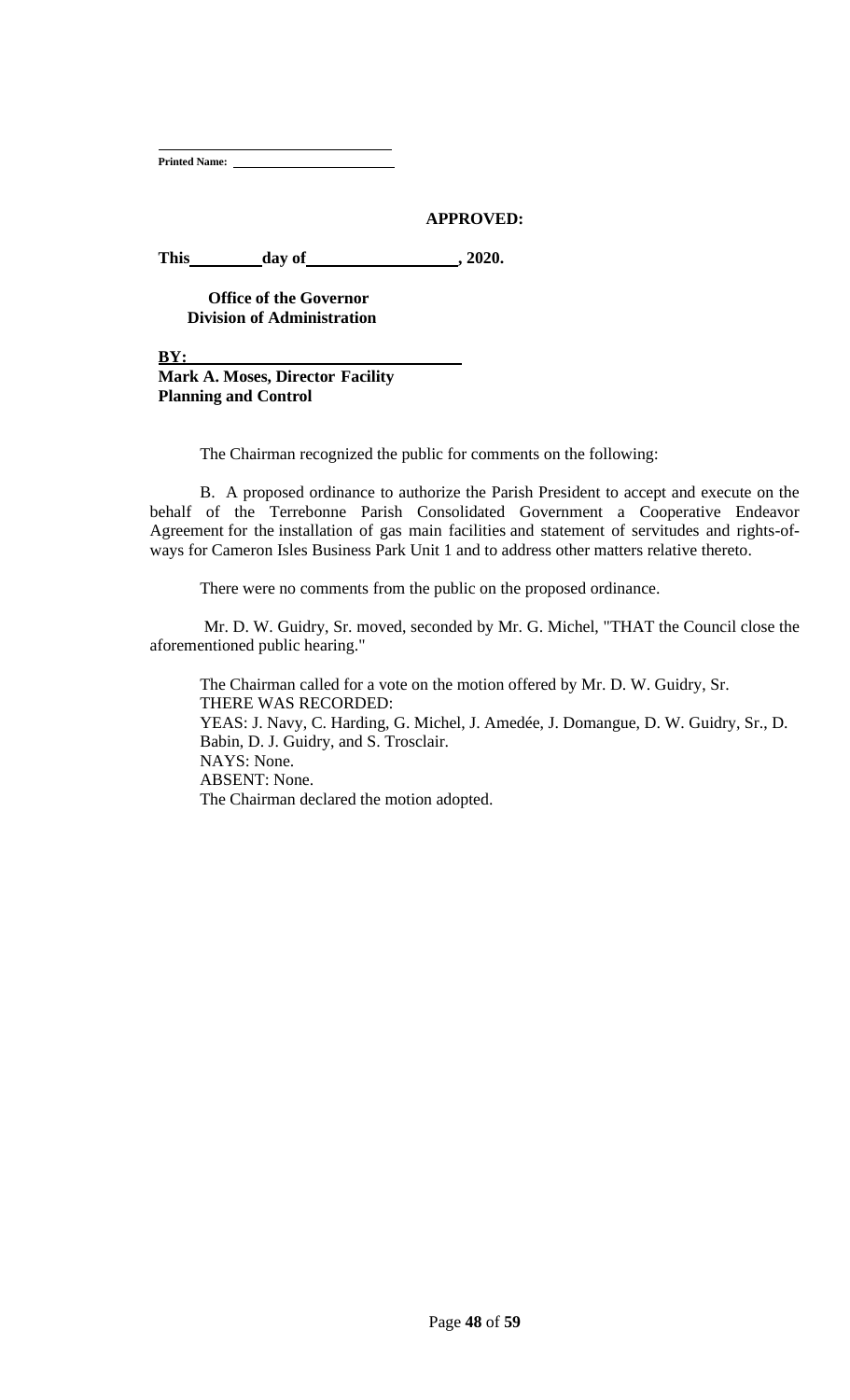\_\_\_\_\_\_\_\_\_\_\_\_\_\_\_\_\_\_\_\_\_\_\_\_\_\_\_\_\_\_\_\_

**Printed Name:** \_\_\_\_\_\_\_\_\_\_\_\_\_\_\_\_\_\_\_\_\_\_\_\_

**APPROVED:**

**This\_\_\_\_\_\_\_\_\_day of\_\_\_\_\_\_\_\_\_\_\_\_\_\_\_\_\_\_\_, 2020.**

**Office of the Governor**
**Division of Administration**

**BY:** \_\_\_\_\_\_\_\_\_\_\_\_\_\_\_\_\_\_\_\_\_\_\_\_\_\_\_\_\_\_\_\_\_\_
**Mark A. Moses, Director Facility Planning and Control**

The Chairman recognized the public for comments on the following:

B. A proposed ordinance to authorize the Parish President to accept and execute on the behalf of the Terrebonne Parish Consolidated Government a Cooperative Endeavor Agreement for the installation of gas main facilities and statement of servitudes and rights-of-ways for Cameron Isles Business Park Unit 1 and to address other matters relative thereto.

There were no comments from the public on the proposed ordinance.

Mr. D. W. Guidry, Sr. moved, seconded by Mr. G. Michel, "THAT the Council close the aforementioned public hearing."

The Chairman called for a vote on the motion offered by Mr. D. W. Guidry, Sr.
THERE WAS RECORDED:
YEAS: J. Navy, C. Harding, G. Michel, J. Amedée, J. Domangue, D. W. Guidry, Sr., D. Babin, D. J. Guidry, and S. Trosclair.
NAYS: None.
ABSENT: None.
The Chairman declared the motion adopted.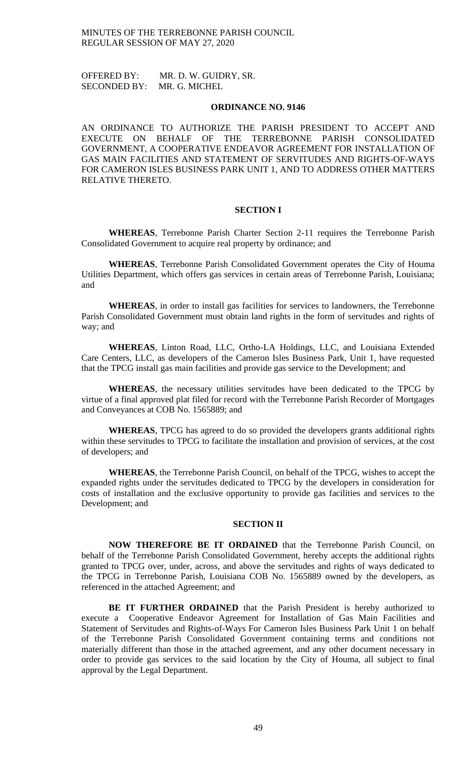OFFERED BY: MR. D. W. GUIDRY, SR.
SECONDED BY: MR. G. MICHEL

## ORDINANCE NO. 9146

AN ORDINANCE TO AUTHORIZE THE PARISH PRESIDENT TO ACCEPT AND EXECUTE ON BEHALF OF THE TERREBONNE PARISH CONSOLIDATED GOVERNMENT, A COOPERATIVE ENDEAVOR AGREEMENT FOR INSTALLATION OF GAS MAIN FACILITIES AND STATEMENT OF SERVITUDES AND RIGHTS-OF-WAYS FOR CAMERON ISLES BUSINESS PARK UNIT 1, AND TO ADDRESS OTHER MATTERS RELATIVE THERETO.

### SECTION I

**WHEREAS**, Terrebonne Parish Charter Section 2-11 requires the Terrebonne Parish Consolidated Government to acquire real property by ordinance; and

**WHEREAS**, Terrebonne Parish Consolidated Government operates the City of Houma Utilities Department, which offers gas services in certain areas of Terrebonne Parish, Louisiana; and

**WHEREAS**, in order to install gas facilities for services to landowners, the Terrebonne Parish Consolidated Government must obtain land rights in the form of servitudes and rights of way; and

**WHEREAS**, Linton Road, LLC, Ortho-LA Holdings, LLC, and Louisiana Extended Care Centers, LLC, as developers of the Cameron Isles Business Park, Unit 1, have requested that the TPCG install gas main facilities and provide gas service to the Development; and

**WHEREAS**, the necessary utilities servitudes have been dedicated to the TPCG by virtue of a final approved plat filed for record with the Terrebonne Parish Recorder of Mortgages and Conveyances at COB No. 1565889; and

**WHEREAS**, TPCG has agreed to do so provided the developers grants additional rights within these servitudes to TPCG to facilitate the installation and provision of services, at the cost of developers; and

**WHEREAS**, the Terrebonne Parish Council, on behalf of the TPCG, wishes to accept the expanded rights under the servitudes dedicated to TPCG by the developers in consideration for costs of installation and the exclusive opportunity to provide gas facilities and services to the Development; and

### SECTION II

**NOW THEREFORE BE IT ORDAINED** that the Terrebonne Parish Council, on behalf of the Terrebonne Parish Consolidated Government, hereby accepts the additional rights granted to TPCG over, under, across, and above the servitudes and rights of ways dedicated to the TPCG in Terrebonne Parish, Louisiana COB No. 1565889 owned by the developers, as referenced in the attached Agreement; and

**BE IT FURTHER ORDAINED** that the Parish President is hereby authorized to execute a Cooperative Endeavor Agreement for Installation of Gas Main Facilities and Statement of Servitudes and Rights-of-Ways For Cameron Isles Business Park Unit 1 on behalf of the Terrebonne Parish Consolidated Government containing terms and conditions not materially different than those in the attached agreement, and any other document necessary in order to provide gas services to the said location by the City of Houma, all subject to final approval by the Legal Department.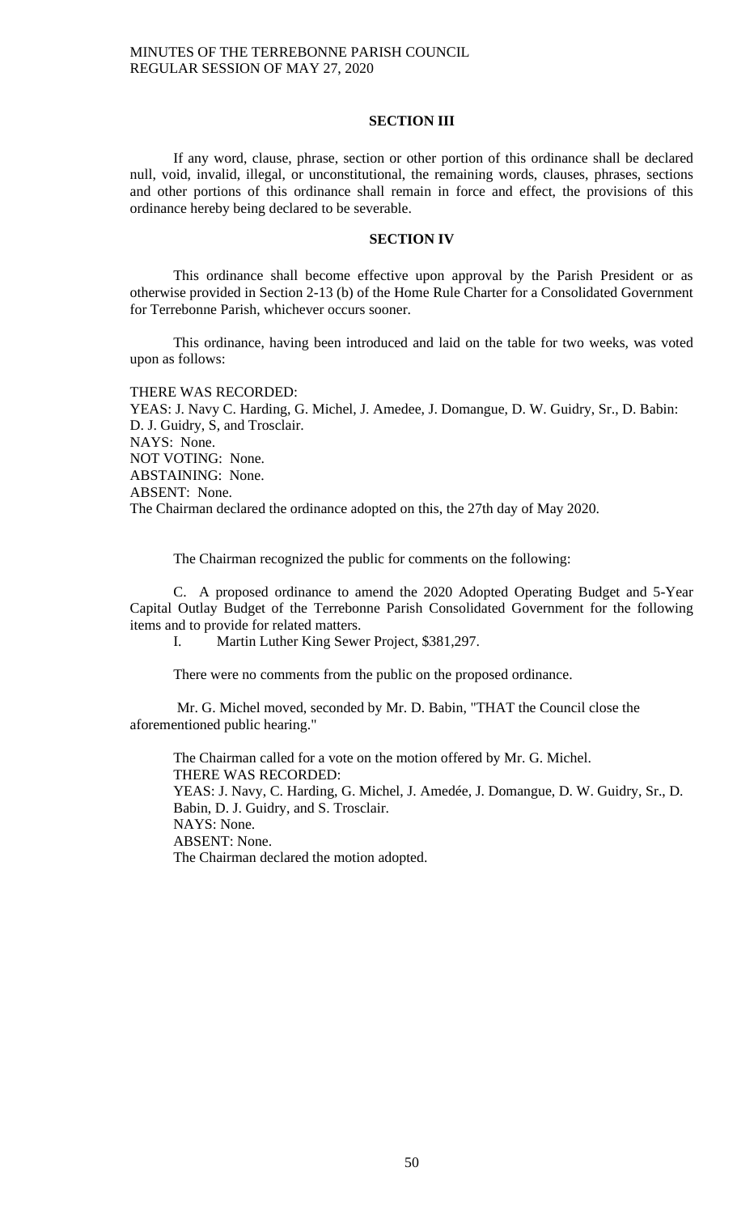**SECTION III**

If any word, clause, phrase, section or other portion of this ordinance shall be declared null, void, invalid, illegal, or unconstitutional, the remaining words, clauses, phrases, sections and other portions of this ordinance shall remain in force and effect, the provisions of this ordinance hereby being declared to be severable.

**SECTION IV**

This ordinance shall become effective upon approval by the Parish President or as otherwise provided in Section 2-13 (b) of the Home Rule Charter for a Consolidated Government for Terrebonne Parish, whichever occurs sooner.

This ordinance, having been introduced and laid on the table for two weeks, was voted upon as follows:

THERE WAS RECORDED:
YEAS: J. Navy C. Harding, G. Michel, J. Amedee, J. Domangue, D. W. Guidry, Sr., D. Babin: D. J. Guidry, S, and Trosclair.
NAYS: None.
NOT VOTING: None.
ABSTAINING: None.
ABSENT: None.
The Chairman declared the ordinance adopted on this, the 27th day of May 2020.

The Chairman recognized the public for comments on the following:

C. A proposed ordinance to amend the 2020 Adopted Operating Budget and 5-Year Capital Outlay Budget of the Terrebonne Parish Consolidated Government for the following items and to provide for related matters.

I. Martin Luther King Sewer Project, $381,297.

There were no comments from the public on the proposed ordinance.

Mr. G. Michel moved, seconded by Mr. D. Babin, "THAT the Council close the aforementioned public hearing."

The Chairman called for a vote on the motion offered by Mr. G. Michel.
THERE WAS RECORDED:
YEAS: J. Navy, C. Harding, G. Michel, J. Amedée, J. Domangue, D. W. Guidry, Sr., D. Babin, D. J. Guidry, and S. Trosclair.
NAYS: None.
ABSENT: None.
The Chairman declared the motion adopted.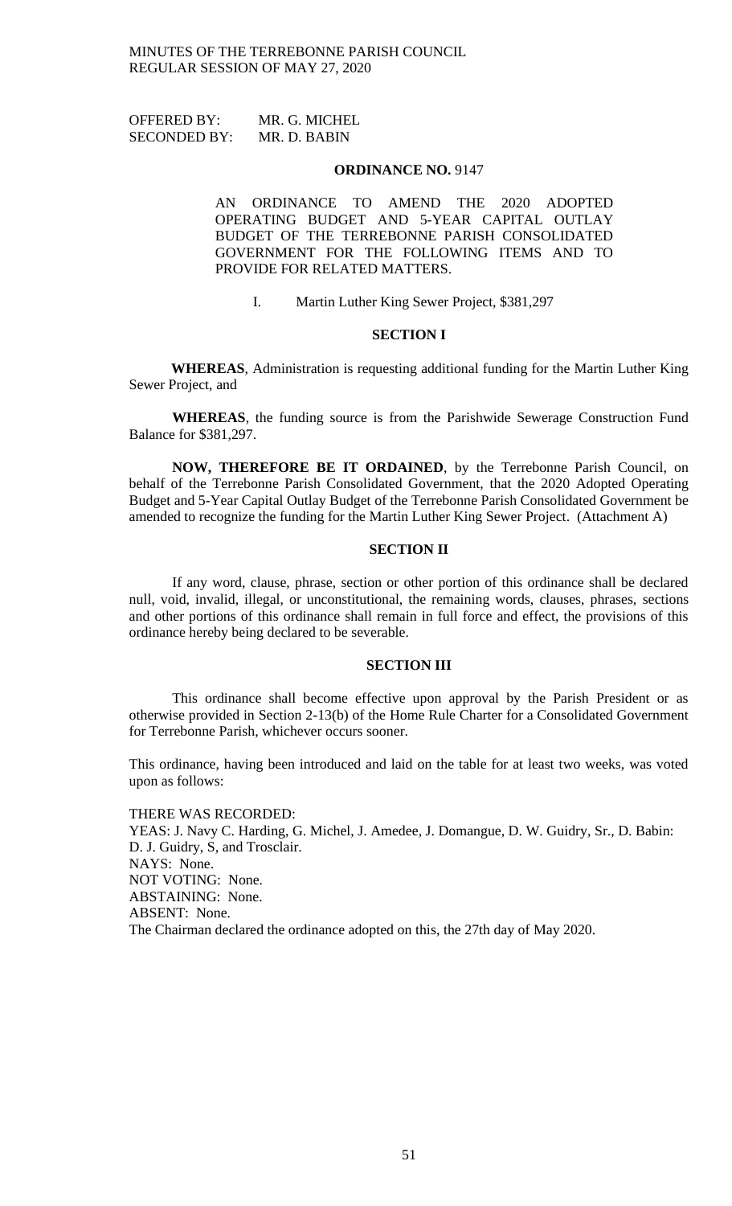MINUTES OF THE TERREBONNE PARISH COUNCIL
REGULAR SESSION OF MAY 27, 2020

OFFERED BY: MR. G. MICHEL
SECONDED BY: MR. D. BABIN

**ORDINANCE NO.** 9147

AN ORDINANCE TO AMEND THE 2020 ADOPTED OPERATING BUDGET AND 5-YEAR CAPITAL OUTLAY BUDGET OF THE TERREBONNE PARISH CONSOLIDATED GOVERNMENT FOR THE FOLLOWING ITEMS AND TO PROVIDE FOR RELATED MATTERS.

I. Martin Luther King Sewer Project, $381,297

**SECTION I**

**WHEREAS**, Administration is requesting additional funding for the Martin Luther King Sewer Project, and

**WHEREAS**, the funding source is from the Parishwide Sewerage Construction Fund Balance for $381,297.

**NOW, THEREFORE BE IT ORDAINED**, by the Terrebonne Parish Council, on behalf of the Terrebonne Parish Consolidated Government, that the 2020 Adopted Operating Budget and 5-Year Capital Outlay Budget of the Terrebonne Parish Consolidated Government be amended to recognize the funding for the Martin Luther King Sewer Project. (Attachment A)

**SECTION II**

If any word, clause, phrase, section or other portion of this ordinance shall be declared null, void, invalid, illegal, or unconstitutional, the remaining words, clauses, phrases, sections and other portions of this ordinance shall remain in full force and effect, the provisions of this ordinance hereby being declared to be severable.

**SECTION III**

This ordinance shall become effective upon approval by the Parish President or as otherwise provided in Section 2-13(b) of the Home Rule Charter for a Consolidated Government for Terrebonne Parish, whichever occurs sooner.

This ordinance, having been introduced and laid on the table for at least two weeks, was voted upon as follows:

THERE WAS RECORDED:
YEAS: J. Navy C. Harding, G. Michel, J. Amedee, J. Domangue, D. W. Guidry, Sr., D. Babin: D. J. Guidry, S, and Trosclair.
NAYS: None.
NOT VOTING: None.
ABSTAINING: None.
ABSENT: None.
The Chairman declared the ordinance adopted on this, the 27th day of May 2020.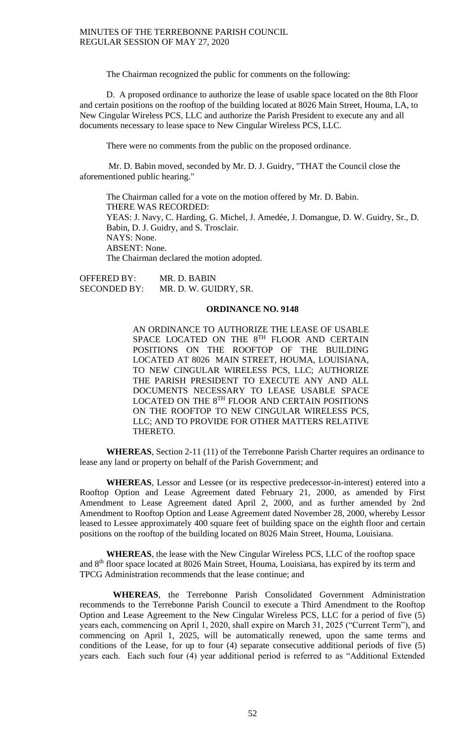The Chairman recognized the public for comments on the following:

D. A proposed ordinance to authorize the lease of usable space located on the 8th Floor and certain positions on the rooftop of the building located at 8026 Main Street, Houma, LA, to New Cingular Wireless PCS, LLC and authorize the Parish President to execute any and all documents necessary to lease space to New Cingular Wireless PCS, LLC.

There were no comments from the public on the proposed ordinance.

Mr. D. Babin moved, seconded by Mr. D. J. Guidry, "THAT the Council close the aforementioned public hearing."

The Chairman called for a vote on the motion offered by Mr. D. Babin.
THERE WAS RECORDED:
YEAS: J. Navy, C. Harding, G. Michel, J. Amedée, J. Domangue, D. W. Guidry, Sr., D. Babin, D. J. Guidry, and S. Trosclair.
NAYS: None.
ABSENT: None.
The Chairman declared the motion adopted.

OFFERED BY: MR. D. BABIN
SECONDED BY: MR. D. W. GUIDRY, SR.

**ORDINANCE NO. 9148**

AN ORDINANCE TO AUTHORIZE THE LEASE OF USABLE SPACE LOCATED ON THE 8TH FLOOR AND CERTAIN POSITIONS ON THE ROOFTOP OF THE BUILDING LOCATED AT 8026 MAIN STREET, HOUMA, LOUISIANA, TO NEW CINGULAR WIRELESS PCS, LLC; AUTHORIZE THE PARISH PRESIDENT TO EXECUTE ANY AND ALL DOCUMENTS NECESSARY TO LEASE USABLE SPACE LOCATED ON THE 8TH FLOOR AND CERTAIN POSITIONS ON THE ROOFTOP TO NEW CINGULAR WIRELESS PCS, LLC; AND TO PROVIDE FOR OTHER MATTERS RELATIVE THERETO.

**WHEREAS**, Section 2-11 (11) of the Terrebonne Parish Charter requires an ordinance to lease any land or property on behalf of the Parish Government; and

**WHEREAS**, Lessor and Lessee (or its respective predecessor-in-interest) entered into a Rooftop Option and Lease Agreement dated February 21, 2000, as amended by First Amendment to Lease Agreement dated April 2, 2000, and as further amended by 2nd Amendment to Rooftop Option and Lease Agreement dated November 28, 2000, whereby Lessor leased to Lessee approximately 400 square feet of building space on the eighth floor and certain positions on the rooftop of the building located on 8026 Main Street, Houma, Louisiana.

**WHEREAS**, the lease with the New Cingular Wireless PCS, LLC of the rooftop space and 8th floor space located at 8026 Main Street, Houma, Louisiana, has expired by its term and TPCG Administration recommends that the lease continue; and

**WHEREAS**, the Terrebonne Parish Consolidated Government Administration recommends to the Terrebonne Parish Council to execute a Third Amendment to the Rooftop Option and Lease Agreement to the New Cingular Wireless PCS, LLC for a period of five (5) years each, commencing on April 1, 2020, shall expire on March 31, 2025 ("Current Term"), and commencing on April 1, 2025, will be automatically renewed, upon the same terms and conditions of the Lease, for up to four (4) separate consecutive additional periods of five (5) years each. Each such four (4) year additional period is referred to as "Additional Extended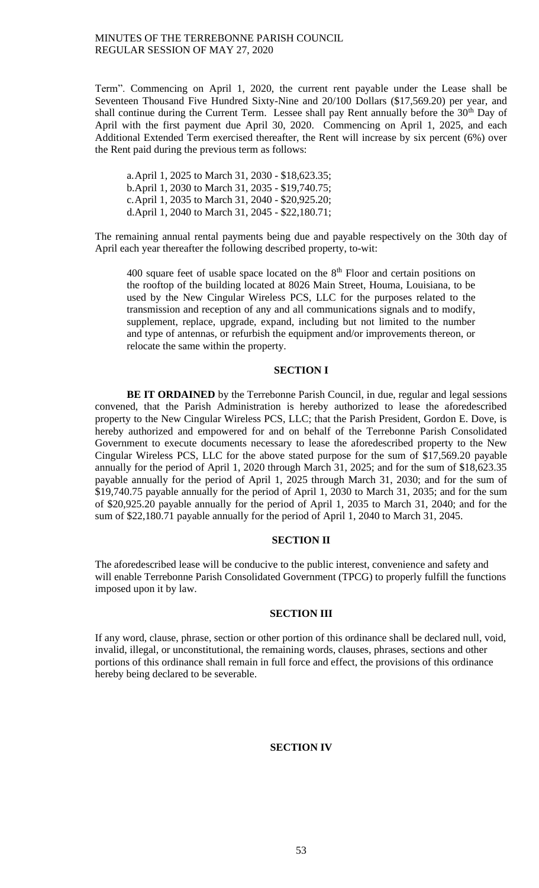Term". Commencing on April 1, 2020, the current rent payable under the Lease shall be Seventeen Thousand Five Hundred Sixty-Nine and 20/100 Dollars ($17,569.20) per year, and shall continue during the Current Term. Lessee shall pay Rent annually before the 30th Day of April with the first payment due April 30, 2020. Commencing on April 1, 2025, and each Additional Extended Term exercised thereafter, the Rent will increase by six percent (6%) over the Rent paid during the previous term as follows:

a. April 1, 2025 to March 31, 2030 - $18,623.35;
b. April 1, 2030 to March 31, 2035 - $19,740.75;
c. April 1, 2035 to March 31, 2040 - $20,925.20;
d. April 1, 2040 to March 31, 2045 - $22,180.71;

The remaining annual rental payments being due and payable respectively on the 30th day of April each year thereafter the following described property, to-wit:

> 400 square feet of usable space located on the 8th Floor and certain positions on the rooftop of the building located at 8026 Main Street, Houma, Louisiana, to be used by the New Cingular Wireless PCS, LLC for the purposes related to the transmission and reception of any and all communications signals and to modify, supplement, replace, upgrade, expand, including but not limited to the number and type of antennas, or refurbish the equipment and/or improvements thereon, or relocate the same within the property.

## SECTION I

**BE IT ORDAINED** by the Terrebonne Parish Council, in due, regular and legal sessions convened, that the Parish Administration is hereby authorized to lease the aforedescribed property to the New Cingular Wireless PCS, LLC; that the Parish President, Gordon E. Dove, is hereby authorized and empowered for and on behalf of the Terrebonne Parish Consolidated Government to execute documents necessary to lease the aforedescribed property to the New Cingular Wireless PCS, LLC for the above stated purpose for the sum of $17,569.20 payable annually for the period of April 1, 2020 through March 31, 2025; and for the sum of $18,623.35 payable annually for the period of April 1, 2025 through March 31, 2030; and for the sum of $19,740.75 payable annually for the period of April 1, 2030 to March 31, 2035; and for the sum of $20,925.20 payable annually for the period of April 1, 2035 to March 31, 2040; and for the sum of $22,180.71 payable annually for the period of April 1, 2040 to March 31, 2045.

## SECTION II

The aforedescribed lease will be conducive to the public interest, convenience and safety and will enable Terrebonne Parish Consolidated Government (TPCG) to properly fulfill the functions imposed upon it by law.

## SECTION III

If any word, clause, phrase, section or other portion of this ordinance shall be declared null, void, invalid, illegal, or unconstitutional, the remaining words, clauses, phrases, sections and other portions of this ordinance shall remain in full force and effect, the provisions of this ordinance hereby being declared to be severable.

## SECTION IV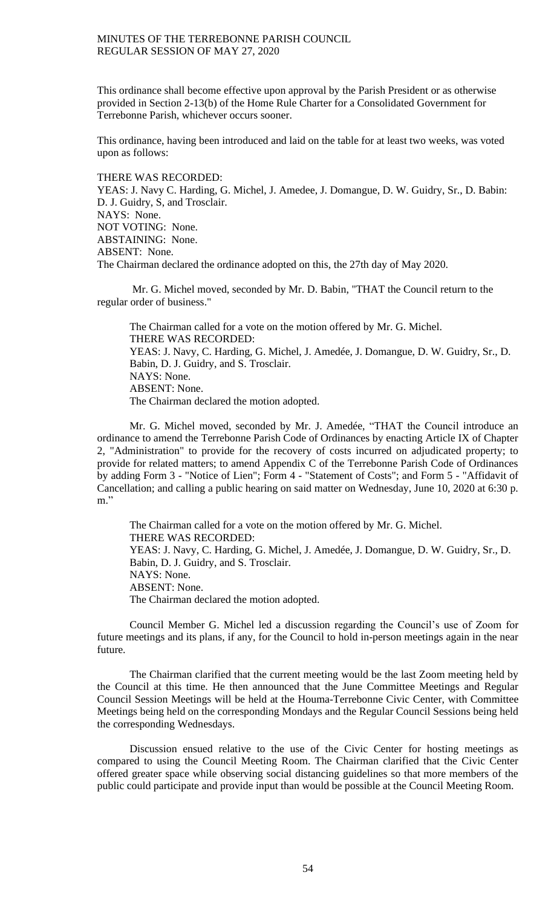This ordinance shall become effective upon approval by the Parish President or as otherwise provided in Section 2-13(b) of the Home Rule Charter for a Consolidated Government for Terrebonne Parish, whichever occurs sooner.

This ordinance, having been introduced and laid on the table for at least two weeks, was voted upon as follows:

THERE WAS RECORDED:
YEAS: J. Navy C. Harding, G. Michel, J. Amedee, J. Domangue, D. W. Guidry, Sr., D. Babin: D. J. Guidry, S, and Trosclair.
NAYS: None.
NOT VOTING: None.
ABSTAINING: None.
ABSENT: None.
The Chairman declared the ordinance adopted on this, the 27th day of May 2020.

Mr. G. Michel moved, seconded by Mr. D. Babin, "THAT the Council return to the regular order of business."

The Chairman called for a vote on the motion offered by Mr. G. Michel.
THERE WAS RECORDED:
YEAS: J. Navy, C. Harding, G. Michel, J. Amedée, J. Domangue, D. W. Guidry, Sr., D. Babin, D. J. Guidry, and S. Trosclair.
NAYS: None.
ABSENT: None.
The Chairman declared the motion adopted.

Mr. G. Michel moved, seconded by Mr. J. Amedée, "THAT the Council introduce an ordinance to amend the Terrebonne Parish Code of Ordinances by enacting Article IX of Chapter 2, "Administration" to provide for the recovery of costs incurred on adjudicated property; to provide for related matters; to amend Appendix C of the Terrebonne Parish Code of Ordinances by adding Form 3 - "Notice of Lien"; Form 4 - "Statement of Costs"; and Form 5 - "Affidavit of Cancellation; and calling a public hearing on said matter on Wednesday, June 10, 2020 at 6:30 p. m."

The Chairman called for a vote on the motion offered by Mr. G. Michel.
THERE WAS RECORDED:
YEAS: J. Navy, C. Harding, G. Michel, J. Amedée, J. Domangue, D. W. Guidry, Sr., D. Babin, D. J. Guidry, and S. Trosclair.
NAYS: None.
ABSENT: None.
The Chairman declared the motion adopted.

Council Member G. Michel led a discussion regarding the Council's use of Zoom for future meetings and its plans, if any, for the Council to hold in-person meetings again in the near future.

The Chairman clarified that the current meeting would be the last Zoom meeting held by the Council at this time. He then announced that the June Committee Meetings and Regular Council Session Meetings will be held at the Houma-Terrebonne Civic Center, with Committee Meetings being held on the corresponding Mondays and the Regular Council Sessions being held the corresponding Wednesdays.

Discussion ensued relative to the use of the Civic Center for hosting meetings as compared to using the Council Meeting Room. The Chairman clarified that the Civic Center offered greater space while observing social distancing guidelines so that more members of the public could participate and provide input than would be possible at the Council Meeting Room.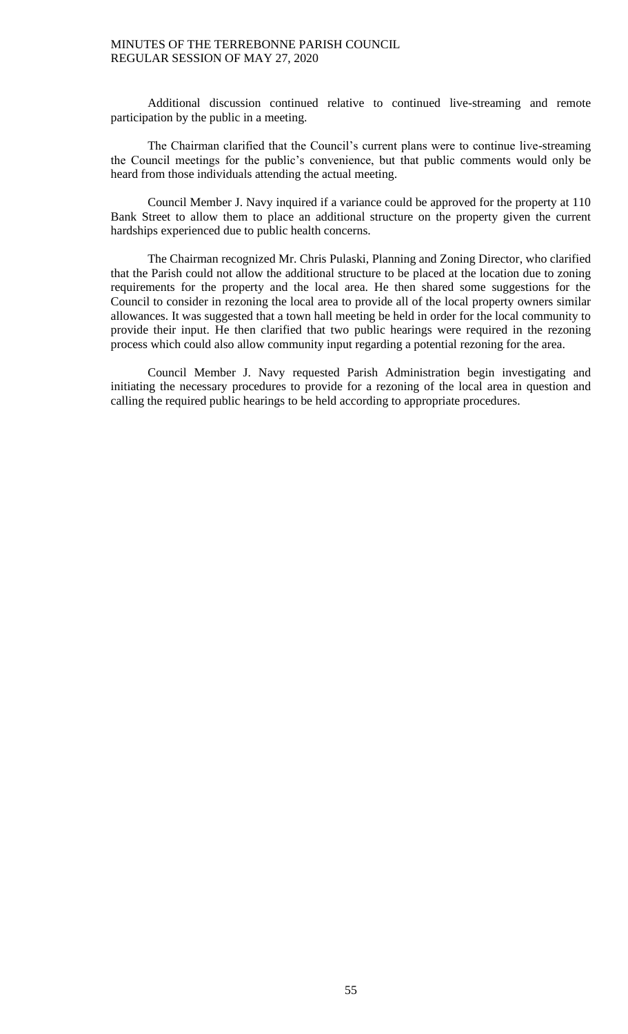Additional discussion continued relative to continued live-streaming and remote participation by the public in a meeting.

The Chairman clarified that the Council's current plans were to continue live-streaming the Council meetings for the public's convenience, but that public comments would only be heard from those individuals attending the actual meeting.

Council Member J. Navy inquired if a variance could be approved for the property at 110 Bank Street to allow them to place an additional structure on the property given the current hardships experienced due to public health concerns.

The Chairman recognized Mr. Chris Pulaski, Planning and Zoning Director, who clarified that the Parish could not allow the additional structure to be placed at the location due to zoning requirements for the property and the local area. He then shared some suggestions for the Council to consider in rezoning the local area to provide all of the local property owners similar allowances. It was suggested that a town hall meeting be held in order for the local community to provide their input. He then clarified that two public hearings were required in the rezoning process which could also allow community input regarding a potential rezoning for the area.

Council Member J. Navy requested Parish Administration begin investigating and initiating the necessary procedures to provide for a rezoning of the local area in question and calling the required public hearings to be held according to appropriate procedures.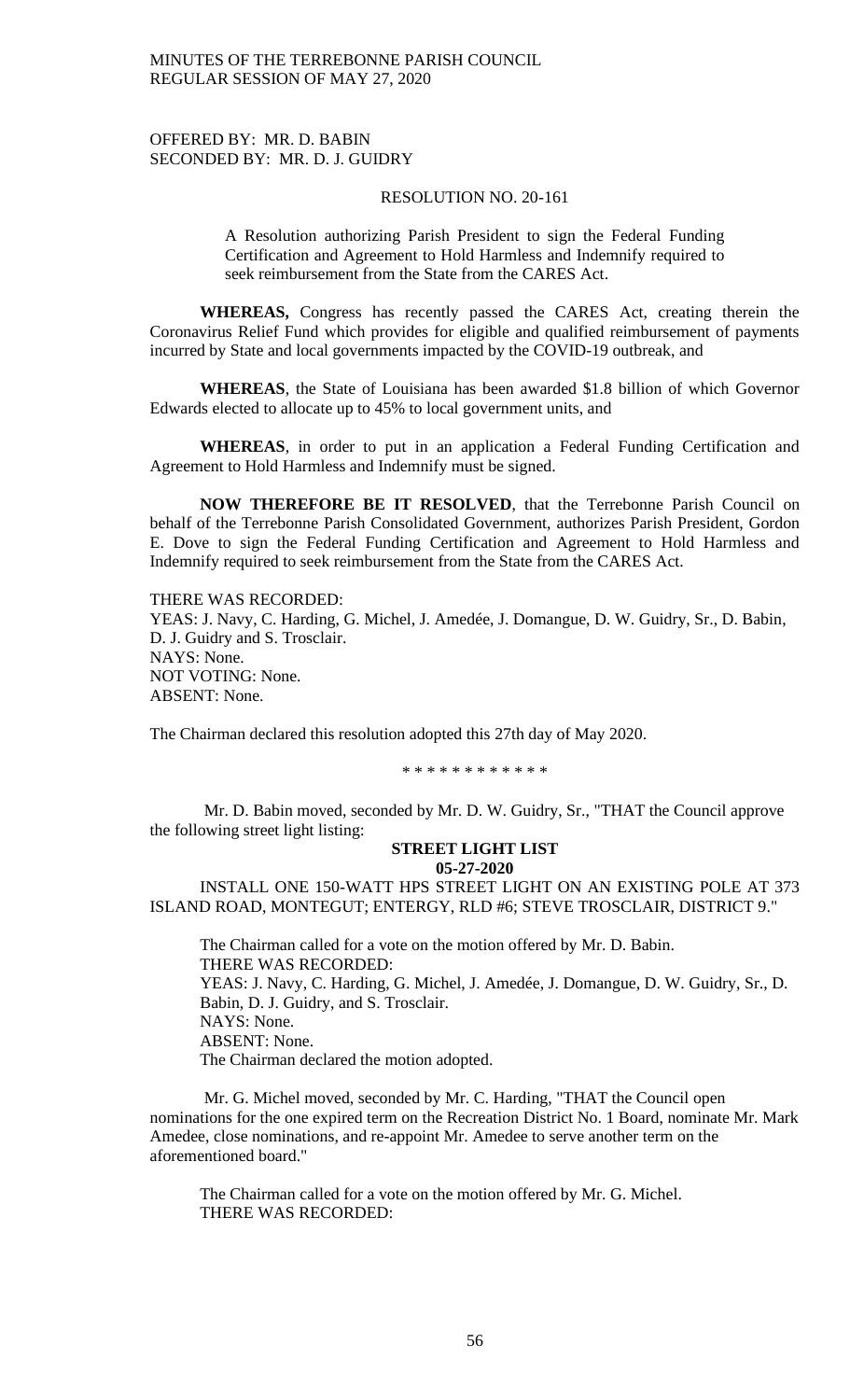OFFERED BY: MR. D. BABIN
SECONDED BY: MR. D. J. GUIDRY

RESOLUTION NO. 20-161

A Resolution authorizing Parish President to sign the Federal Funding Certification and Agreement to Hold Harmless and Indemnify required to seek reimbursement from the State from the CARES Act.

**WHEREAS,** Congress has recently passed the CARES Act, creating therein the Coronavirus Relief Fund which provides for eligible and qualified reimbursement of payments incurred by State and local governments impacted by the COVID-19 outbreak, and

**WHEREAS**, the State of Louisiana has been awarded $1.8 billion of which Governor Edwards elected to allocate up to 45% to local government units, and

**WHEREAS**, in order to put in an application a Federal Funding Certification and Agreement to Hold Harmless and Indemnify must be signed.

**NOW THEREFORE BE IT RESOLVED**, that the Terrebonne Parish Council on behalf of the Terrebonne Parish Consolidated Government, authorizes Parish President, Gordon E. Dove to sign the Federal Funding Certification and Agreement to Hold Harmless and Indemnify required to seek reimbursement from the State from the CARES Act.

THERE WAS RECORDED:
YEAS: J. Navy, C. Harding, G. Michel, J. Amedée, J. Domangue, D. W. Guidry, Sr., D. Babin, D. J. Guidry and S. Trosclair.
NAYS: None.
NOT VOTING: None.
ABSENT: None.

The Chairman declared this resolution adopted this 27th day of May 2020.

\* \* \* \* \* \* \* \* \* \* \* \*

Mr. D. Babin moved, seconded by Mr. D. W. Guidry, Sr., "THAT the Council approve the following street light listing:

**STREET LIGHT LIST**
**05-27-2020**

INSTALL ONE 150-WATT HPS STREET LIGHT ON AN EXISTING POLE AT 373 ISLAND ROAD, MONTEGUT; ENTERGY, RLD #6; STEVE TROSCLAIR, DISTRICT 9."

The Chairman called for a vote on the motion offered by Mr. D. Babin.
THERE WAS RECORDED:
YEAS: J. Navy, C. Harding, G. Michel, J. Amedée, J. Domangue, D. W. Guidry, Sr., D. Babin, D. J. Guidry, and S. Trosclair.
NAYS: None.
ABSENT: None.
The Chairman declared the motion adopted.

Mr. G. Michel moved, seconded by Mr. C. Harding, "THAT the Council open nominations for the one expired term on the Recreation District No. 1 Board, nominate Mr. Mark Amedee, close nominations, and re-appoint Mr. Amedee to serve another term on the aforementioned board."

The Chairman called for a vote on the motion offered by Mr. G. Michel.
THERE WAS RECORDED: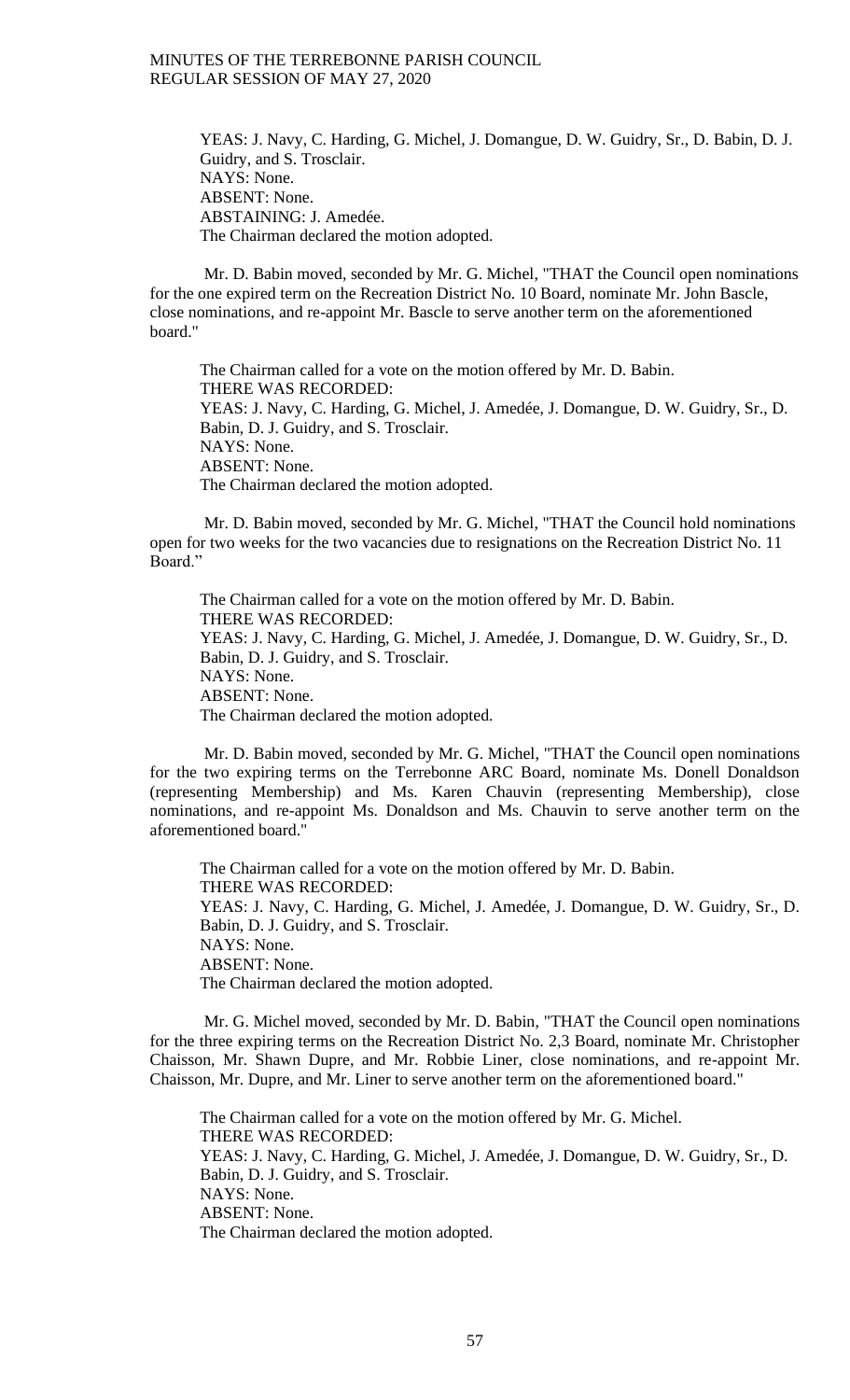YEAS: J. Navy, C. Harding, G. Michel, J. Domangue, D. W. Guidry, Sr., D. Babin, D. J. Guidry, and S. Trosclair.
NAYS: None.
ABSENT: None.
ABSTAINING: J. Amedée.
The Chairman declared the motion adopted.

Mr. D. Babin moved, seconded by Mr. G. Michel, "THAT the Council open nominations for the one expired term on the Recreation District No. 10 Board, nominate Mr. John Bascle, close nominations, and re-appoint Mr. Bascle to serve another term on the aforementioned board."

The Chairman called for a vote on the motion offered by Mr. D. Babin.
THERE WAS RECORDED:
YEAS: J. Navy, C. Harding, G. Michel, J. Amedée, J. Domangue, D. W. Guidry, Sr., D. Babin, D. J. Guidry, and S. Trosclair.
NAYS: None.
ABSENT: None.
The Chairman declared the motion adopted.

Mr. D. Babin moved, seconded by Mr. G. Michel, "THAT the Council hold nominations open for two weeks for the two vacancies due to resignations on the Recreation District No. 11 Board."

The Chairman called for a vote on the motion offered by Mr. D. Babin.
THERE WAS RECORDED:
YEAS: J. Navy, C. Harding, G. Michel, J. Amedée, J. Domangue, D. W. Guidry, Sr., D. Babin, D. J. Guidry, and S. Trosclair.
NAYS: None.
ABSENT: None.
The Chairman declared the motion adopted.

Mr. D. Babin moved, seconded by Mr. G. Michel, "THAT the Council open nominations for the two expiring terms on the Terrebonne ARC Board, nominate Ms. Donell Donaldson (representing Membership) and Ms. Karen Chauvin (representing Membership), close nominations, and re-appoint Ms. Donaldson and Ms. Chauvin to serve another term on the aforementioned board."

The Chairman called for a vote on the motion offered by Mr. D. Babin.
THERE WAS RECORDED:
YEAS: J. Navy, C. Harding, G. Michel, J. Amedée, J. Domangue, D. W. Guidry, Sr., D. Babin, D. J. Guidry, and S. Trosclair.
NAYS: None.
ABSENT: None.
The Chairman declared the motion adopted.

Mr. G. Michel moved, seconded by Mr. D. Babin, "THAT the Council open nominations for the three expiring terms on the Recreation District No. 2,3 Board, nominate Mr. Christopher Chaisson, Mr. Shawn Dupre, and Mr. Robbie Liner, close nominations, and re-appoint Mr. Chaisson, Mr. Dupre, and Mr. Liner to serve another term on the aforementioned board."

The Chairman called for a vote on the motion offered by Mr. G. Michel.
THERE WAS RECORDED:
YEAS: J. Navy, C. Harding, G. Michel, J. Amedée, J. Domangue, D. W. Guidry, Sr., D. Babin, D. J. Guidry, and S. Trosclair.
NAYS: None.
ABSENT: None.
The Chairman declared the motion adopted.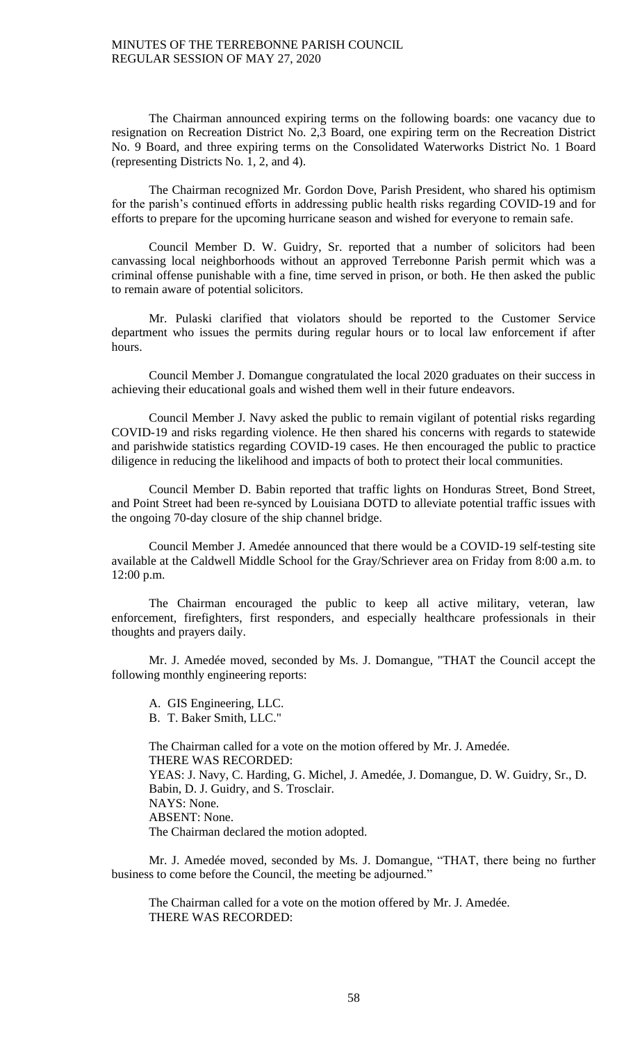The Chairman announced expiring terms on the following boards: one vacancy due to resignation on Recreation District No. 2,3 Board, one expiring term on the Recreation District No. 9 Board, and three expiring terms on the Consolidated Waterworks District No. 1 Board (representing Districts No. 1, 2, and 4).

The Chairman recognized Mr. Gordon Dove, Parish President, who shared his optimism for the parish's continued efforts in addressing public health risks regarding COVID-19 and for efforts to prepare for the upcoming hurricane season and wished for everyone to remain safe.

Council Member D. W. Guidry, Sr. reported that a number of solicitors had been canvassing local neighborhoods without an approved Terrebonne Parish permit which was a criminal offense punishable with a fine, time served in prison, or both. He then asked the public to remain aware of potential solicitors.

Mr. Pulaski clarified that violators should be reported to the Customer Service department who issues the permits during regular hours or to local law enforcement if after hours.

Council Member J. Domangue congratulated the local 2020 graduates on their success in achieving their educational goals and wished them well in their future endeavors.

Council Member J. Navy asked the public to remain vigilant of potential risks regarding COVID-19 and risks regarding violence. He then shared his concerns with regards to statewide and parishwide statistics regarding COVID-19 cases. He then encouraged the public to practice diligence in reducing the likelihood and impacts of both to protect their local communities.

Council Member D. Babin reported that traffic lights on Honduras Street, Bond Street, and Point Street had been re-synced by Louisiana DOTD to alleviate potential traffic issues with the ongoing 70-day closure of the ship channel bridge.

Council Member J. Amedée announced that there would be a COVID-19 self-testing site available at the Caldwell Middle School for the Gray/Schriever area on Friday from 8:00 a.m. to 12:00 p.m.

The Chairman encouraged the public to keep all active military, veteran, law enforcement, firefighters, first responders, and especially healthcare professionals in their thoughts and prayers daily.

Mr. J. Amedée moved, seconded by Ms. J. Domangue, "THAT the Council accept the following monthly engineering reports:

A. GIS Engineering, LLC.
B. T. Baker Smith, LLC."

The Chairman called for a vote on the motion offered by Mr. J. Amedée.
THERE WAS RECORDED:
YEAS: J. Navy, C. Harding, G. Michel, J. Amedée, J. Domangue, D. W. Guidry, Sr., D. Babin, D. J. Guidry, and S. Trosclair.
NAYS: None.
ABSENT: None.
The Chairman declared the motion adopted.

Mr. J. Amedée moved, seconded by Ms. J. Domangue, "THAT, there being no further business to come before the Council, the meeting be adjourned."

The Chairman called for a vote on the motion offered by Mr. J. Amedée.
THERE WAS RECORDED: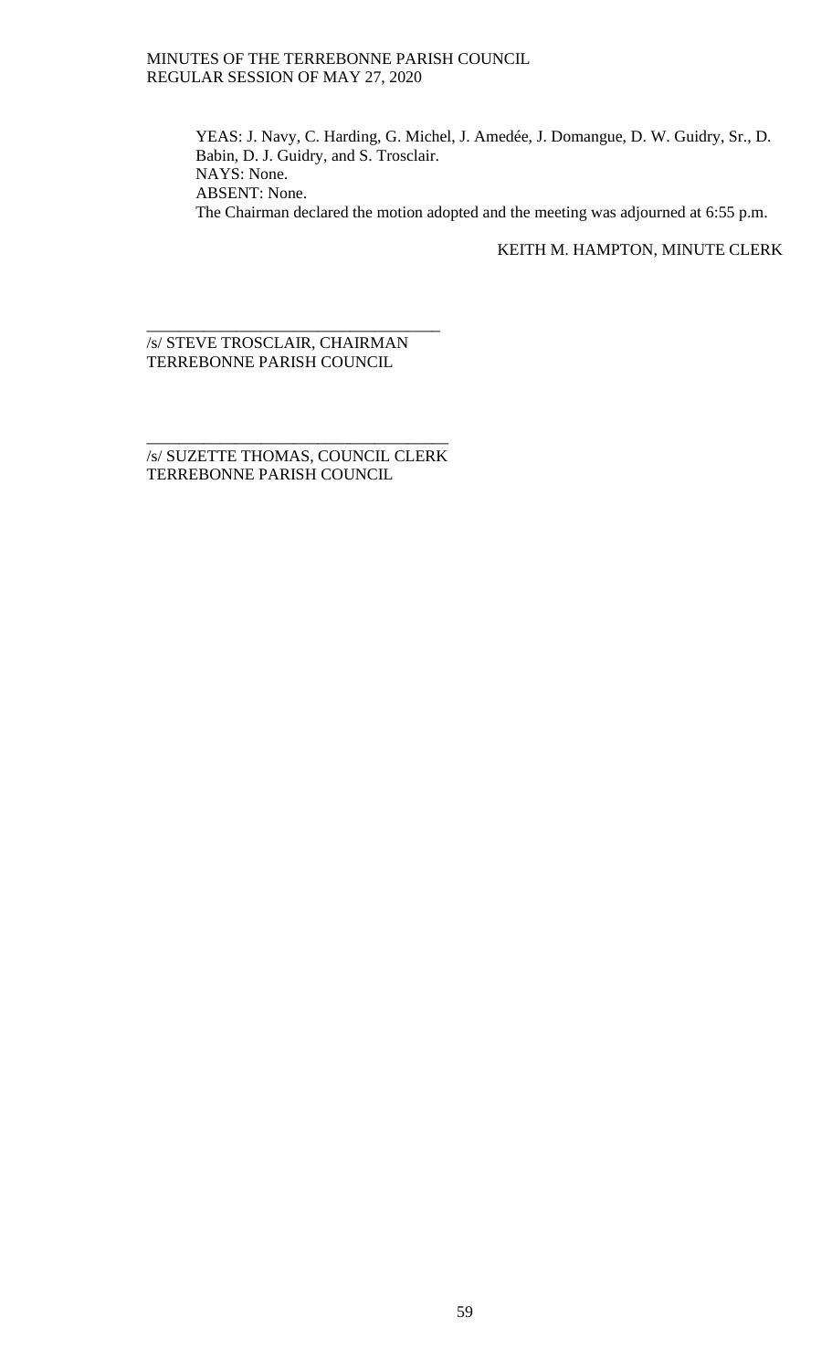YEAS: J. Navy, C. Harding, G. Michel, J. Amedée, J. Domangue, D. W. Guidry, Sr., D. Babin, D. J. Guidry, and S. Trosclair.
NAYS: None.
ABSENT: None.
The Chairman declared the motion adopted and the meeting was adjourned at 6:55 p.m.

KEITH M. HAMPTON, MINUTE CLERK

___________________________________
/s/ STEVE TROSCLAIR, CHAIRMAN
TERREBONNE PARISH COUNCIL

___________________________________
/s/ SUZETTE THOMAS, COUNCIL CLERK
TERREBONNE PARISH COUNCIL